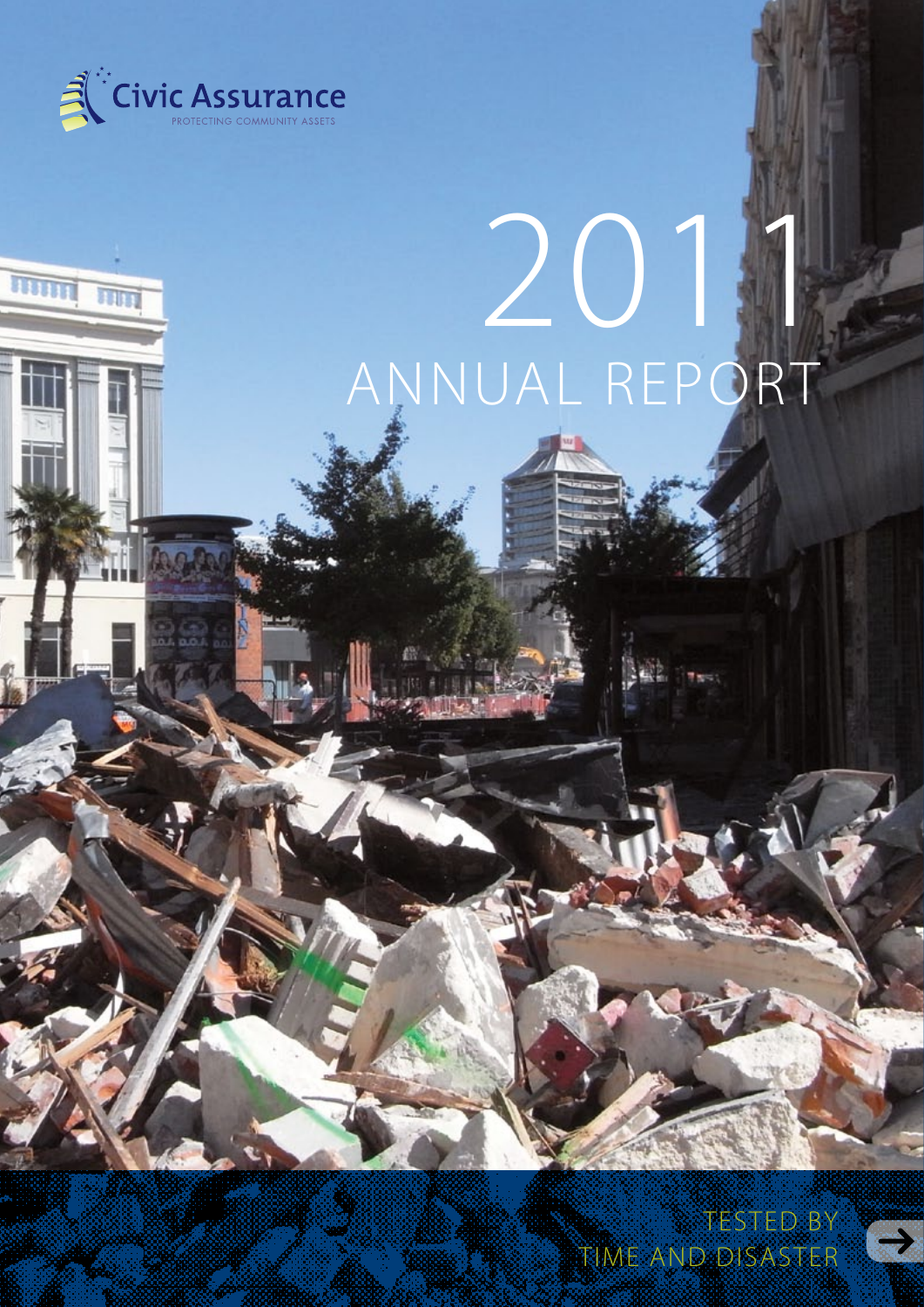Civic Assurance

PROTECTING COMMUNITY ASSETS

# 2011 ANNUAL REPORT

TESTED BY TIME AND DISASTER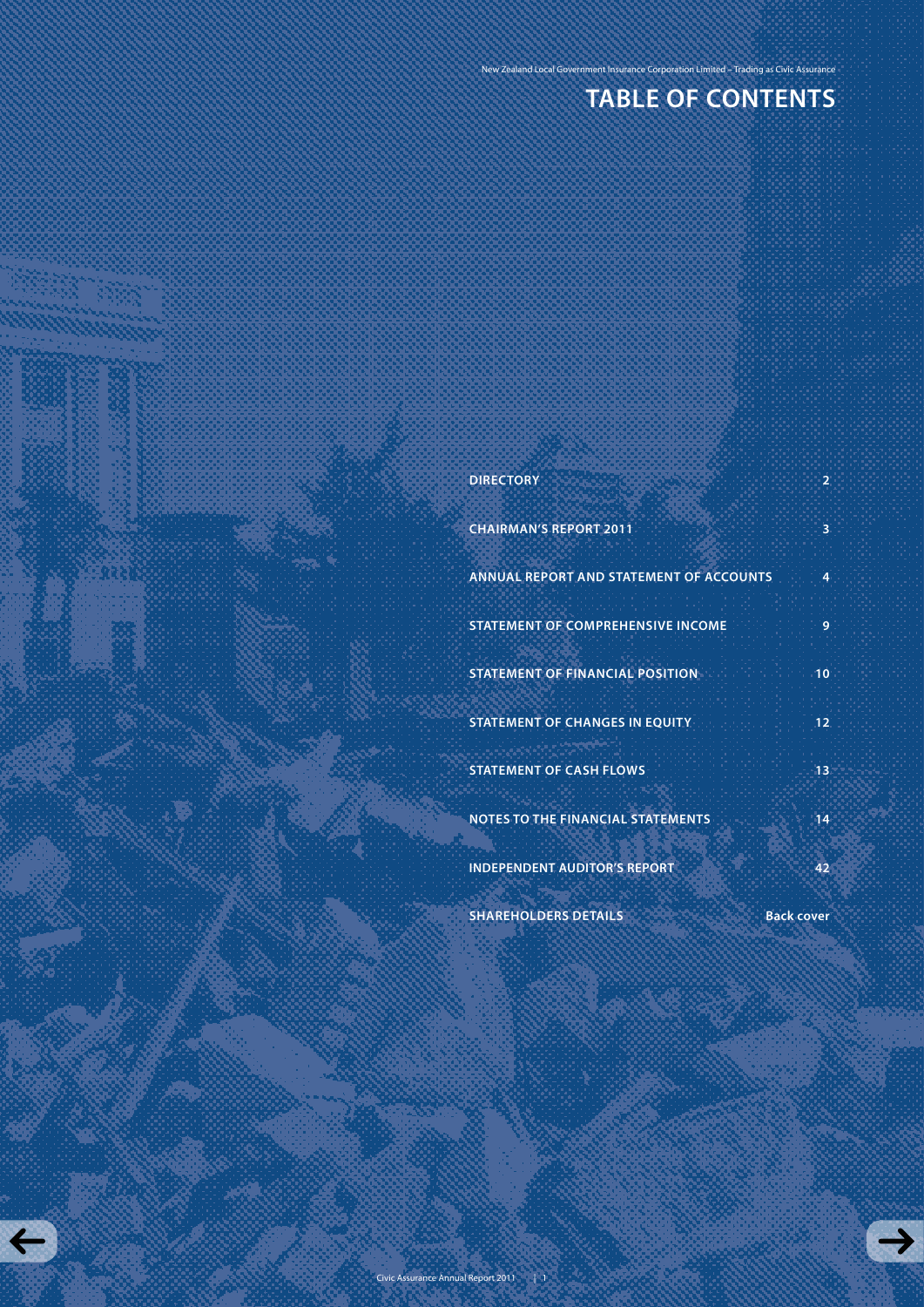# TABLE OF CONTENTS

| | |
|---|---|
| DIRECTORY | 2 |
| CHAIRMAN'S REPORT 2011 | 3 |
| ANNUAL REPORT AND STATEMENT OF ACCOUNTS | 4 |
| STATEMENT OF COMPREHENSIVE INCOME | 9 |
| STATEMENT OF FINANCIAL POSITION | 10 |
| STATEMENT OF CHANGES IN EQUITY | 12 |
| STATEMENT OF CASH FLOWS | 13 |
| NOTES TO THE FINANCIAL STATEMENTS | 14 |
| INDEPENDENT AUDITOR'S REPORT | 42 |
| SHAREHOLDERS DETAILS | Back cover |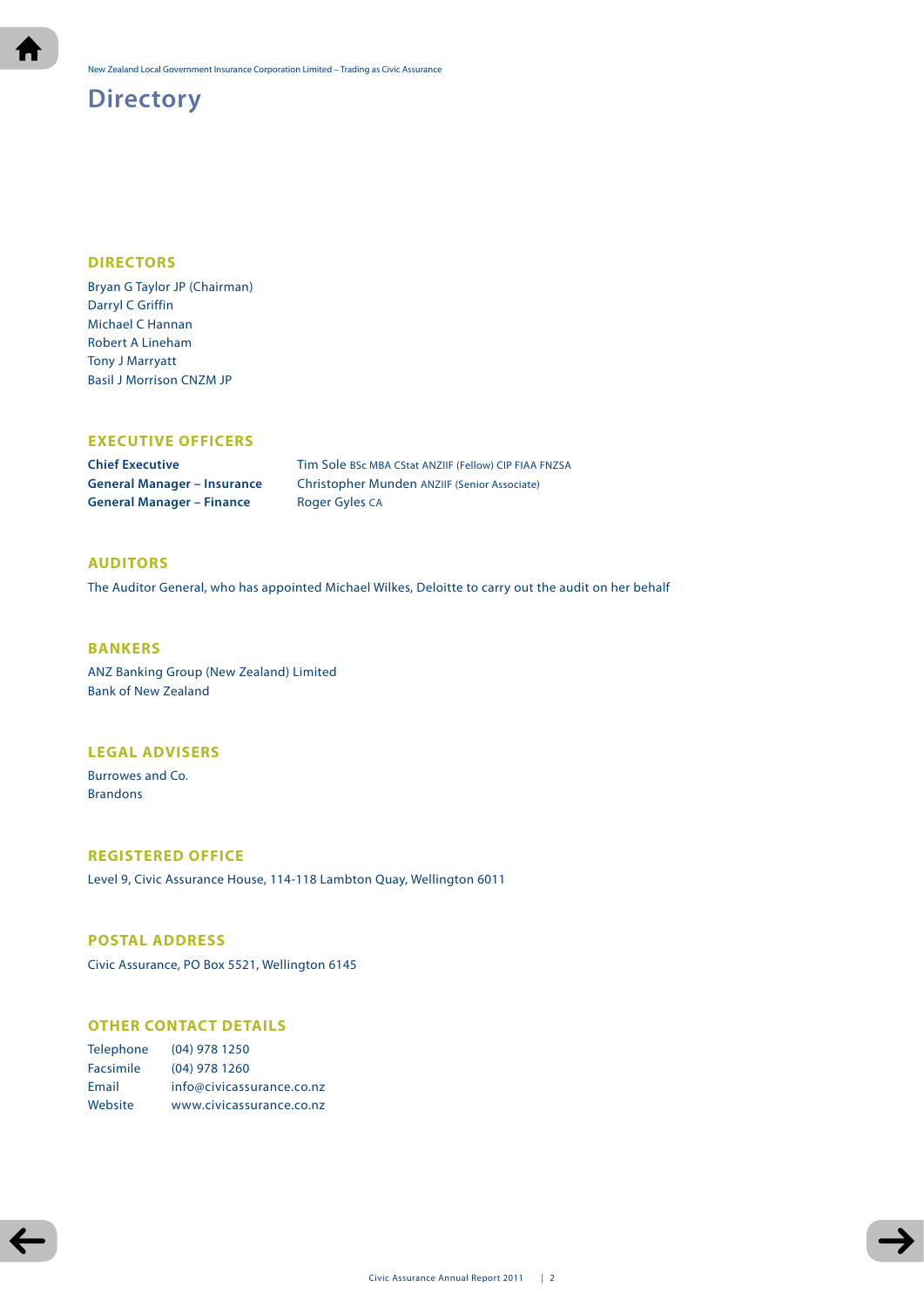# Directory

## DIRECTORS

Bryan G Taylor JP (Chairman)
Darryl C Griffin
Michael C Hannan
Robert A Lineham
Tony J Marryatt
Basil J Morrison CNZM JP

## EXECUTIVE OFFICERS

| | |
|---|---|
| **Chief Executive** | Tim Sole BSc MBA CStat ANZIIF (Fellow) CIP FIAA FNZSA |
| **General Manager – Insurance** | Christopher Munden ANZIIF (Senior Associate) |
| **General Manager – Finance** | Roger Gyles CA |

## AUDITORS

The Auditor General, who has appointed Michael Wilkes, Deloitte to carry out the audit on her behalf

## BANKERS

ANZ Banking Group (New Zealand) Limited
Bank of New Zealand

## LEGAL ADVISERS

Burrowes and Co.
Brandons

## REGISTERED OFFICE

Level 9, Civic Assurance House, 114-118 Lambton Quay, Wellington 6011

## POSTAL ADDRESS

Civic Assurance, PO Box 5521, Wellington 6145

## OTHER CONTACT DETAILS

| | |
|---|---|
| Telephone | (04) 978 1250 |
| Facsimile | (04) 978 1260 |
| Email | info@civicassurance.co.nz |
| Website | www.civicassurance.co.nz |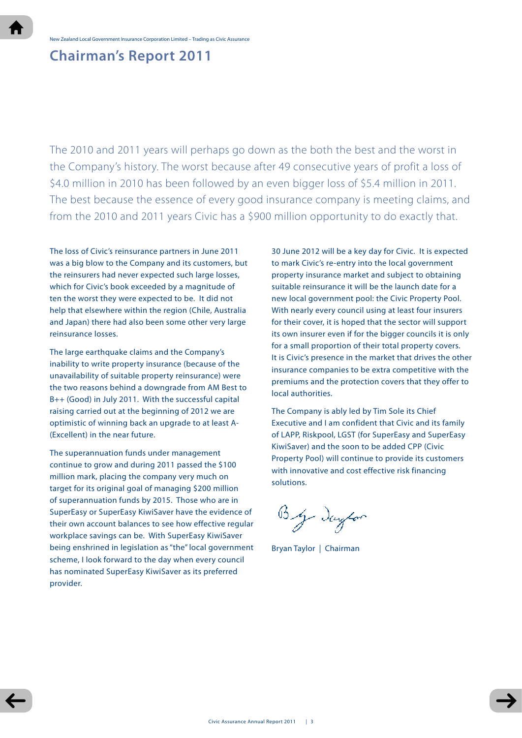# Chairman's Report 2011

The 2010 and 2011 years will perhaps go down as the both the best and the worst in the Company's history. The worst because after 49 consecutive years of profit a loss of $4.0 million in 2010 has been followed by an even bigger loss of $5.4 million in 2011. The best because the essence of every good insurance company is meeting claims, and from the 2010 and 2011 years Civic has a $900 million opportunity to do exactly that.

The loss of Civic's reinsurance partners in June 2011 was a big blow to the Company and its customers, but the reinsurers had never expected such large losses, which for Civic's book exceeded by a magnitude of ten the worst they were expected to be. It did not help that elsewhere within the region (Chile, Australia and Japan) there had also been some other very large reinsurance losses.

The large earthquake claims and the Company's inability to write property insurance (because of the unavailability of suitable property reinsurance) were the two reasons behind a downgrade from AM Best to B++ (Good) in July 2011. With the successful capital raising carried out at the beginning of 2012 we are optimistic of winning back an upgrade to at least A- (Excellent) in the near future.

The superannuation funds under management continue to grow and during 2011 passed the $100 million mark, placing the company very much on target for its original goal of managing $200 million of superannuation funds by 2015. Those who are in SuperEasy or SuperEasy KiwiSaver have the evidence of their own account balances to see how effective regular workplace savings can be. With SuperEasy KiwiSaver being enshrined in legislation as "the" local government scheme, I look forward to the day when every council has nominated SuperEasy KiwiSaver as its preferred provider.

30 June 2012 will be a key day for Civic. It is expected to mark Civic's re-entry into the local government property insurance market and subject to obtaining suitable reinsurance it will be the launch date for a new local government pool: the Civic Property Pool. With nearly every council using at least four insurers for their cover, it is hoped that the sector will support its own insurer even if for the bigger councils it is only for a small proportion of their total property covers. It is Civic's presence in the market that drives the other insurance companies to be extra competitive with the premiums and the protection covers that they offer to local authorities.

The Company is ably led by Tim Sole its Chief Executive and I am confident that Civic and its family of LAPP, Riskpool, LGST (for SuperEasy and SuperEasy KiwiSaver) and the soon to be added CPP (Civic Property Pool) will continue to provide its customers with innovative and cost effective risk financing solutions.

Bryan Taylor | Chairman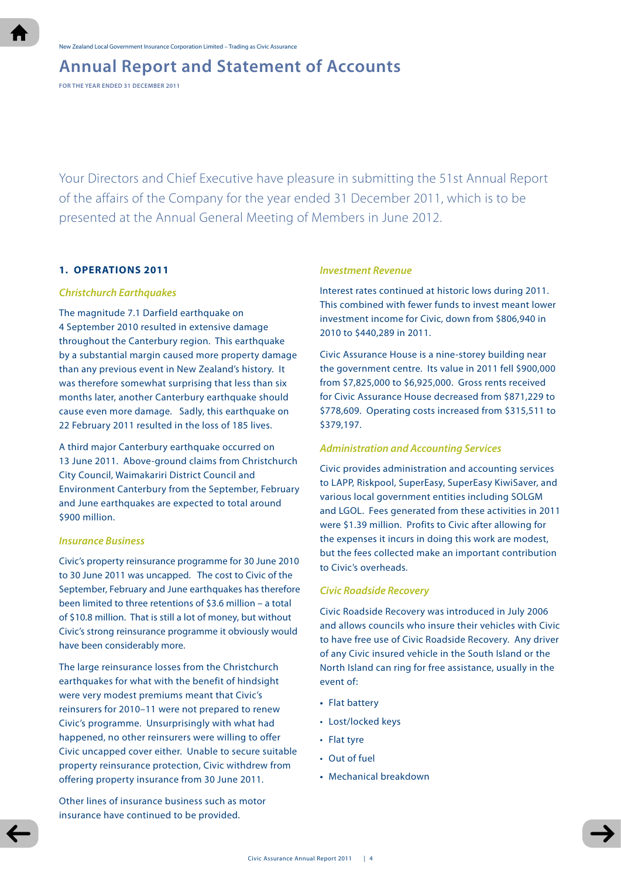New Zealand Local Government Insurance Corporation Limited – Trading as Civic Assurance

# Annual Report and Statement of Accounts

FOR THE YEAR ENDED 31 DECEMBER 2011

Your Directors and Chief Executive have pleasure in submitting the 51st Annual Report of the affairs of the Company for the year ended 31 December 2011, which is to be presented at the Annual General Meeting of Members in June 2012.

## 1. OPERATIONS 2011

### *Christchurch Earthquakes*

The magnitude 7.1 Darfield earthquake on 4 September 2010 resulted in extensive damage throughout the Canterbury region. This earthquake by a substantial margin caused more property damage than any previous event in New Zealand's history. It was therefore somewhat surprising that less than six months later, another Canterbury earthquake should cause even more damage. Sadly, this earthquake on 22 February 2011 resulted in the loss of 185 lives.

A third major Canterbury earthquake occurred on 13 June 2011. Above-ground claims from Christchurch City Council, Waimakariri District Council and Environment Canterbury from the September, February and June earthquakes are expected to total around $900 million.

### *Insurance Business*

Civic's property reinsurance programme for 30 June 2010 to 30 June 2011 was uncapped. The cost to Civic of the September, February and June earthquakes has therefore been limited to three retentions of $3.6 million – a total of $10.8 million. That is still a lot of money, but without Civic's strong reinsurance programme it obviously would have been considerably more.

The large reinsurance losses from the Christchurch earthquakes for what with the benefit of hindsight were very modest premiums meant that Civic's reinsurers for 2010–11 were not prepared to renew Civic's programme. Unsurprisingly with what had happened, no other reinsurers were willing to offer Civic uncapped cover either. Unable to secure suitable property reinsurance protection, Civic withdrew from offering property insurance from 30 June 2011.

Other lines of insurance business such as motor insurance have continued to be provided.

### *Investment Revenue*

Interest rates continued at historic lows during 2011. This combined with fewer funds to invest meant lower investment income for Civic, down from $806,940 in 2010 to $440,289 in 2011.

Civic Assurance House is a nine-storey building near the government centre. Its value in 2011 fell $900,000 from $7,825,000 to $6,925,000. Gross rents received for Civic Assurance House decreased from $871,229 to $778,609. Operating costs increased from $315,511 to $379,197.

### *Administration and Accounting Services*

Civic provides administration and accounting services to LAPP, Riskpool, SuperEasy, SuperEasy KiwiSaver, and various local government entities including SOLGM and LGOL. Fees generated from these activities in 2011 were $1.39 million. Profits to Civic after allowing for the expenses it incurs in doing this work are modest, but the fees collected make an important contribution to Civic's overheads.

### *Civic Roadside Recovery*

Civic Roadside Recovery was introduced in July 2006 and allows councils who insure their vehicles with Civic to have free use of Civic Roadside Recovery. Any driver of any Civic insured vehicle in the South Island or the North Island can ring for free assistance, usually in the event of:

- Flat battery
- Lost/locked keys
- Flat tyre
- Out of fuel
- Mechanical breakdown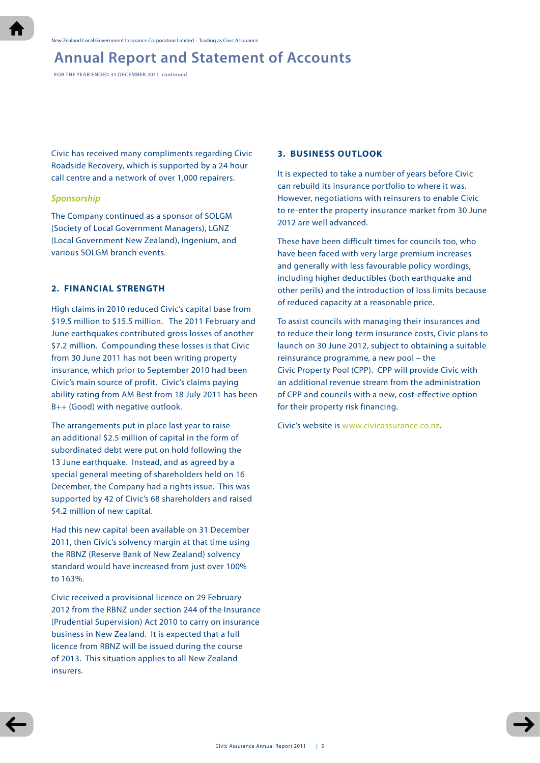Civic has received many compliments regarding Civic Roadside Recovery, which is supported by a 24 hour call centre and a network of over 1,000 repairers.

### *Sponsorship*

The Company continued as a sponsor of SOLGM (Society of Local Government Managers), LGNZ (Local Government New Zealand), Ingenium, and various SOLGM branch events.

## 2. FINANCIAL STRENGTH

High claims in 2010 reduced Civic's capital base from $19.5 million to $15.5 million. The 2011 February and June earthquakes contributed gross losses of another $7.2 million. Compounding these losses is that Civic from 30 June 2011 has not been writing property insurance, which prior to September 2010 had been Civic's main source of profit. Civic's claims paying ability rating from AM Best from 18 July 2011 has been B++ (Good) with negative outlook.

The arrangements put in place last year to raise an additional $2.5 million of capital in the form of subordinated debt were put on hold following the 13 June earthquake. Instead, and as agreed by a special general meeting of shareholders held on 16 December, the Company had a rights issue. This was supported by 42 of Civic's 68 shareholders and raised $4.2 million of new capital.

Had this new capital been available on 31 December 2011, then Civic's solvency margin at that time using the RBNZ (Reserve Bank of New Zealand) solvency standard would have increased from just over 100% to 163%.

Civic received a provisional licence on 29 February 2012 from the RBNZ under section 244 of the Insurance (Prudential Supervision) Act 2010 to carry on insurance business in New Zealand. It is expected that a full licence from RBNZ will be issued during the course of 2013. This situation applies to all New Zealand insurers.

## 3. BUSINESS OUTLOOK

It is expected to take a number of years before Civic can rebuild its insurance portfolio to where it was. However, negotiations with reinsurers to enable Civic to re-enter the property insurance market from 30 June 2012 are well advanced.

These have been difficult times for councils too, who have been faced with very large premium increases and generally with less favourable policy wordings, including higher deductibles (both earthquake and other perils) and the introduction of loss limits because of reduced capacity at a reasonable price.

To assist councils with managing their insurances and to reduce their long-term insurance costs, Civic plans to launch on 30 June 2012, subject to obtaining a suitable reinsurance programme, a new pool – the Civic Property Pool (CPP). CPP will provide Civic with an additional revenue stream from the administration of CPP and councils with a new, cost-effective option for their property risk financing.

Civic's website is www.civicassurance.co.nz.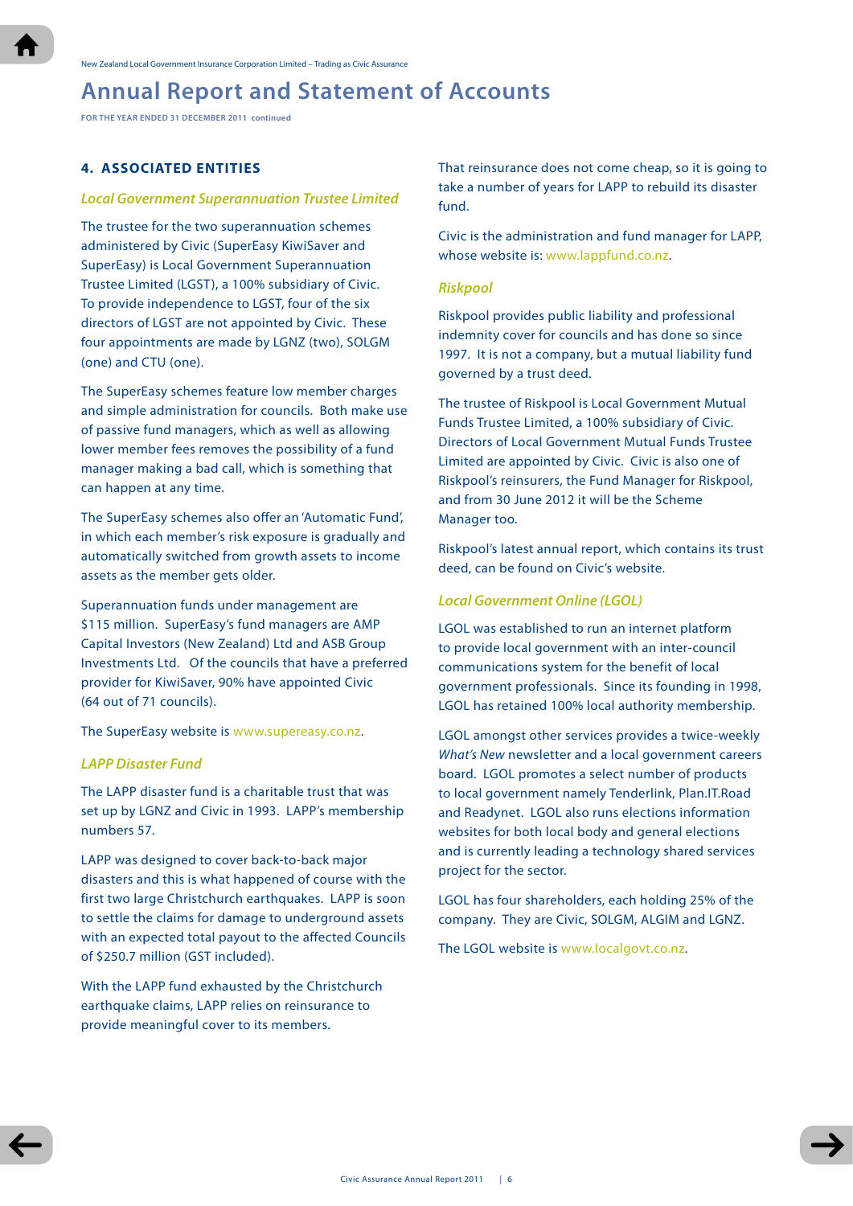## 4. ASSOCIATED ENTITIES

### *Local Government Superannuation Trustee Limited*

The trustee for the two superannuation schemes administered by Civic (SuperEasy KiwiSaver and SuperEasy) is Local Government Superannuation Trustee Limited (LGST), a 100% subsidiary of Civic. To provide independence to LGST, four of the six directors of LGST are not appointed by Civic. These four appointments are made by LGNZ (two), SOLGM (one) and CTU (one).

The SuperEasy schemes feature low member charges and simple administration for councils. Both make use of passive fund managers, which as well as allowing lower member fees removes the possibility of a fund manager making a bad call, which is something that can happen at any time.

The SuperEasy schemes also offer an 'Automatic Fund', in which each member's risk exposure is gradually and automatically switched from growth assets to income assets as the member gets older.

Superannuation funds under management are $115 million. SuperEasy's fund managers are AMP Capital Investors (New Zealand) Ltd and ASB Group Investments Ltd. Of the councils that have a preferred provider for KiwiSaver, 90% have appointed Civic (64 out of 71 councils).

The SuperEasy website is www.supereasy.co.nz.

### *LAPP Disaster Fund*

The LAPP disaster fund is a charitable trust that was set up by LGNZ and Civic in 1993. LAPP's membership numbers 57.

LAPP was designed to cover back-to-back major disasters and this is what happened of course with the first two large Christchurch earthquakes. LAPP is soon to settle the claims for damage to underground assets with an expected total payout to the affected Councils of $250.7 million (GST included).

With the LAPP fund exhausted by the Christchurch earthquake claims, LAPP relies on reinsurance to provide meaningful cover to its members.

That reinsurance does not come cheap, so it is going to take a number of years for LAPP to rebuild its disaster fund.

Civic is the administration and fund manager for LAPP, whose website is: www.lappfund.co.nz.

### *Riskpool*

Riskpool provides public liability and professional indemnity cover for councils and has done so since 1997. It is not a company, but a mutual liability fund governed by a trust deed.

The trustee of Riskpool is Local Government Mutual Funds Trustee Limited, a 100% subsidiary of Civic. Directors of Local Government Mutual Funds Trustee Limited are appointed by Civic. Civic is also one of Riskpool's reinsurers, the Fund Manager for Riskpool, and from 30 June 2012 it will be the Scheme Manager too.

Riskpool's latest annual report, which contains its trust deed, can be found on Civic's website.

### *Local Government Online (LGOL)*

LGOL was established to run an internet platform to provide local government with an inter-council communications system for the benefit of local government professionals. Since its founding in 1998, LGOL has retained 100% local authority membership.

LGOL amongst other services provides a twice-weekly *What's New* newsletter and a local government careers board. LGOL promotes a select number of products to local government namely Tenderlink, Plan.IT.Road and Readynet. LGOL also runs elections information websites for both local body and general elections and is currently leading a technology shared services project for the sector.

LGOL has four shareholders, each holding 25% of the company. They are Civic, SOLGM, ALGIM and LGNZ.

The LGOL website is www.localgovt.co.nz.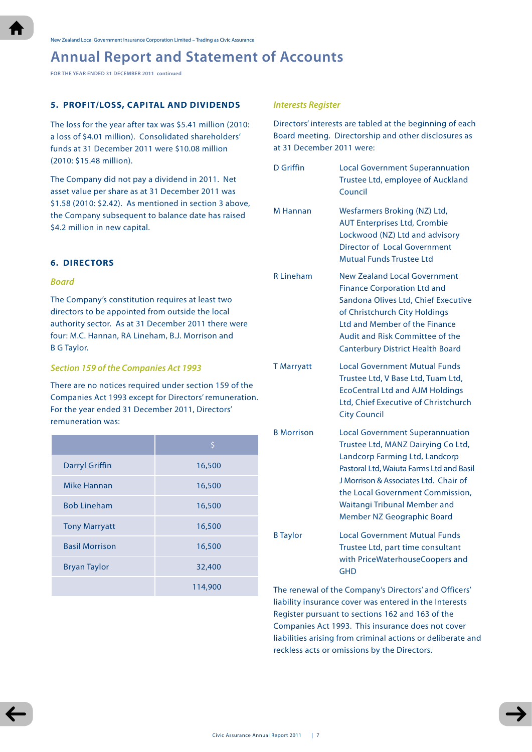## 5. PROFIT/LOSS, CAPITAL AND DIVIDENDS

The loss for the year after tax was $5.41 million (2010: a loss of $4.01 million). Consolidated shareholders' funds at 31 December 2011 were $10.08 million (2010: $15.48 million).

The Company did not pay a dividend in 2011. Net asset value per share as at 31 December 2011 was $1.58 (2010: $2.42). As mentioned in section 3 above, the Company subsequent to balance date has raised $4.2 million in new capital.

## 6. DIRECTORS

### *Board*

The Company's constitution requires at least two directors to be appointed from outside the local authority sector. As at 31 December 2011 there were four: M.C. Hannan, RA Lineham, B.J. Morrison and B G Taylor.

### *Section 159 of the Companies Act 1993*

There are no notices required under section 159 of the Companies Act 1993 except for Directors' remuneration. For the year ended 31 December 2011, Directors' remuneration was:

| | $ |
|---|---|
| Darryl Griffin | 16,500 |
| Mike Hannan | 16,500 |
| Bob Lineham | 16,500 |
| Tony Marryatt | 16,500 |
| Basil Morrison | 16,500 |
| Bryan Taylor | 32,400 |
| | 114,900 |

### *Interests Register*

Directors' interests are tabled at the beginning of each Board meeting. Directorship and other disclosures as at 31 December 2011 were:

| | |
|---|---|
| D Griffin | Local Government Superannuation Trustee Ltd, employee of Auckland Council |
| M Hannan | Wesfarmers Broking (NZ) Ltd, AUT Enterprises Ltd, Crombie Lockwood (NZ) Ltd and advisory Director of Local Government Mutual Funds Trustee Ltd |
| R Lineham | New Zealand Local Government Finance Corporation Ltd and Sandona Olives Ltd, Chief Executive of Christchurch City Holdings Ltd and Member of the Finance Audit and Risk Committee of the Canterbury District Health Board |
| T Marryatt | Local Government Mutual Funds Trustee Ltd, V Base Ltd, Tuam Ltd, EcoCentral Ltd and AJM Holdings Ltd, Chief Executive of Christchurch City Council |
| B Morrison | Local Government Superannuation Trustee Ltd, MANZ Dairying Co Ltd, Landcorp Farming Ltd, Landcorp Pastoral Ltd, Waiuta Farms Ltd and Basil J Morrison & Associates Ltd. Chair of the Local Government Commission, Waitangi Tribunal Member and Member NZ Geographic Board |
| B Taylor | Local Government Mutual Funds Trustee Ltd, part time consultant with PriceWaterhouseCoopers and GHD |

The renewal of the Company's Directors' and Officers' liability insurance cover was entered in the Interests Register pursuant to sections 162 and 163 of the Companies Act 1993. This insurance does not cover liabilities arising from criminal actions or deliberate and reckless acts or omissions by the Directors.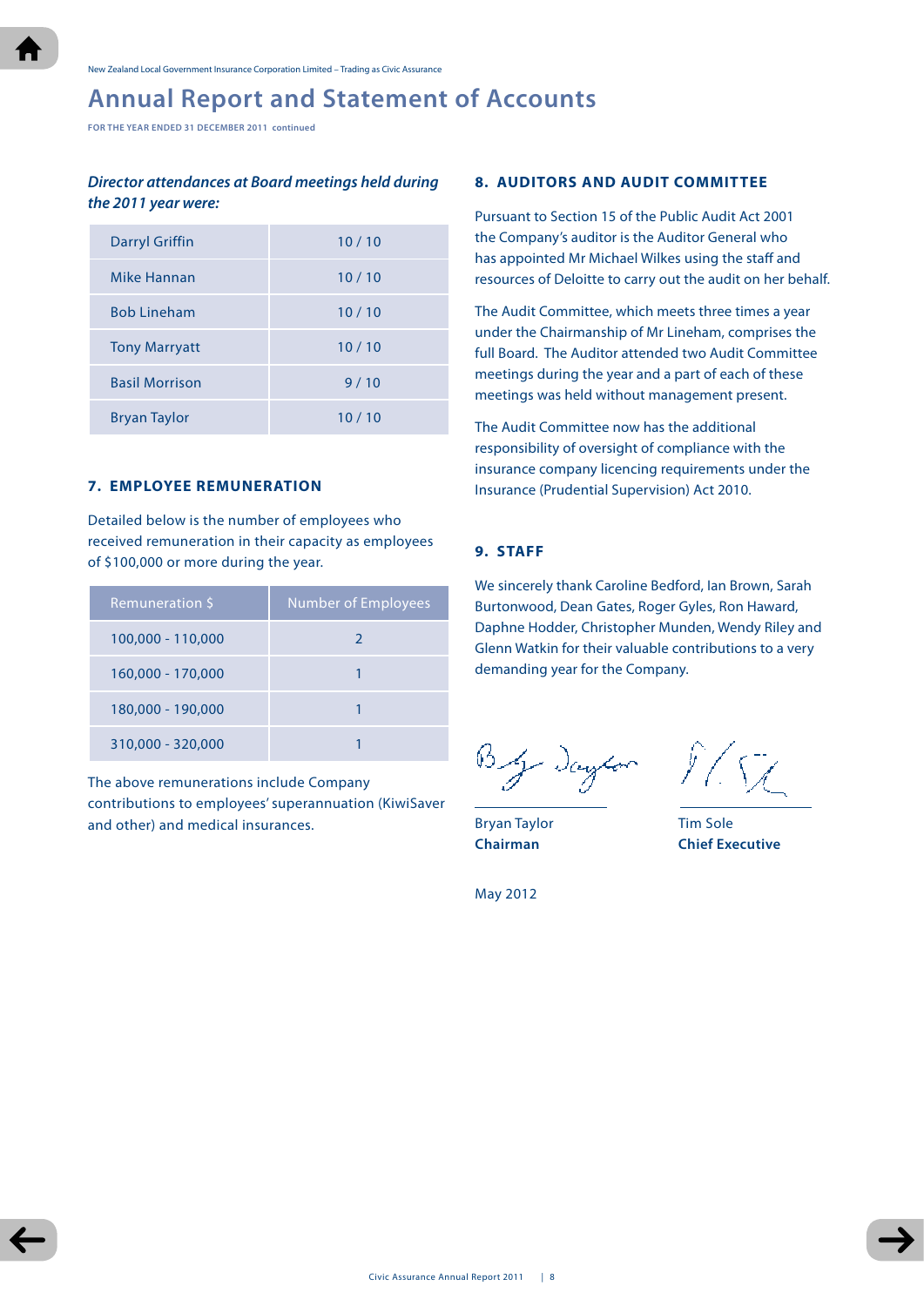*Director attendances at Board meetings held during the 2011 year were:*

| | |
|---|---|
| Darryl Griffin | 10 / 10 |
| Mike Hannan | 10 / 10 |
| Bob Lineham | 10 / 10 |
| Tony Marryatt | 10 / 10 |
| Basil Morrison | 9 / 10 |
| Bryan Taylor | 10 / 10 |

## 7. EMPLOYEE REMUNERATION

Detailed below is the number of employees who received remuneration in their capacity as employees of $100,000 or more during the year.

| Remuneration $ | Number of Employees |
|---|---|
| 100,000 - 110,000 | 2 |
| 160,000 - 170,000 | 1 |
| 180,000 - 190,000 | 1 |
| 310,000 - 320,000 | 1 |

The above remunerations include Company contributions to employees' superannuation (KiwiSaver and other) and medical insurances.

## 8. AUDITORS AND AUDIT COMMITTEE

Pursuant to Section 15 of the Public Audit Act 2001 the Company's auditor is the Auditor General who has appointed Mr Michael Wilkes using the staff and resources of Deloitte to carry out the audit on her behalf.

The Audit Committee, which meets three times a year under the Chairmanship of Mr Lineham, comprises the full Board. The Auditor attended two Audit Committee meetings during the year and a part of each of these meetings was held without management present.

The Audit Committee now has the additional responsibility of oversight of compliance with the insurance company licencing requirements under the Insurance (Prudential Supervision) Act 2010.

## 9. STAFF

We sincerely thank Caroline Bedford, Ian Brown, Sarah Burtonwood, Dean Gates, Roger Gyles, Ron Haward, Daphne Hodder, Christopher Munden, Wendy Riley and Glenn Watkin for their valuable contributions to a very demanding year for the Company.

Bryan Taylor
**Chairman**

Tim Sole
**Chief Executive**

May 2012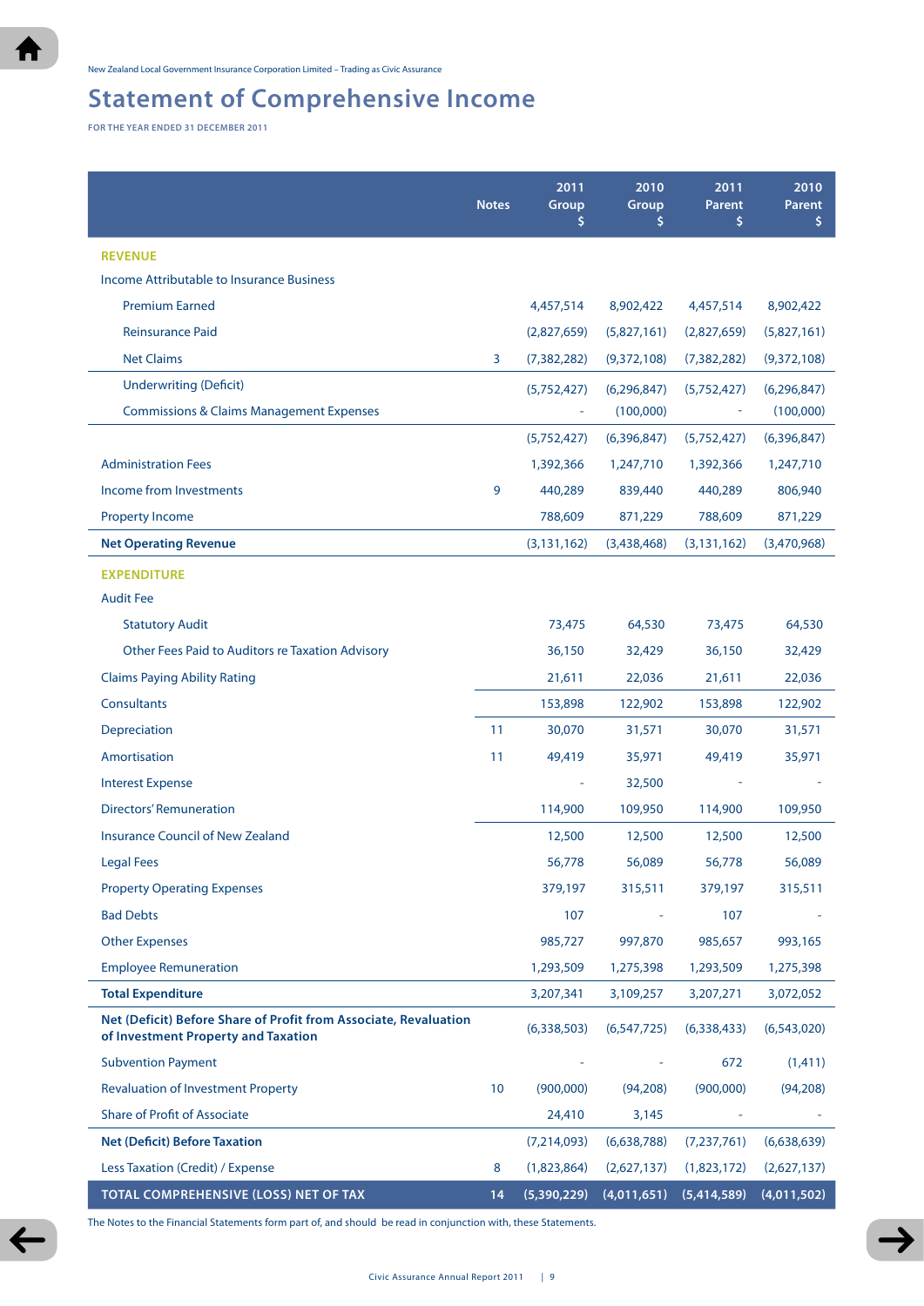New Zealand Local Government Insurance Corporation Limited – Trading as Civic Assurance

# Statement of Comprehensive Income

FOR THE YEAR ENDED 31 DECEMBER 2011

| | Notes | 2011 Group $ | 2010 Group $ | 2011 Parent $ | 2010 Parent $ |
|---|---|---|---|---|---|
| **REVENUE** | | | | | |
| Income Attributable to Insurance Business | | | | | |
| Premium Earned | | 4,457,514 | 8,902,422 | 4,457,514 | 8,902,422 |
| Reinsurance Paid | | (2,827,659) | (5,827,161) | (2,827,659) | (5,827,161) |
| Net Claims | 3 | (7,382,282) | (9,372,108) | (7,382,282) | (9,372,108) |
| Underwriting (Deficit) | | (5,752,427) | (6,296,847) | (5,752,427) | (6,296,847) |
| Commissions & Claims Management Expenses | | - | (100,000) | - | (100,000) |
| | | (5,752,427) | (6,396,847) | (5,752,427) | (6,396,847) |
| Administration Fees | | 1,392,366 | 1,247,710 | 1,392,366 | 1,247,710 |
| Income from Investments | 9 | 440,289 | 839,440 | 440,289 | 806,940 |
| Property Income | | 788,609 | 871,229 | 788,609 | 871,229 |
| **Net Operating Revenue** | | (3,131,162) | (3,438,468) | (3,131,162) | (3,470,968) |
| **EXPENDITURE** | | | | | |
| Audit Fee | | | | | |
| Statutory Audit | | 73,475 | 64,530 | 73,475 | 64,530 |
| Other Fees Paid to Auditors re Taxation Advisory | | 36,150 | 32,429 | 36,150 | 32,429 |
| Claims Paying Ability Rating | | 21,611 | 22,036 | 21,611 | 22,036 |
| Consultants | | 153,898 | 122,902 | 153,898 | 122,902 |
| Depreciation | 11 | 30,070 | 31,571 | 30,070 | 31,571 |
| Amortisation | 11 | 49,419 | 35,971 | 49,419 | 35,971 |
| Interest Expense | | - | 32,500 | - | - |
| Directors' Remuneration | | 114,900 | 109,950 | 114,900 | 109,950 |
| Insurance Council of New Zealand | | 12,500 | 12,500 | 12,500 | 12,500 |
| Legal Fees | | 56,778 | 56,089 | 56,778 | 56,089 |
| Property Operating Expenses | | 379,197 | 315,511 | 379,197 | 315,511 |
| Bad Debts | | 107 | - | 107 | - |
| Other Expenses | | 985,727 | 997,870 | 985,657 | 993,165 |
| Employee Remuneration | | 1,293,509 | 1,275,398 | 1,293,509 | 1,275,398 |
| **Total Expenditure** | | 3,207,341 | 3,109,257 | 3,207,271 | 3,072,052 |
| **Net (Deficit) Before Share of Profit from Associate, Revaluation of Investment Property and Taxation** | | (6,338,503) | (6,547,725) | (6,338,433) | (6,543,020) |
| Subvention Payment | | - | - | 672 | (1,411) |
| Revaluation of Investment Property | 10 | (900,000) | (94,208) | (900,000) | (94,208) |
| Share of Profit of Associate | | 24,410 | 3,145 | - | - |
| **Net (Deficit) Before Taxation** | | (7,214,093) | (6,638,788) | (7,237,761) | (6,638,639) |
| Less Taxation (Credit) / Expense | 8 | (1,823,864) | (2,627,137) | (1,823,172) | (2,627,137) |
| **TOTAL COMPREHENSIVE (LOSS) NET OF TAX** | 14 | (5,390,229) | (4,011,651) | (5,414,589) | (4,011,502) |

The Notes to the Financial Statements form part of, and should be read in conjunction with, these Statements.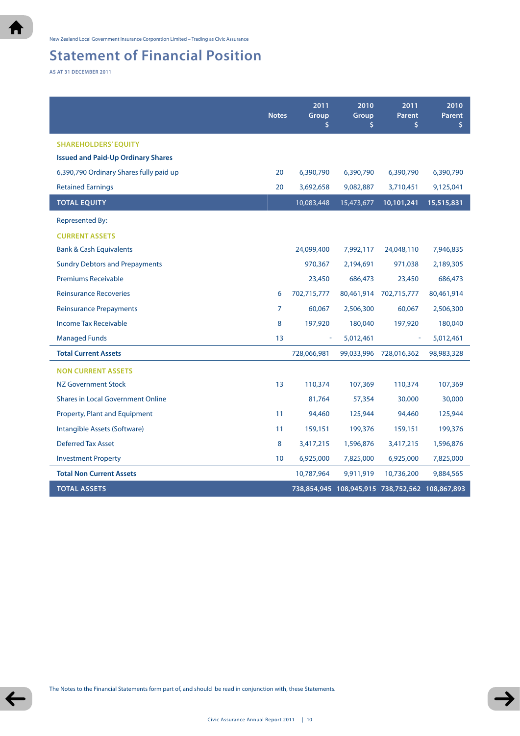New Zealand Local Government Insurance Corporation Limited – Trading as Civic Assurance

# Statement of Financial Position

AS AT 31 DECEMBER 2011

| | Notes | 2011 Group $ | 2010 Group $ | 2011 Parent $ | 2010 Parent $ |
|---|---|---|---|---|---|
| **SHAREHOLDERS' EQUITY** | | | | | |
| **Issued and Paid-Up Ordinary Shares** | | | | | |
| 6,390,790 Ordinary Shares fully paid up | 20 | 6,390,790 | 6,390,790 | 6,390,790 | 6,390,790 |
| Retained Earnings | 20 | 3,692,658 | 9,082,887 | 3,710,451 | 9,125,041 |
| **TOTAL EQUITY** | | 10,083,448 | 15,473,677 | **10,101,241** | **15,515,831** |
| Represented By: | | | | | |
| **CURRENT ASSETS** | | | | | |
| Bank & Cash Equivalents | | 24,099,400 | 7,992,117 | 24,048,110 | 7,946,835 |
| Sundry Debtors and Prepayments | | 970,367 | 2,194,691 | 971,038 | 2,189,305 |
| Premiums Receivable | | 23,450 | 686,473 | 23,450 | 686,473 |
| Reinsurance Recoveries | 6 | 702,715,777 | 80,461,914 | 702,715,777 | 80,461,914 |
| Reinsurance Prepayments | 7 | 60,067 | 2,506,300 | 60,067 | 2,506,300 |
| Income Tax Receivable | 8 | 197,920 | 180,040 | 197,920 | 180,040 |
| Managed Funds | 13 | - | 5,012,461 | - | 5,012,461 |
| **Total Current Assets** | | 728,066,981 | 99,033,996 | 728,016,362 | 98,983,328 |
| **NON CURRENT ASSETS** | | | | | |
| NZ Government Stock | 13 | 110,374 | 107,369 | 110,374 | 107,369 |
| Shares in Local Government Online | | 81,764 | 57,354 | 30,000 | 30,000 |
| Property, Plant and Equipment | 11 | 94,460 | 125,944 | 94,460 | 125,944 |
| Intangible Assets (Software) | 11 | 159,151 | 199,376 | 159,151 | 199,376 |
| Deferred Tax Asset | 8 | 3,417,215 | 1,596,876 | 3,417,215 | 1,596,876 |
| Investment Property | 10 | 6,925,000 | 7,825,000 | 6,925,000 | 7,825,000 |
| **Total Non Current Assets** | | 10,787,964 | 9,911,919 | 10,736,200 | 9,884,565 |
| **TOTAL ASSETS** | | **738,854,945** | **108,945,915** | **738,752,562** | **108,867,893** |

The Notes to the Financial Statements form part of, and should be read in conjunction with, these Statements.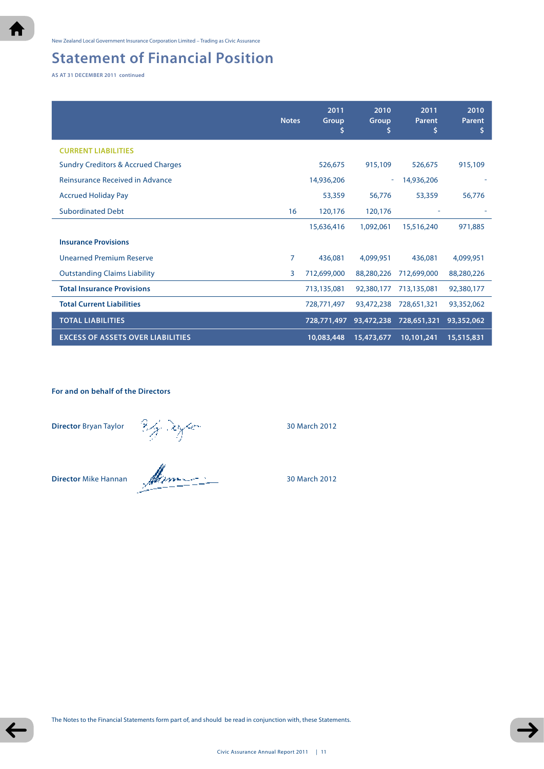# Statement of Financial Position

**AS AT 31 DECEMBER 2011 continued**

| | Notes | 2011 Group $ | 2010 Group $ | 2011 Parent $ | 2010 Parent $ |
|---|---|---|---|---|---|
| **CURRENT LIABILITIES** | | | | | |
| Sundry Creditors & Accrued Charges | | 526,675 | 915,109 | 526,675 | 915,109 |
| Reinsurance Received in Advance | | 14,936,206 | - | 14,936,206 | - |
| Accrued Holiday Pay | | 53,359 | 56,776 | 53,359 | 56,776 |
| Subordinated Debt | 16 | 120,176 | 120,176 | - | - |
| | | 15,636,416 | 1,092,061 | 15,516,240 | 971,885 |
| **Insurance Provisions** | | | | | |
| Unearned Premium Reserve | 7 | 436,081 | 4,099,951 | 436,081 | 4,099,951 |
| Outstanding Claims Liability | 3 | 712,699,000 | 88,280,226 | 712,699,000 | 88,280,226 |
| **Total Insurance Provisions** | | 713,135,081 | 92,380,177 | 713,135,081 | 92,380,177 |
| **Total Current Liabilities** | | 728,771,497 | 93,472,238 | 728,651,321 | 93,352,062 |
| **TOTAL LIABILITIES** | | **728,771,497** | **93,472,238** | **728,651,321** | **93,352,062** |
| **EXCESS OF ASSETS OVER LIABILITIES** | | **10,083,448** | **15,473,677** | **10,101,241** | **15,515,831** |

**For and on behalf of the Directors**

**Director** Bryan Taylor — 30 March 2012

**Director** Mike Hannan — 30 March 2012

The Notes to the Financial Statements form part of, and should be read in conjunction with, these Statements.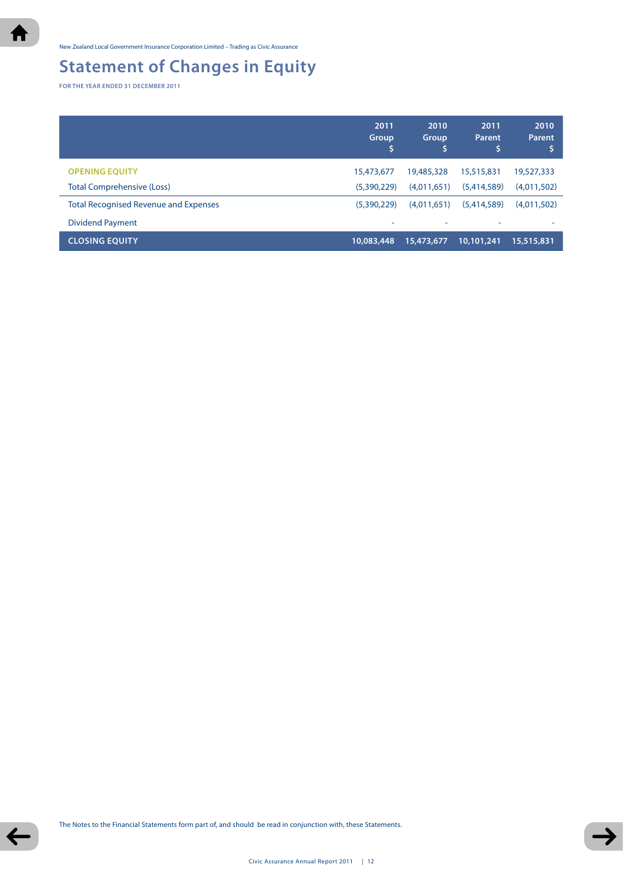New Zealand Local Government Insurance Corporation Limited – Trading as Civic Assurance

# Statement of Changes in Equity

FOR THE YEAR ENDED 31 DECEMBER 2011

| | 2011 Group $ | 2010 Group $ | 2011 Parent $ | 2010 Parent $ |
|---|---|---|---|---|
| **OPENING EQUITY** | 15,473,677 | 19,485,328 | 15,515,831 | 19,527,333 |
| Total Comprehensive (Loss) | (5,390,229) | (4,011,651) | (5,414,589) | (4,011,502) |
| Total Recognised Revenue and Expenses | (5,390,229) | (4,011,651) | (5,414,589) | (4,011,502) |
| Dividend Payment | - | - | - | - |
| **CLOSING EQUITY** | **10,083,448** | **15,473,677** | **10,101,241** | **15,515,831** |

The Notes to the Financial Statements form part of, and should be read in conjunction with, these Statements.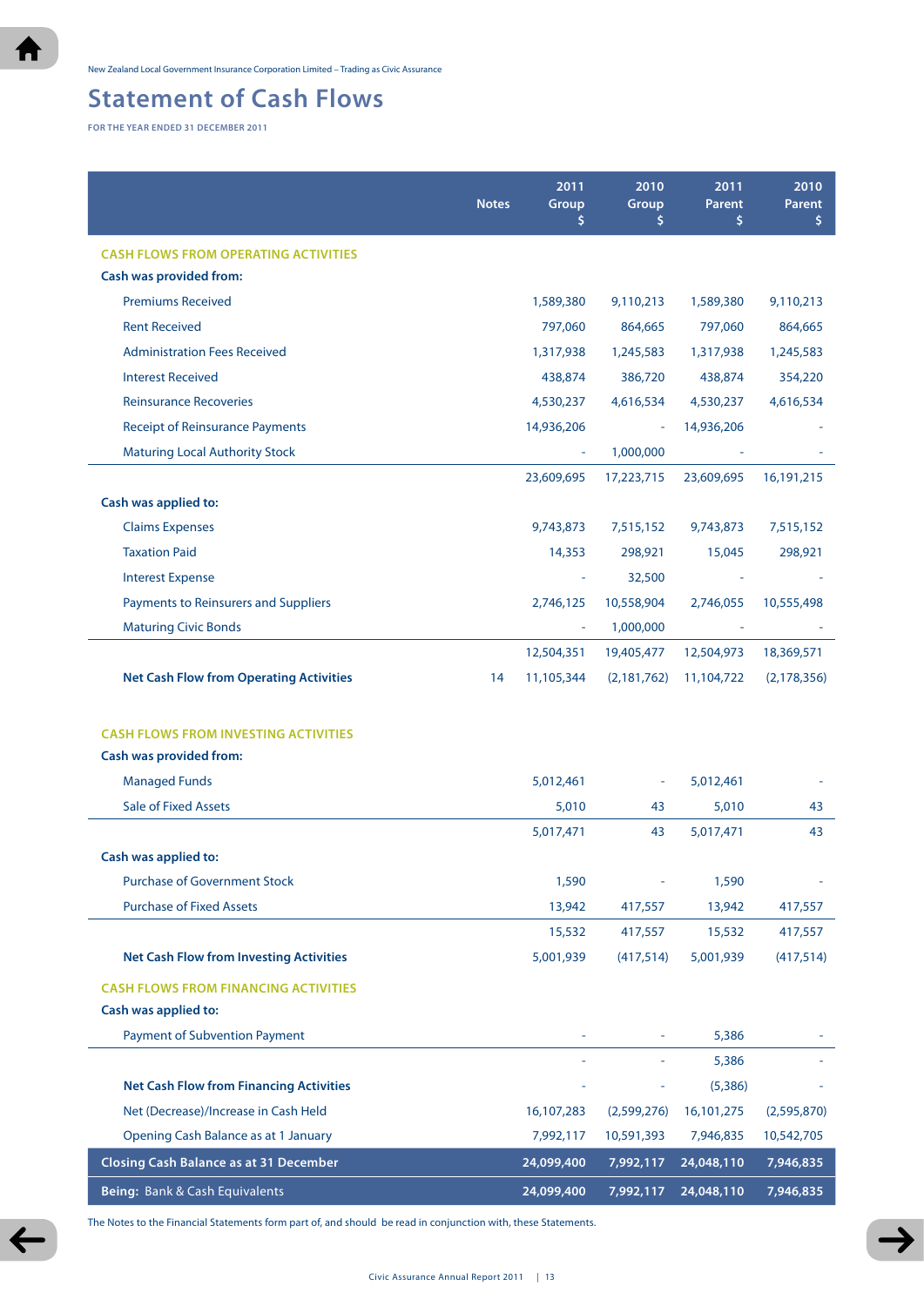New Zealand Local Government Insurance Corporation Limited – Trading as Civic Assurance

# Statement of Cash Flows

FOR THE YEAR ENDED 31 DECEMBER 2011

| | Notes | 2011 Group $ | 2010 Group $ | 2011 Parent $ | 2010 Parent $ |
|---|---|---|---|---|---|
| **CASH FLOWS FROM OPERATING ACTIVITIES** | | | | | |
| **Cash was provided from:** | | | | | |
| Premiums Received | | 1,589,380 | 9,110,213 | 1,589,380 | 9,110,213 |
| Rent Received | | 797,060 | 864,665 | 797,060 | 864,665 |
| Administration Fees Received | | 1,317,938 | 1,245,583 | 1,317,938 | 1,245,583 |
| Interest Received | | 438,874 | 386,720 | 438,874 | 354,220 |
| Reinsurance Recoveries | | 4,530,237 | 4,616,534 | 4,530,237 | 4,616,534 |
| Receipt of Reinsurance Payments | | 14,936,206 | - | 14,936,206 | - |
| Maturing Local Authority Stock | | - | 1,000,000 | - | - |
| | | 23,609,695 | 17,223,715 | 23,609,695 | 16,191,215 |
| **Cash was applied to:** | | | | | |
| Claims Expenses | | 9,743,873 | 7,515,152 | 9,743,873 | 7,515,152 |
| Taxation Paid | | 14,353 | 298,921 | 15,045 | 298,921 |
| Interest Expense | | - | 32,500 | - | - |
| Payments to Reinsurers and Suppliers | | 2,746,125 | 10,558,904 | 2,746,055 | 10,555,498 |
| Maturing Civic Bonds | | - | 1,000,000 | - | - |
| | | 12,504,351 | 19,405,477 | 12,504,973 | 18,369,571 |
| **Net Cash Flow from Operating Activities** | 14 | 11,105,344 | (2,181,762) | 11,104,722 | (2,178,356) |
| **CASH FLOWS FROM INVESTING ACTIVITIES** | | | | | |
| **Cash was provided from:** | | | | | |
| Managed Funds | | 5,012,461 | - | 5,012,461 | - |
| Sale of Fixed Assets | | 5,010 | 43 | 5,010 | 43 |
| | | 5,017,471 | 43 | 5,017,471 | 43 |
| **Cash was applied to:** | | | | | |
| Purchase of Government Stock | | 1,590 | - | 1,590 | - |
| Purchase of Fixed Assets | | 13,942 | 417,557 | 13,942 | 417,557 |
| | | 15,532 | 417,557 | 15,532 | 417,557 |
| **Net Cash Flow from Investing Activities** | | 5,001,939 | (417,514) | 5,001,939 | (417,514) |
| **CASH FLOWS FROM FINANCING ACTIVITIES** | | | | | |
| **Cash was applied to:** | | | | | |
| Payment of Subvention Payment | | - | - | 5,386 | - |
| | | - | - | 5,386 | - |
| **Net Cash Flow from Financing Activities** | | - | - | (5,386) | - |
| Net (Decrease)/Increase in Cash Held | | 16,107,283 | (2,599,276) | 16,101,275 | (2,595,870) |
| Opening Cash Balance as at 1 January | | 7,992,117 | 10,591,393 | 7,946,835 | 10,542,705 |
| **Closing Cash Balance as at 31 December** | | **24,099,400** | **7,992,117** | **24,048,110** | **7,946,835** |
| **Being:** Bank & Cash Equivalents | | **24,099,400** | **7,992,117** | **24,048,110** | **7,946,835** |

The Notes to the Financial Statements form part of, and should be read in conjunction with, these Statements.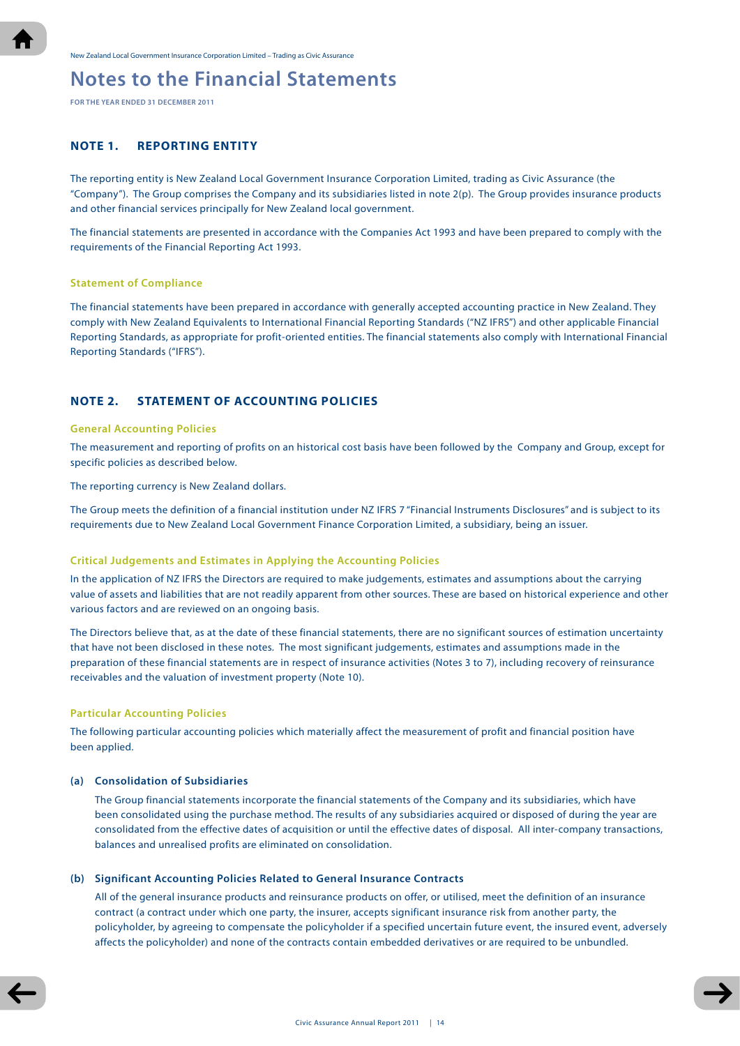# Notes to the Financial Statements

FOR THE YEAR ENDED 31 DECEMBER 2011

## NOTE 1. REPORTING ENTITY

The reporting entity is New Zealand Local Government Insurance Corporation Limited, trading as Civic Assurance (the "Company"). The Group comprises the Company and its subsidiaries listed in note 2(p). The Group provides insurance products and other financial services principally for New Zealand local government.

The financial statements are presented in accordance with the Companies Act 1993 and have been prepared to comply with the requirements of the Financial Reporting Act 1993.

### Statement of Compliance

The financial statements have been prepared in accordance with generally accepted accounting practice in New Zealand. They comply with New Zealand Equivalents to International Financial Reporting Standards ("NZ IFRS") and other applicable Financial Reporting Standards, as appropriate for profit-oriented entities. The financial statements also comply with International Financial Reporting Standards ("IFRS").

## NOTE 2. STATEMENT OF ACCOUNTING POLICIES

### General Accounting Policies

The measurement and reporting of profits on an historical cost basis have been followed by the Company and Group, except for specific policies as described below.

The reporting currency is New Zealand dollars.

The Group meets the definition of a financial institution under NZ IFRS 7 "Financial Instruments Disclosures" and is subject to its requirements due to New Zealand Local Government Finance Corporation Limited, a subsidiary, being an issuer.

### Critical Judgements and Estimates in Applying the Accounting Policies

In the application of NZ IFRS the Directors are required to make judgements, estimates and assumptions about the carrying value of assets and liabilities that are not readily apparent from other sources. These are based on historical experience and other various factors and are reviewed on an ongoing basis.

The Directors believe that, as at the date of these financial statements, there are no significant sources of estimation uncertainty that have not been disclosed in these notes. The most significant judgements, estimates and assumptions made in the preparation of these financial statements are in respect of insurance activities (Notes 3 to 7), including recovery of reinsurance receivables and the valuation of investment property (Note 10).

### Particular Accounting Policies

The following particular accounting policies which materially affect the measurement of profit and financial position have been applied.

#### (a) Consolidation of Subsidiaries

The Group financial statements incorporate the financial statements of the Company and its subsidiaries, which have been consolidated using the purchase method. The results of any subsidiaries acquired or disposed of during the year are consolidated from the effective dates of acquisition or until the effective dates of disposal. All inter-company transactions, balances and unrealised profits are eliminated on consolidation.

#### (b) Significant Accounting Policies Related to General Insurance Contracts

All of the general insurance products and reinsurance products on offer, or utilised, meet the definition of an insurance contract (a contract under which one party, the insurer, accepts significant insurance risk from another party, the policyholder, by agreeing to compensate the policyholder if a specified uncertain future event, the insured event, adversely affects the policyholder) and none of the contracts contain embedded derivatives or are required to be unbundled.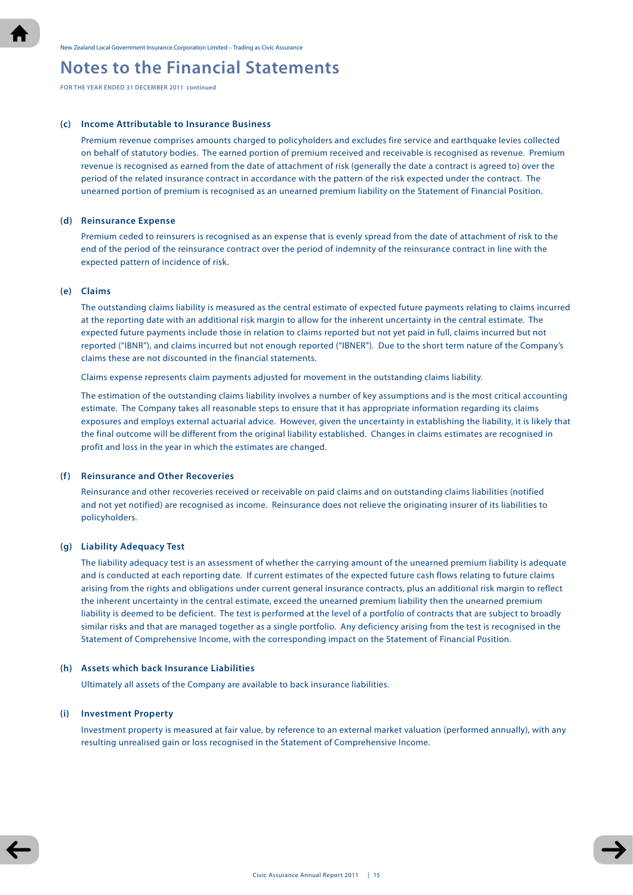# Notes to the Financial Statements

FOR THE YEAR ENDED 31 DECEMBER 2011 continued

### (c) Income Attributable to Insurance Business

Premium revenue comprises amounts charged to policyholders and excludes fire service and earthquake levies collected on behalf of statutory bodies. The earned portion of premium received and receivable is recognised as revenue. Premium revenue is recognised as earned from the date of attachment of risk (generally the date a contract is agreed to) over the period of the related insurance contract in accordance with the pattern of the risk expected under the contract. The unearned portion of premium is recognised as an unearned premium liability on the Statement of Financial Position.

### (d) Reinsurance Expense

Premium ceded to reinsurers is recognised as an expense that is evenly spread from the date of attachment of risk to the end of the period of the reinsurance contract over the period of indemnity of the reinsurance contract in line with the expected pattern of incidence of risk.

### (e) Claims

The outstanding claims liability is measured as the central estimate of expected future payments relating to claims incurred at the reporting date with an additional risk margin to allow for the inherent uncertainty in the central estimate. The expected future payments include those in relation to claims reported but not yet paid in full, claims incurred but not reported ("IBNR"), and claims incurred but not enough reported ("IBNER"). Due to the short term nature of the Company's claims these are not discounted in the financial statements.

Claims expense represents claim payments adjusted for movement in the outstanding claims liability.

The estimation of the outstanding claims liability involves a number of key assumptions and is the most critical accounting estimate. The Company takes all reasonable steps to ensure that it has appropriate information regarding its claims exposures and employs external actuarial advice. However, given the uncertainty in establishing the liability, it is likely that the final outcome will be different from the original liability established. Changes in claims estimates are recognised in profit and loss in the year in which the estimates are changed.

### (f) Reinsurance and Other Recoveries

Reinsurance and other recoveries received or receivable on paid claims and on outstanding claims liabilities (notified and not yet notified) are recognised as income. Reinsurance does not relieve the originating insurer of its liabilities to policyholders.

### (g) Liability Adequacy Test

The liability adequacy test is an assessment of whether the carrying amount of the unearned premium liability is adequate and is conducted at each reporting date. If current estimates of the expected future cash flows relating to future claims arising from the rights and obligations under current general insurance contracts, plus an additional risk margin to reflect the inherent uncertainty in the central estimate, exceed the unearned premium liability then the unearned premium liability is deemed to be deficient. The test is performed at the level of a portfolio of contracts that are subject to broadly similar risks and that are managed together as a single portfolio. Any deficiency arising from the test is recognised in the Statement of Comprehensive Income, with the corresponding impact on the Statement of Financial Position.

### (h) Assets which back Insurance Liabilities

Ultimately all assets of the Company are available to back insurance liabilities.

### (i) Investment Property

Investment property is measured at fair value, by reference to an external market valuation (performed annually), with any resulting unrealised gain or loss recognised in the Statement of Comprehensive Income.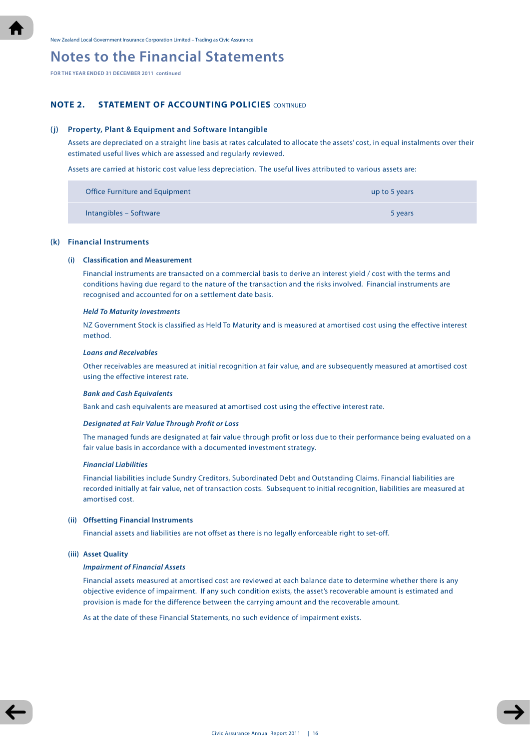# Notes to the Financial Statements

FOR THE YEAR ENDED 31 DECEMBER 2011 continued

## NOTE 2. STATEMENT OF ACCOUNTING POLICIES CONTINUED

### (j) Property, Plant & Equipment and Software Intangible

Assets are depreciated on a straight line basis at rates calculated to allocate the assets' cost, in equal instalments over their estimated useful lives which are assessed and regularly reviewed.

Assets are carried at historic cost value less depreciation. The useful lives attributed to various assets are:

| | |
|---|---|
| Office Furniture and Equipment | up to 5 years |
| Intangibles – Software | 5 years |

### (k) Financial Instruments

#### (i) Classification and Measurement

Financial instruments are transacted on a commercial basis to derive an interest yield / cost with the terms and conditions having due regard to the nature of the transaction and the risks involved. Financial instruments are recognised and accounted for on a settlement date basis.

***Held To Maturity Investments***

NZ Government Stock is classified as Held To Maturity and is measured at amortised cost using the effective interest method.

***Loans and Receivables***

Other receivables are measured at initial recognition at fair value, and are subsequently measured at amortised cost using the effective interest rate.

***Bank and Cash Equivalents***

Bank and cash equivalents are measured at amortised cost using the effective interest rate.

***Designated at Fair Value Through Profit or Loss***

The managed funds are designated at fair value through profit or loss due to their performance being evaluated on a fair value basis in accordance with a documented investment strategy.

***Financial Liabilities***

Financial liabilities include Sundry Creditors, Subordinated Debt and Outstanding Claims. Financial liabilities are recorded initially at fair value, net of transaction costs. Subsequent to initial recognition, liabilities are measured at amortised cost.

#### (ii) Offsetting Financial Instruments

Financial assets and liabilities are not offset as there is no legally enforceable right to set-off.

#### (iii) Asset Quality

***Impairment of Financial Assets***

Financial assets measured at amortised cost are reviewed at each balance date to determine whether there is any objective evidence of impairment. If any such condition exists, the asset's recoverable amount is estimated and provision is made for the difference between the carrying amount and the recoverable amount.

As at the date of these Financial Statements, no such evidence of impairment exists.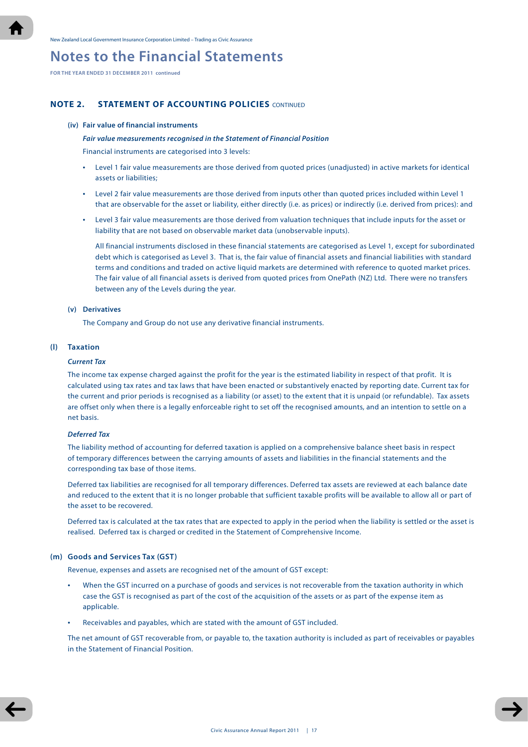# Notes to the Financial Statements

FOR THE YEAR ENDED 31 DECEMBER 2011 continued

## NOTE 2. STATEMENT OF ACCOUNTING POLICIES CONTINUED

### (iv) Fair value of financial instruments

***Fair value measurements recognised in the Statement of Financial Position***

Financial instruments are categorised into 3 levels:

- Level 1 fair value measurements are those derived from quoted prices (unadjusted) in active markets for identical assets or liabilities;
- Level 2 fair value measurements are those derived from inputs other than quoted prices included within Level 1 that are observable for the asset or liability, either directly (i.e. as prices) or indirectly (i.e. derived from prices): and
- Level 3 fair value measurements are those derived from valuation techniques that include inputs for the asset or liability that are not based on observable market data (unobservable inputs).

  All financial instruments disclosed in these financial statements are categorised as Level 1, except for subordinated debt which is categorised as Level 3. That is, the fair value of financial assets and financial liabilities with standard terms and conditions and traded on active liquid markets are determined with reference to quoted market prices. The fair value of all financial assets is derived from quoted prices from OnePath (NZ) Ltd. There were no transfers between any of the Levels during the year.

### (v) Derivatives

The Company and Group do not use any derivative financial instruments.

### (l) Taxation

***Current Tax***

The income tax expense charged against the profit for the year is the estimated liability in respect of that profit. It is calculated using tax rates and tax laws that have been enacted or substantively enacted by reporting date. Current tax for the current and prior periods is recognised as a liability (or asset) to the extent that it is unpaid (or refundable). Tax assets are offset only when there is a legally enforceable right to set off the recognised amounts, and an intention to settle on a net basis.

***Deferred Tax***

The liability method of accounting for deferred taxation is applied on a comprehensive balance sheet basis in respect of temporary differences between the carrying amounts of assets and liabilities in the financial statements and the corresponding tax base of those items.

Deferred tax liabilities are recognised for all temporary differences. Deferred tax assets are reviewed at each balance date and reduced to the extent that it is no longer probable that sufficient taxable profits will be available to allow all or part of the asset to be recovered.

Deferred tax is calculated at the tax rates that are expected to apply in the period when the liability is settled or the asset is realised. Deferred tax is charged or credited in the Statement of Comprehensive Income.

### (m) Goods and Services Tax (GST)

Revenue, expenses and assets are recognised net of the amount of GST except:

- When the GST incurred on a purchase of goods and services is not recoverable from the taxation authority in which case the GST is recognised as part of the cost of the acquisition of the assets or as part of the expense item as applicable.
- Receivables and payables, which are stated with the amount of GST included.

The net amount of GST recoverable from, or payable to, the taxation authority is included as part of receivables or payables in the Statement of Financial Position.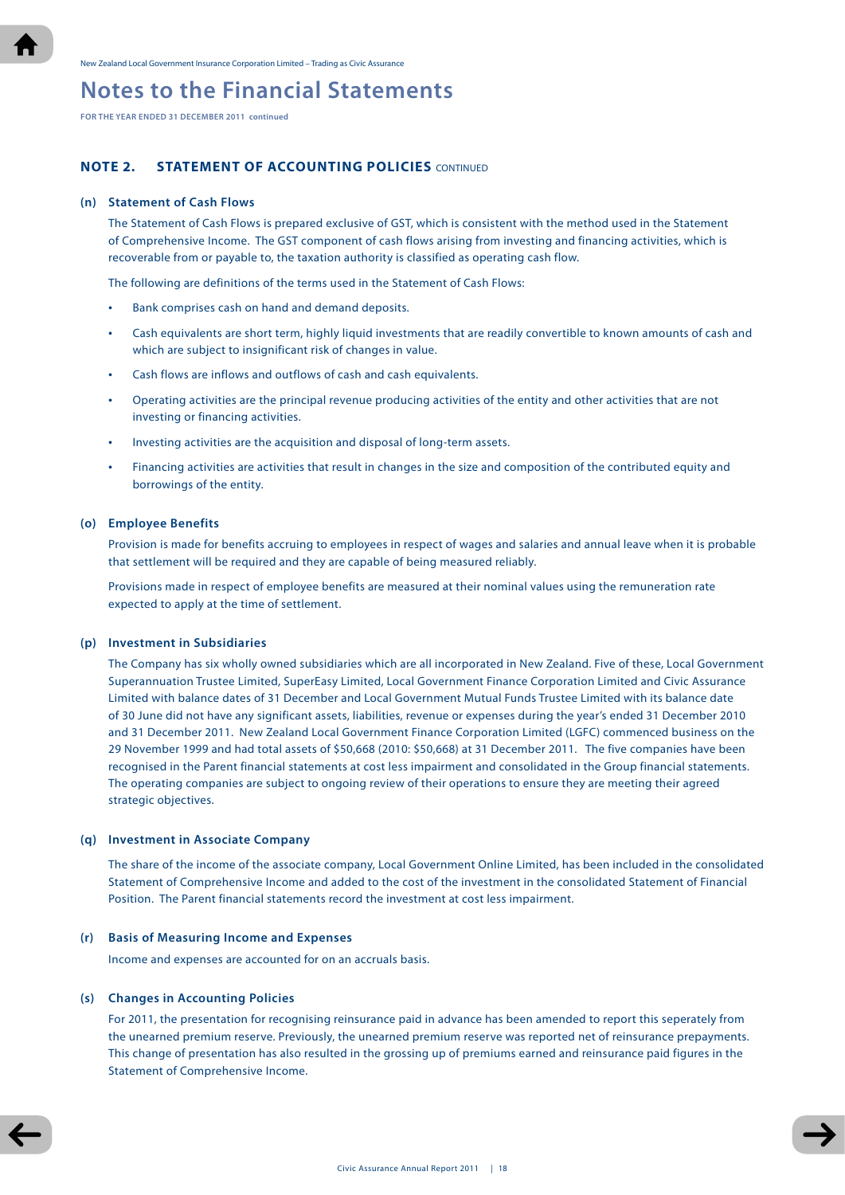# Notes to the Financial Statements

FOR THE YEAR ENDED 31 DECEMBER 2011 continued

## NOTE 2. STATEMENT OF ACCOUNTING POLICIES CONTINUED

### (n) Statement of Cash Flows

The Statement of Cash Flows is prepared exclusive of GST, which is consistent with the method used in the Statement of Comprehensive Income. The GST component of cash flows arising from investing and financing activities, which is recoverable from or payable to, the taxation authority is classified as operating cash flow.

The following are definitions of the terms used in the Statement of Cash Flows:

- Bank comprises cash on hand and demand deposits.
- Cash equivalents are short term, highly liquid investments that are readily convertible to known amounts of cash and which are subject to insignificant risk of changes in value.
- Cash flows are inflows and outflows of cash and cash equivalents.
- Operating activities are the principal revenue producing activities of the entity and other activities that are not investing or financing activities.
- Investing activities are the acquisition and disposal of long-term assets.
- Financing activities are activities that result in changes in the size and composition of the contributed equity and borrowings of the entity.

### (o) Employee Benefits

Provision is made for benefits accruing to employees in respect of wages and salaries and annual leave when it is probable that settlement will be required and they are capable of being measured reliably.

Provisions made in respect of employee benefits are measured at their nominal values using the remuneration rate expected to apply at the time of settlement.

### (p) Investment in Subsidiaries

The Company has six wholly owned subsidiaries which are all incorporated in New Zealand. Five of these, Local Government Superannuation Trustee Limited, SuperEasy Limited, Local Government Finance Corporation Limited and Civic Assurance Limited with balance dates of 31 December and Local Government Mutual Funds Trustee Limited with its balance date of 30 June did not have any significant assets, liabilities, revenue or expenses during the year's ended 31 December 2010 and 31 December 2011. New Zealand Local Government Finance Corporation Limited (LGFC) commenced business on the 29 November 1999 and had total assets of $50,668 (2010: $50,668) at 31 December 2011. The five companies have been recognised in the Parent financial statements at cost less impairment and consolidated in the Group financial statements. The operating companies are subject to ongoing review of their operations to ensure they are meeting their agreed strategic objectives.

### (q) Investment in Associate Company

The share of the income of the associate company, Local Government Online Limited, has been included in the consolidated Statement of Comprehensive Income and added to the cost of the investment in the consolidated Statement of Financial Position. The Parent financial statements record the investment at cost less impairment.

### (r) Basis of Measuring Income and Expenses

Income and expenses are accounted for on an accruals basis.

### (s) Changes in Accounting Policies

For 2011, the presentation for recognising reinsurance paid in advance has been amended to report this seperately from the unearned premium reserve. Previously, the unearned premium reserve was reported net of reinsurance prepayments. This change of presentation has also resulted in the grossing up of premiums earned and reinsurance paid figures in the Statement of Comprehensive Income.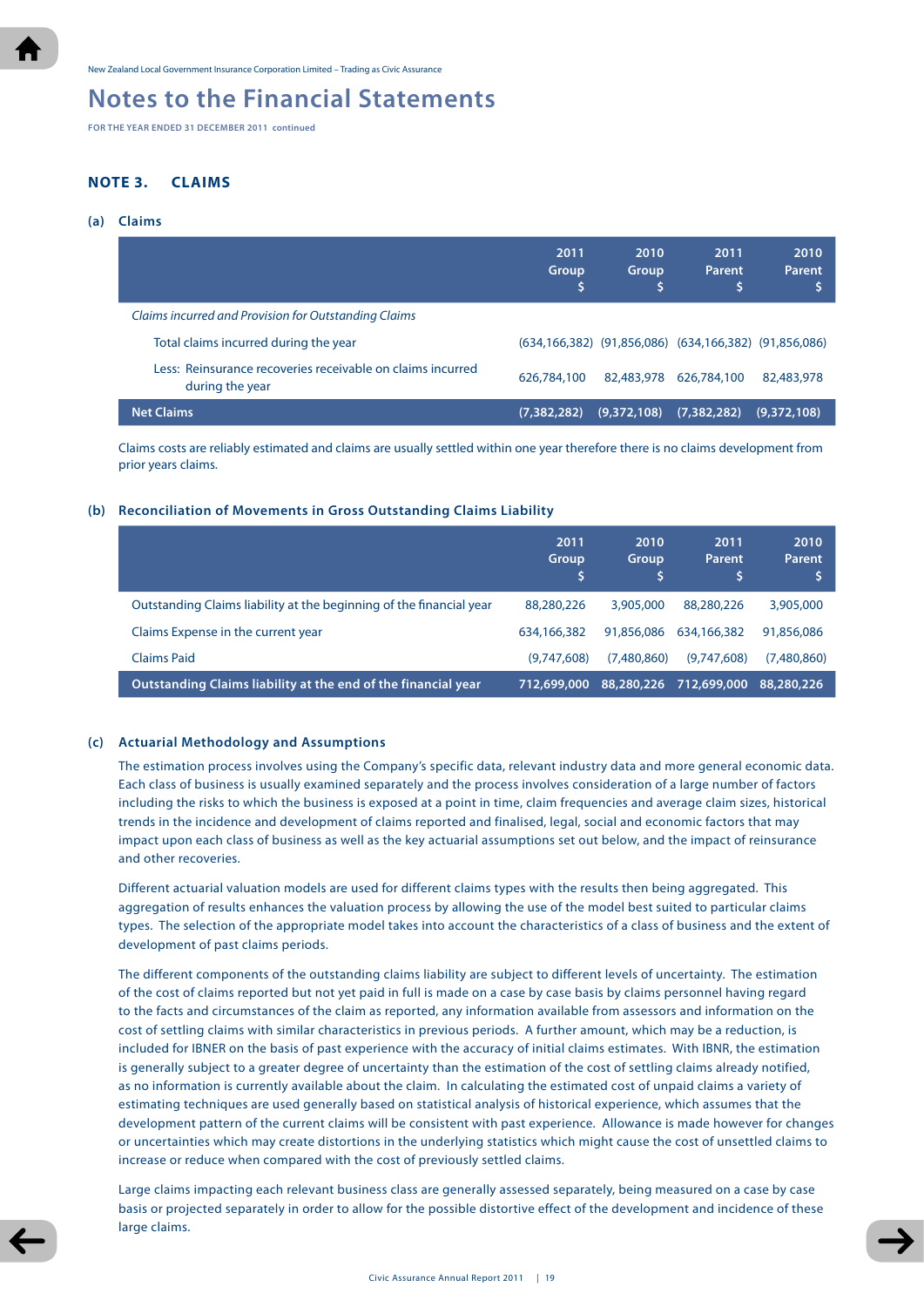# Notes to the Financial Statements

FOR THE YEAR ENDED 31 DECEMBER 2011 continued

## NOTE 3. CLAIMS

### (a) Claims

| | 2011 Group $ | 2010 Group $ | 2011 Parent $ | 2010 Parent $ |
|---|---|---|---|---|
| *Claims incurred and Provision for Outstanding Claims* | | | | |
| Total claims incurred during the year | (634,166,382) | (91,856,086) | (634,166,382) | (91,856,086) |
| Less: Reinsurance recoveries receivable on claims incurred during the year | 626,784,100 | 82,483,978 | 626,784,100 | 82,483,978 |
| **Net Claims** | **(7,382,282)** | **(9,372,108)** | **(7,382,282)** | **(9,372,108)** |

Claims costs are reliably estimated and claims are usually settled within one year therefore there is no claims development from prior years claims.

### (b) Reconciliation of Movements in Gross Outstanding Claims Liability

| | 2011 Group $ | 2010 Group $ | 2011 Parent $ | 2010 Parent $ |
|---|---|---|---|---|
| Outstanding Claims liability at the beginning of the financial year | 88,280,226 | 3,905,000 | 88,280,226 | 3,905,000 |
| Claims Expense in the current year | 634,166,382 | 91,856,086 | 634,166,382 | 91,856,086 |
| Claims Paid | (9,747,608) | (7,480,860) | (9,747,608) | (7,480,860) |
| **Outstanding Claims liability at the end of the financial year** | **712,699,000** | **88,280,226** | **712,699,000** | **88,280,226** |

### (c) Actuarial Methodology and Assumptions

The estimation process involves using the Company's specific data, relevant industry data and more general economic data. Each class of business is usually examined separately and the process involves consideration of a large number of factors including the risks to which the business is exposed at a point in time, claim frequencies and average claim sizes, historical trends in the incidence and development of claims reported and finalised, legal, social and economic factors that may impact upon each class of business as well as the key actuarial assumptions set out below, and the impact of reinsurance and other recoveries.

Different actuarial valuation models are used for different claims types with the results then being aggregated. This aggregation of results enhances the valuation process by allowing the use of the model best suited to particular claims types. The selection of the appropriate model takes into account the characteristics of a class of business and the extent of development of past claims periods.

The different components of the outstanding claims liability are subject to different levels of uncertainty. The estimation of the cost of claims reported but not yet paid in full is made on a case by case basis by claims personnel having regard to the facts and circumstances of the claim as reported, any information available from assessors and information on the cost of settling claims with similar characteristics in previous periods. A further amount, which may be a reduction, is included for IBNER on the basis of past experience with the accuracy of initial claims estimates. With IBNR, the estimation is generally subject to a greater degree of uncertainty than the estimation of the cost of settling claims already notified, as no information is currently available about the claim. In calculating the estimated cost of unpaid claims a variety of estimating techniques are used generally based on statistical analysis of historical experience, which assumes that the development pattern of the current claims will be consistent with past experience. Allowance is made however for changes or uncertainties which may create distortions in the underlying statistics which might cause the cost of unsettled claims to increase or reduce when compared with the cost of previously settled claims.

Large claims impacting each relevant business class are generally assessed separately, being measured on a case by case basis or projected separately in order to allow for the possible distortive effect of the development and incidence of these large claims.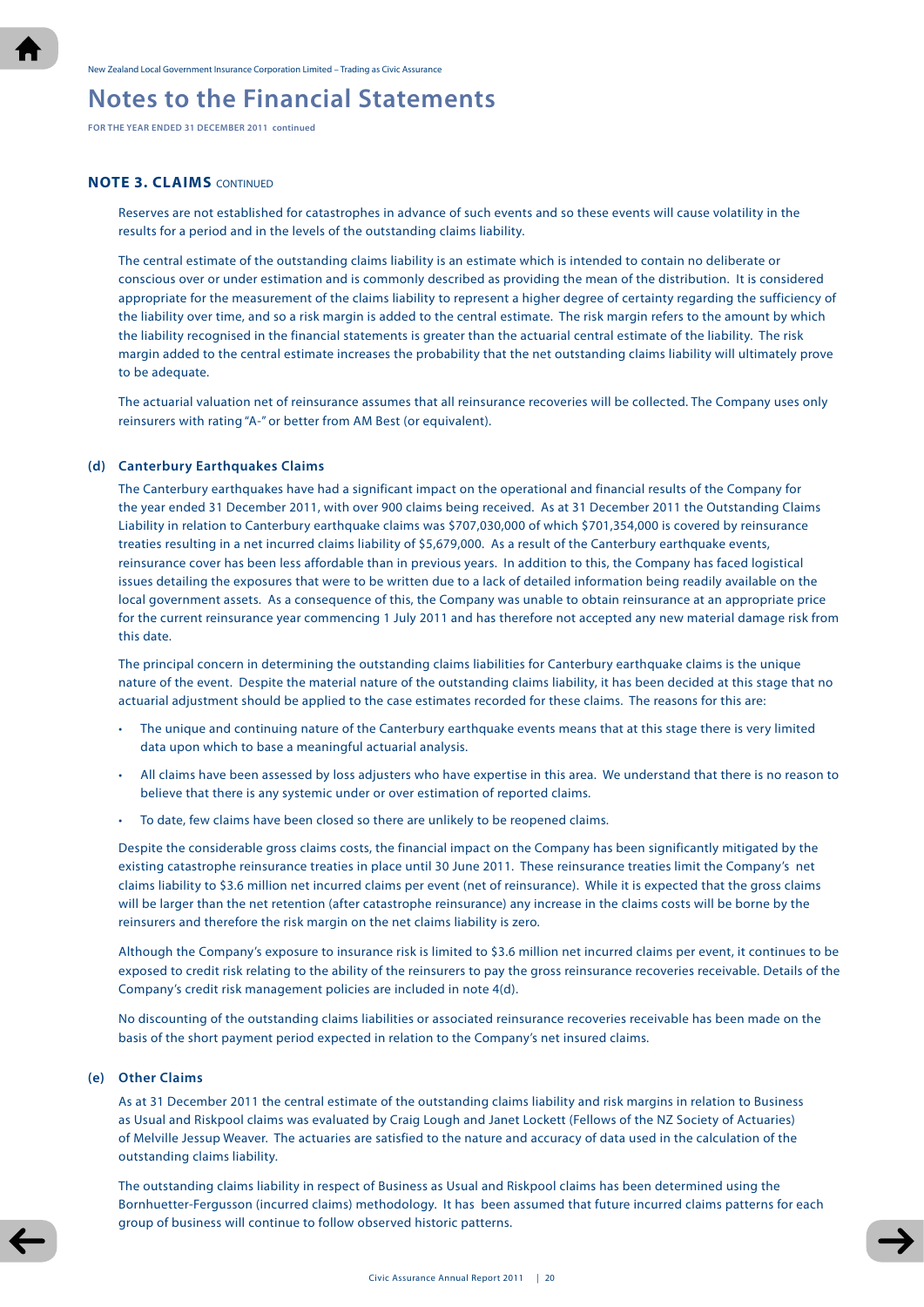# Notes to the Financial Statements

FOR THE YEAR ENDED 31 DECEMBER 2011 continued

## NOTE 3. CLAIMS CONTINUED

Reserves are not established for catastrophes in advance of such events and so these events will cause volatility in the results for a period and in the levels of the outstanding claims liability.

The central estimate of the outstanding claims liability is an estimate which is intended to contain no deliberate or conscious over or under estimation and is commonly described as providing the mean of the distribution. It is considered appropriate for the measurement of the claims liability to represent a higher degree of certainty regarding the sufficiency of the liability over time, and so a risk margin is added to the central estimate. The risk margin refers to the amount by which the liability recognised in the financial statements is greater than the actuarial central estimate of the liability. The risk margin added to the central estimate increases the probability that the net outstanding claims liability will ultimately prove to be adequate.

The actuarial valuation net of reinsurance assumes that all reinsurance recoveries will be collected. The Company uses only reinsurers with rating "A-" or better from AM Best (or equivalent).

### (d) Canterbury Earthquakes Claims

The Canterbury earthquakes have had a significant impact on the operational and financial results of the Company for the year ended 31 December 2011, with over 900 claims being received. As at 31 December 2011 the Outstanding Claims Liability in relation to Canterbury earthquake claims was $707,030,000 of which $701,354,000 is covered by reinsurance treaties resulting in a net incurred claims liability of $5,679,000. As a result of the Canterbury earthquake events, reinsurance cover has been less affordable than in previous years. In addition to this, the Company has faced logistical issues detailing the exposures that were to be written due to a lack of detailed information being readily available on the local government assets. As a consequence of this, the Company was unable to obtain reinsurance at an appropriate price for the current reinsurance year commencing 1 July 2011 and has therefore not accepted any new material damage risk from this date.

The principal concern in determining the outstanding claims liabilities for Canterbury earthquake claims is the unique nature of the event. Despite the material nature of the outstanding claims liability, it has been decided at this stage that no actuarial adjustment should be applied to the case estimates recorded for these claims. The reasons for this are:

- The unique and continuing nature of the Canterbury earthquake events means that at this stage there is very limited data upon which to base a meaningful actuarial analysis.
- All claims have been assessed by loss adjusters who have expertise in this area. We understand that there is no reason to believe that there is any systemic under or over estimation of reported claims.
- To date, few claims have been closed so there are unlikely to be reopened claims.

Despite the considerable gross claims costs, the financial impact on the Company has been significantly mitigated by the existing catastrophe reinsurance treaties in place until 30 June 2011. These reinsurance treaties limit the Company's net claims liability to $3.6 million net incurred claims per event (net of reinsurance). While it is expected that the gross claims will be larger than the net retention (after catastrophe reinsurance) any increase in the claims costs will be borne by the reinsurers and therefore the risk margin on the net claims liability is zero.

Although the Company's exposure to insurance risk is limited to $3.6 million net incurred claims per event, it continues to be exposed to credit risk relating to the ability of the reinsurers to pay the gross reinsurance recoveries receivable. Details of the Company's credit risk management policies are included in note 4(d).

No discounting of the outstanding claims liabilities or associated reinsurance recoveries receivable has been made on the basis of the short payment period expected in relation to the Company's net insured claims.

### (e) Other Claims

As at 31 December 2011 the central estimate of the outstanding claims liability and risk margins in relation to Business as Usual and Riskpool claims was evaluated by Craig Lough and Janet Lockett (Fellows of the NZ Society of Actuaries) of Melville Jessup Weaver. The actuaries are satisfied to the nature and accuracy of data used in the calculation of the outstanding claims liability.

The outstanding claims liability in respect of Business as Usual and Riskpool claims has been determined using the Bornhuetter-Fergusson (incurred claims) methodology. It has been assumed that future incurred claims patterns for each group of business will continue to follow observed historic patterns.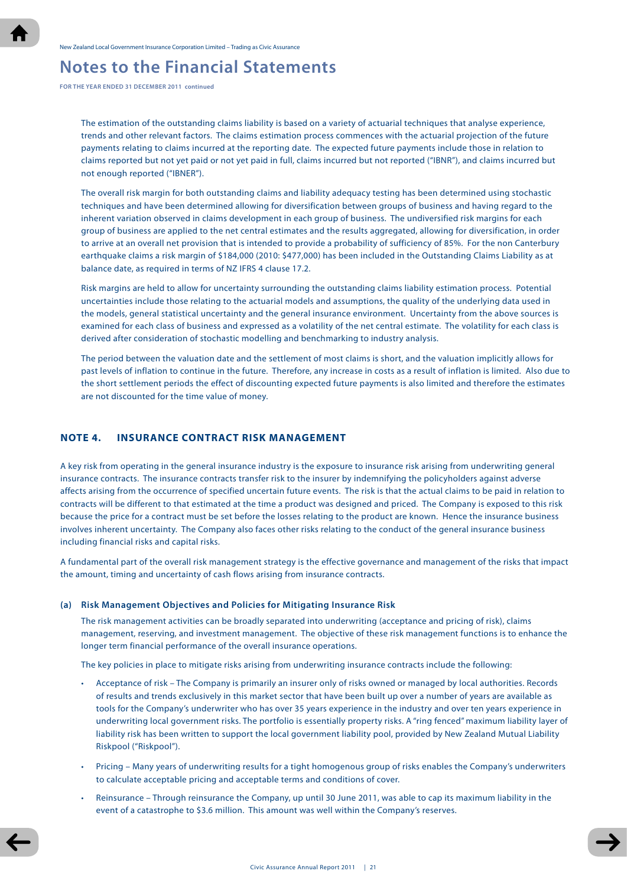The estimation of the outstanding claims liability is based on a variety of actuarial techniques that analyse experience, trends and other relevant factors. The claims estimation process commences with the actuarial projection of the future payments relating to claims incurred at the reporting date. The expected future payments include those in relation to claims reported but not yet paid or not yet paid in full, claims incurred but not reported ("IBNR"), and claims incurred but not enough reported ("IBNER").

The overall risk margin for both outstanding claims and liability adequacy testing has been determined using stochastic techniques and have been determined allowing for diversification between groups of business and having regard to the inherent variation observed in claims development in each group of business. The undiversified risk margins for each group of business are applied to the net central estimates and the results aggregated, allowing for diversification, in order to arrive at an overall net provision that is intended to provide a probability of sufficiency of 85%. For the non Canterbury earthquake claims a risk margin of $184,000 (2010: $477,000) has been included in the Outstanding Claims Liability as at balance date, as required in terms of NZ IFRS 4 clause 17.2.

Risk margins are held to allow for uncertainty surrounding the outstanding claims liability estimation process. Potential uncertainties include those relating to the actuarial models and assumptions, the quality of the underlying data used in the models, general statistical uncertainty and the general insurance environment. Uncertainty from the above sources is examined for each class of business and expressed as a volatility of the net central estimate. The volatility for each class is derived after consideration of stochastic modelling and benchmarking to industry analysis.

The period between the valuation date and the settlement of most claims is short, and the valuation implicitly allows for past levels of inflation to continue in the future. Therefore, any increase in costs as a result of inflation is limited. Also due to the short settlement periods the effect of discounting expected future payments is also limited and therefore the estimates are not discounted for the time value of money.

## NOTE 4. INSURANCE CONTRACT RISK MANAGEMENT

A key risk from operating in the general insurance industry is the exposure to insurance risk arising from underwriting general insurance contracts. The insurance contracts transfer risk to the insurer by indemnifying the policyholders against adverse affects arising from the occurrence of specified uncertain future events. The risk is that the actual claims to be paid in relation to contracts will be different to that estimated at the time a product was designed and priced. The Company is exposed to this risk because the price for a contract must be set before the losses relating to the product are known. Hence the insurance business involves inherent uncertainty. The Company also faces other risks relating to the conduct of the general insurance business including financial risks and capital risks.

A fundamental part of the overall risk management strategy is the effective governance and management of the risks that impact the amount, timing and uncertainty of cash flows arising from insurance contracts.

### (a) Risk Management Objectives and Policies for Mitigating Insurance Risk

The risk management activities can be broadly separated into underwriting (acceptance and pricing of risk), claims management, reserving, and investment management. The objective of these risk management functions is to enhance the longer term financial performance of the overall insurance operations.

The key policies in place to mitigate risks arising from underwriting insurance contracts include the following:

- Acceptance of risk – The Company is primarily an insurer only of risks owned or managed by local authorities. Records of results and trends exclusively in this market sector that have been built up over a number of years are available as tools for the Company's underwriter who has over 35 years experience in the industry and over ten years experience in underwriting local government risks. The portfolio is essentially property risks. A "ring fenced" maximum liability layer of liability risk has been written to support the local government liability pool, provided by New Zealand Mutual Liability Riskpool ("Riskpool").
- Pricing – Many years of underwriting results for a tight homogenous group of risks enables the Company's underwriters to calculate acceptable pricing and acceptable terms and conditions of cover.
- Reinsurance – Through reinsurance the Company, up until 30 June 2011, was able to cap its maximum liability in the event of a catastrophe to $3.6 million. This amount was well within the Company's reserves.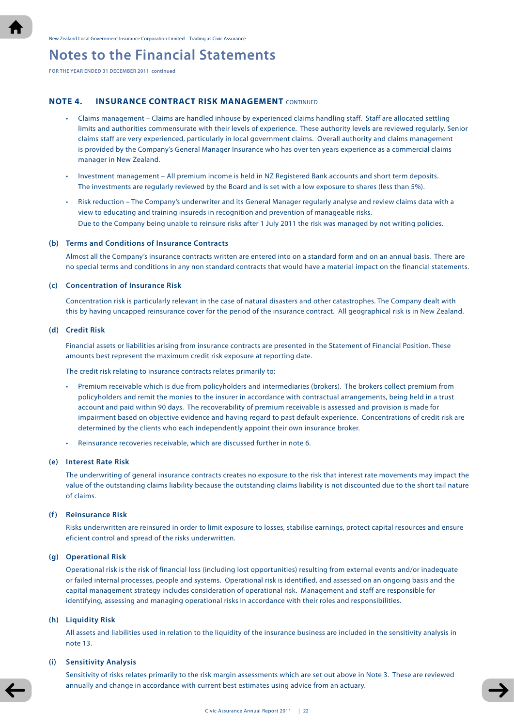# Notes to the Financial Statements

FOR THE YEAR ENDED 31 DECEMBER 2011 continued

## NOTE 4. INSURANCE CONTRACT RISK MANAGEMENT CONTINUED

- Claims management – Claims are handled inhouse by experienced claims handling staff. Staff are allocated settling limits and authorities commensurate with their levels of experience. These authority levels are reviewed regularly. Senior claims staff are very experienced, particularly in local government claims. Overall authority and claims management is provided by the Company's General Manager Insurance who has over ten years experience as a commercial claims manager in New Zealand.
- Investment management – All premium income is held in NZ Registered Bank accounts and short term deposits. The investments are regularly reviewed by the Board and is set with a low exposure to shares (less than 5%).
- Risk reduction – The Company's underwriter and its General Manager regularly analyse and review claims data with a view to educating and training insureds in recognition and prevention of manageable risks. Due to the Company being unable to reinsure risks after 1 July 2011 the risk was managed by not writing policies.

### (b) Terms and Conditions of Insurance Contracts

Almost all the Company's insurance contracts written are entered into on a standard form and on an annual basis. There are no special terms and conditions in any non standard contracts that would have a material impact on the financial statements.

### (c) Concentration of Insurance Risk

Concentration risk is particularly relevant in the case of natural disasters and other catastrophes. The Company dealt with this by having uncapped reinsurance cover for the period of the insurance contract. All geographical risk is in New Zealand.

### (d) Credit Risk

Financial assets or liabilities arising from insurance contracts are presented in the Statement of Financial Position. These amounts best represent the maximum credit risk exposure at reporting date.

The credit risk relating to insurance contracts relates primarily to:

- Premium receivable which is due from policyholders and intermediaries (brokers). The brokers collect premium from policyholders and remit the monies to the insurer in accordance with contractual arrangements, being held in a trust account and paid within 90 days. The recoverability of premium receivable is assessed and provision is made for impairment based on objective evidence and having regard to past default experience. Concentrations of credit risk are determined by the clients who each independently appoint their own insurance broker.
- Reinsurance recoveries receivable, which are discussed further in note 6.

### (e) Interest Rate Risk

The underwriting of general insurance contracts creates no exposure to the risk that interest rate movements may impact the value of the outstanding claims liability because the outstanding claims liability is not discounted due to the short tail nature of claims.

### (f) Reinsurance Risk

Risks underwritten are reinsured in order to limit exposure to losses, stabilise earnings, protect capital resources and ensure eficient control and spread of the risks underwritten.

### (g) Operational Risk

Operational risk is the risk of financial loss (including lost opportunities) resulting from external events and/or inadequate or failed internal processes, people and systems. Operational risk is identified, and assessed on an ongoing basis and the capital management strategy includes consideration of operational risk. Management and staff are responsible for identifying, assessing and managing operational risks in accordance with their roles and responsibilities.

### (h) Liquidity Risk

All assets and liabilities used in relation to the liquidity of the insurance business are included in the sensitivity analysis in note 13.

### (i) Sensitivity Analysis

Sensitivity of risks relates primarily to the risk margin assessments which are set out above in Note 3. These are reviewed annually and change in accordance with current best estimates using advice from an actuary.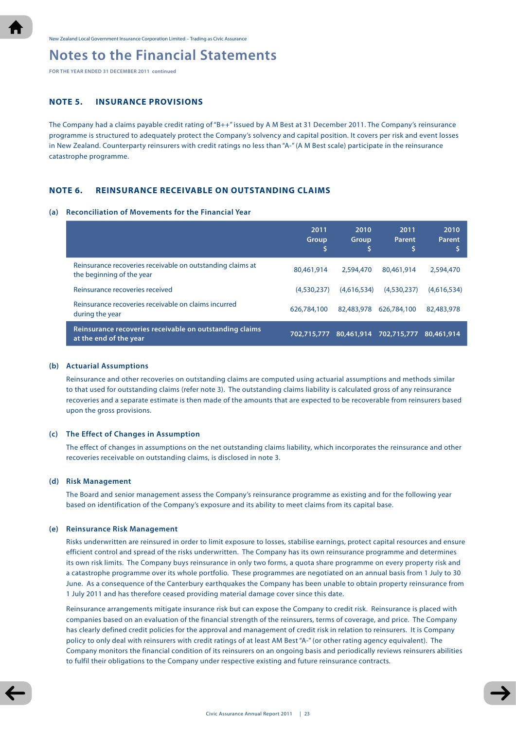# Notes to the Financial Statements

FOR THE YEAR ENDED 31 DECEMBER 2011 continued

## NOTE 5. INSURANCE PROVISIONS

The Company had a claims payable credit rating of "B++" issued by A M Best at 31 December 2011. The Company's reinsurance programme is structured to adequately protect the Company's solvency and capital position. It covers per risk and event losses in New Zealand. Counterparty reinsurers with credit ratings no less than "A-" (A M Best scale) participate in the reinsurance catastrophe programme.

## NOTE 6. REINSURANCE RECEIVABLE ON OUTSTANDING CLAIMS

### (a) Reconciliation of Movements for the Financial Year

| | 2011 Group $ | 2010 Group $ | 2011 Parent $ | 2010 Parent $ |
|---|---|---|---|---|
| Reinsurance recoveries receivable on outstanding claims at the beginning of the year | 80,461,914 | 2,594,470 | 80,461,914 | 2,594,470 |
| Reinsurance recoveries received | (4,530,237) | (4,616,534) | (4,530,237) | (4,616,534) |
| Reinsurance recoveries receivable on claims incurred during the year | 626,784,100 | 82,483,978 | 626,784,100 | 82,483,978 |
| **Reinsurance recoveries receivable on outstanding claims at the end of the year** | **702,715,777** | **80,461,914** | **702,715,777** | **80,461,914** |

### (b) Actuarial Assumptions

Reinsurance and other recoveries on outstanding claims are computed using actuarial assumptions and methods similar to that used for outstanding claims (refer note 3). The outstanding claims liability is calculated gross of any reinsurance recoveries and a separate estimate is then made of the amounts that are expected to be recoverable from reinsurers based upon the gross provisions.

### (c) The Effect of Changes in Assumption

The effect of changes in assumptions on the net outstanding claims liability, which incorporates the reinsurance and other recoveries receivable on outstanding claims, is disclosed in note 3.

### (d) Risk Management

The Board and senior management assess the Company's reinsurance programme as existing and for the following year based on identification of the Company's exposure and its ability to meet claims from its capital base.

### (e) Reinsurance Risk Management

Risks underwritten are reinsured in order to limit exposure to losses, stabilise earnings, protect capital resources and ensure efficient control and spread of the risks underwritten. The Company has its own reinsurance programme and determines its own risk limits. The Company buys reinsurance in only two forms, a quota share programme on every property risk and a catastrophe programme over its whole portfolio. These programmes are negotiated on an annual basis from 1 July to 30 June. As a consequence of the Canterbury earthquakes the Company has been unable to obtain property reinsurance from 1 July 2011 and has therefore ceased providing material damage cover since this date.

Reinsurance arrangements mitigate insurance risk but can expose the Company to credit risk. Reinsurance is placed with companies based on an evaluation of the financial strength of the reinsurers, terms of coverage, and price. The Company has clearly defined credit policies for the approval and management of credit risk in relation to reinsurers. It is Company policy to only deal with reinsurers with credit ratings of at least AM Best "A-" (or other rating agency equivalent). The Company monitors the financial condition of its reinsurers on an ongoing basis and periodically reviews reinsurers abilities to fulfil their obligations to the Company under respective existing and future reinsurance contracts.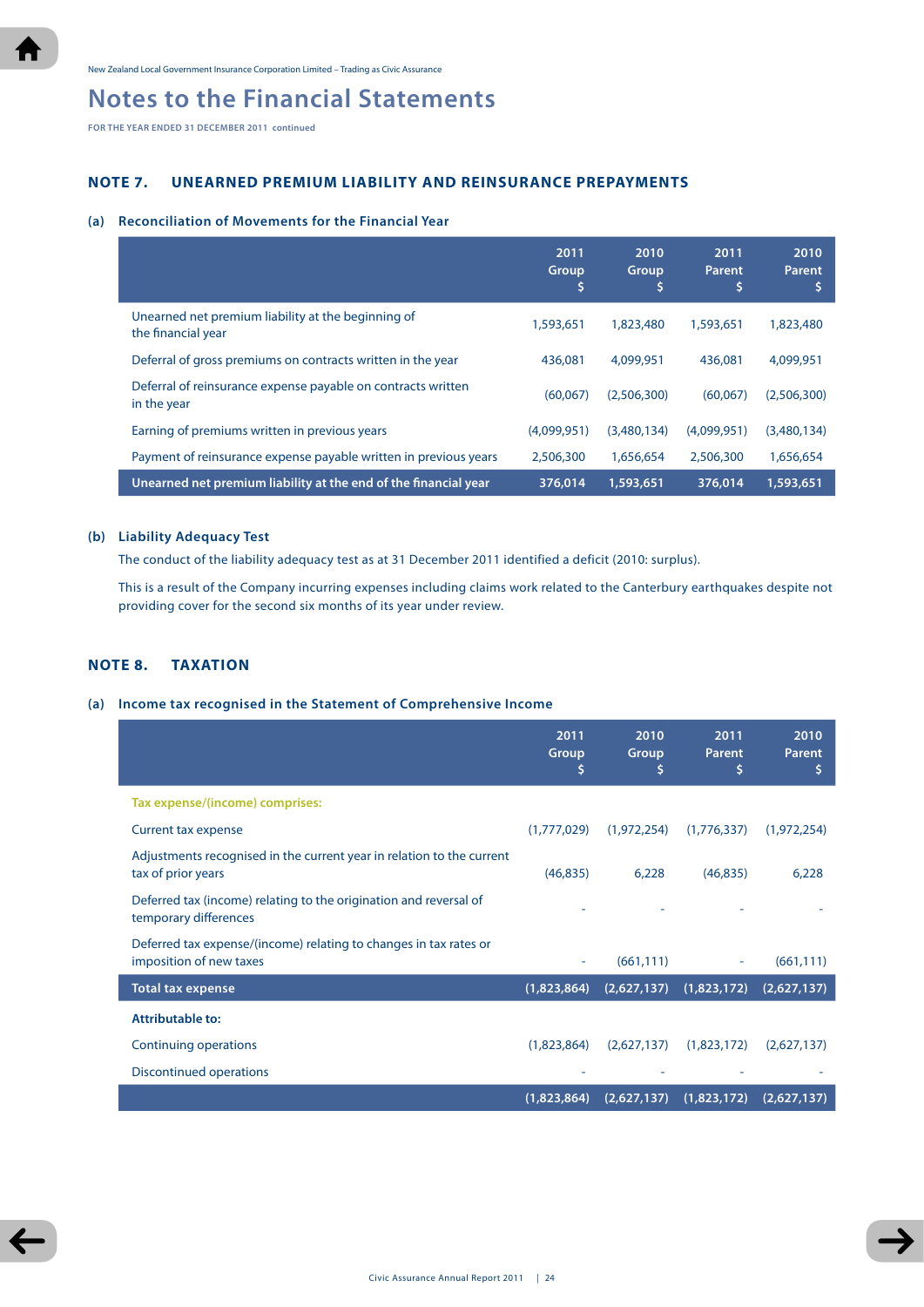# Notes to the Financial Statements

FOR THE YEAR ENDED 31 DECEMBER 2011 continued

## NOTE 7. UNEARNED PREMIUM LIABILITY AND REINSURANCE PREPAYMENTS

### (a) Reconciliation of Movements for the Financial Year

| | 2011 Group $ | 2010 Group $ | 2011 Parent $ | 2010 Parent $ |
|---|---|---|---|---|
| Unearned net premium liability at the beginning of the financial year | 1,593,651 | 1,823,480 | 1,593,651 | 1,823,480 |
| Deferral of gross premiums on contracts written in the year | 436,081 | 4,099,951 | 436,081 | 4,099,951 |
| Deferral of reinsurance expense payable on contracts written in the year | (60,067) | (2,506,300) | (60,067) | (2,506,300) |
| Earning of premiums written in previous years | (4,099,951) | (3,480,134) | (4,099,951) | (3,480,134) |
| Payment of reinsurance expense payable written in previous years | 2,506,300 | 1,656,654 | 2,506,300 | 1,656,654 |
| **Unearned net premium liability at the end of the financial year** | **376,014** | **1,593,651** | **376,014** | **1,593,651** |

### (b) Liability Adequacy Test

The conduct of the liability adequacy test as at 31 December 2011 identified a deficit (2010: surplus).

This is a result of the Company incurring expenses including claims work related to the Canterbury earthquakes despite not providing cover for the second six months of its year under review.

## NOTE 8. TAXATION

### (a) Income tax recognised in the Statement of Comprehensive Income

| | 2011 Group $ | 2010 Group $ | 2011 Parent $ | 2010 Parent $ |
|---|---|---|---|---|
| Tax expense/(income) comprises: | | | | |
| Current tax expense | (1,777,029) | (1,972,254) | (1,776,337) | (1,972,254) |
| Adjustments recognised in the current year in relation to the current tax of prior years | (46,835) | 6,228 | (46,835) | 6,228 |
| Deferred tax (income) relating to the origination and reversal of temporary differences | - | - | - | - |
| Deferred tax expense/(income) relating to changes in tax rates or imposition of new taxes | - | (661,111) | - | (661,111) |
| **Total tax expense** | **(1,823,864)** | **(2,627,137)** | **(1,823,172)** | **(2,627,137)** |
| **Attributable to:** | | | | |
| Continuing operations | (1,823,864) | (2,627,137) | (1,823,172) | (2,627,137) |
| Discontinued operations | - | - | - | - |
| | **(1,823,864)** | **(2,627,137)** | **(1,823,172)** | **(2,627,137)** |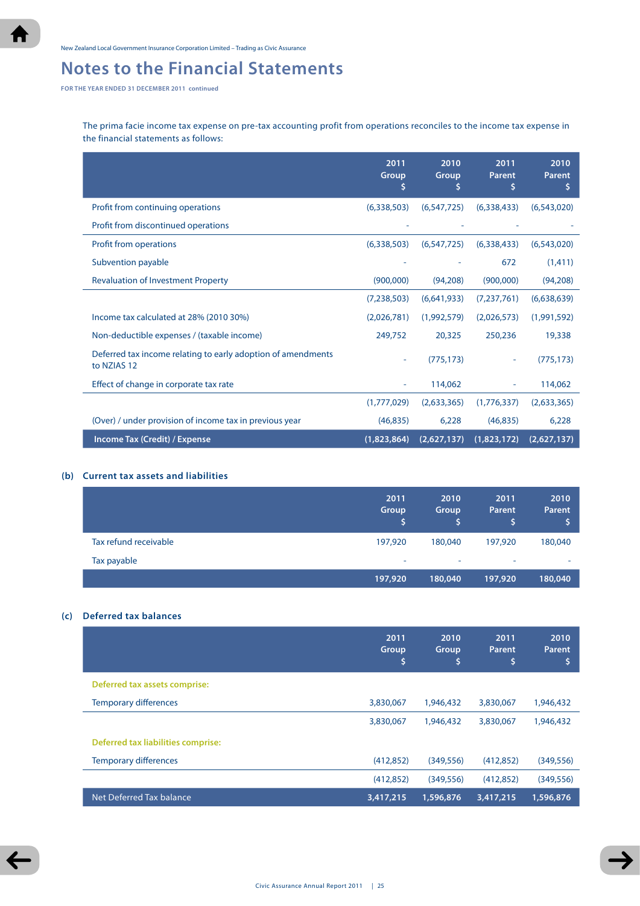# Notes to the Financial Statements

FOR THE YEAR ENDED 31 DECEMBER 2011 continued

The prima facie income tax expense on pre-tax accounting profit from operations reconciles to the income tax expense in the financial statements as follows:

| | 2011 Group $ | 2010 Group $ | 2011 Parent $ | 2010 Parent $ |
|---|---|---|---|---|
| Profit from continuing operations | (6,338,503) | (6,547,725) | (6,338,433) | (6,543,020) |
| Profit from discontinued operations | - | - | - | - |
| Profit from operations | (6,338,503) | (6,547,725) | (6,338,433) | (6,543,020) |
| Subvention payable | - | - | 672 | (1,411) |
| Revaluation of Investment Property | (900,000) | (94,208) | (900,000) | (94,208) |
| | (7,238,503) | (6,641,933) | (7,237,761) | (6,638,639) |
| Income tax calculated at 28% (2010 30%) | (2,026,781) | (1,992,579) | (2,026,573) | (1,991,592) |
| Non-deductible expenses / (taxable income) | 249,752 | 20,325 | 250,236 | 19,338 |
| Deferred tax income relating to early adoption of amendments to NZIAS 12 | - | (775,173) | - | (775,173) |
| Effect of change in corporate tax rate | - | 114,062 | - | 114,062 |
| | (1,777,029) | (2,633,365) | (1,776,337) | (2,633,365) |
| (Over) / under provision of income tax in previous year | (46,835) | 6,228 | (46,835) | 6,228 |
| **Income Tax (Credit) / Expense** | **(1,823,864)** | **(2,627,137)** | **(1,823,172)** | **(2,627,137)** |

## (b) Current tax assets and liabilities

| | 2011 Group $ | 2010 Group $ | 2011 Parent $ | 2010 Parent $ |
|---|---|---|---|---|
| Tax refund receivable | 197,920 | 180,040 | 197,920 | 180,040 |
| Tax payable | - | - | - | - |
| | **197,920** | **180,040** | **197,920** | **180,040** |

## (c) Deferred tax balances

| | 2011 Group $ | 2010 Group $ | 2011 Parent $ | 2010 Parent $ |
|---|---|---|---|---|
| **Deferred tax assets comprise:** | | | | |
| Temporary differences | 3,830,067 | 1,946,432 | 3,830,067 | 1,946,432 |
| | 3,830,067 | 1,946,432 | 3,830,067 | 1,946,432 |
| **Deferred tax liabilities comprise:** | | | | |
| Temporary differences | (412,852) | (349,556) | (412,852) | (349,556) |
| | (412,852) | (349,556) | (412,852) | (349,556) |
| Net Deferred Tax balance | **3,417,215** | **1,596,876** | **3,417,215** | **1,596,876** |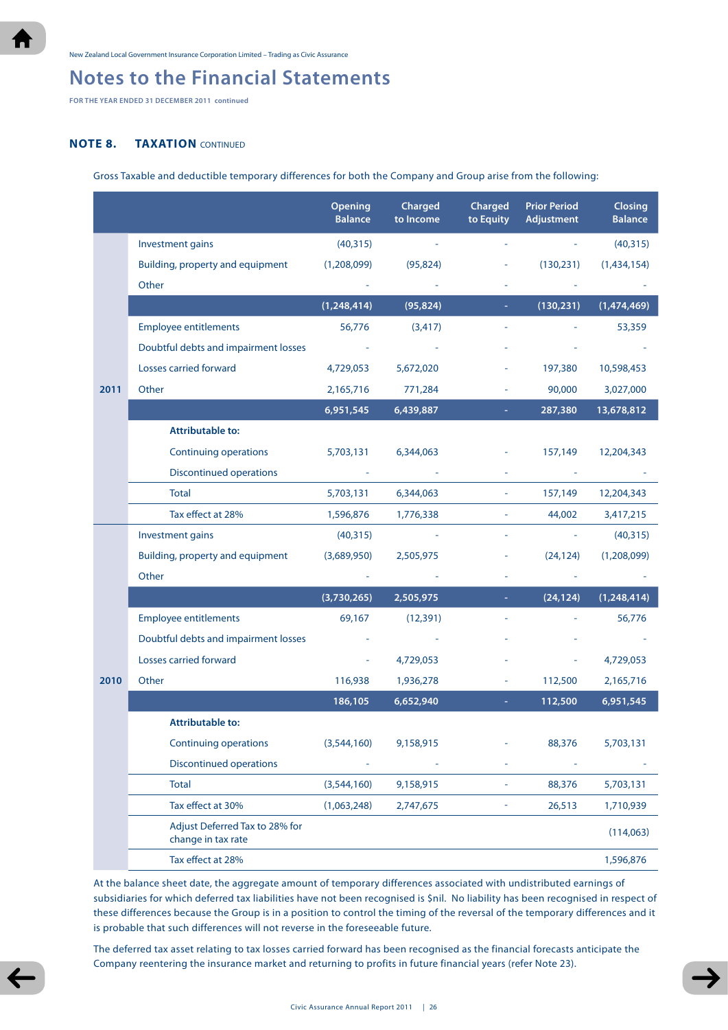## NOTE 8. TAXATION CONTINUED

Gross Taxable and deductible temporary differences for both the Company and Group arise from the following:

| | | Opening Balance | Charged to Income | Charged to Equity | Prior Period Adjustment | Closing Balance |
|---|---|---|---|---|---|---|
| 2011 | Investment gains | (40,315) | - | - | - | (40,315) |
| | Building, property and equipment | (1,208,099) | (95,824) | - | (130,231) | (1,434,154) |
| | Other | - | - | - | - | - |
| | | **(1,248,414)** | **(95,824)** | **-** | **(130,231)** | **(1,474,469)** |
| | Employee entitlements | 56,776 | (3,417) | - | - | 53,359 |
| | Doubtful debts and impairment losses | - | - | - | - | - |
| | Losses carried forward | 4,729,053 | 5,672,020 | - | 197,380 | 10,598,453 |
| | Other | 2,165,716 | 771,284 | - | 90,000 | 3,027,000 |
| | | **6,951,545** | **6,439,887** | **-** | **287,380** | **13,678,812** |
| | **Attributable to:** | | | | | |
| | Continuing operations | 5,703,131 | 6,344,063 | - | 157,149 | 12,204,343 |
| | Discontinued operations | - | - | - | - | - |
| | Total | 5,703,131 | 6,344,063 | - | 157,149 | 12,204,343 |
| | Tax effect at 28% | 1,596,876 | 1,776,338 | - | 44,002 | 3,417,215 |
| 2010 | Investment gains | (40,315) | - | - | - | (40,315) |
| | Building, property and equipment | (3,689,950) | 2,505,975 | - | (24,124) | (1,208,099) |
| | Other | - | - | - | - | - |
| | | **(3,730,265)** | **2,505,975** | **-** | **(24,124)** | **(1,248,414)** |
| | Employee entitlements | 69,167 | (12,391) | - | - | 56,776 |
| | Doubtful debts and impairment losses | - | - | - | - | - |
| | Losses carried forward | - | 4,729,053 | - | - | 4,729,053 |
| | Other | 116,938 | 1,936,278 | - | 112,500 | 2,165,716 |
| | | **186,105** | **6,652,940** | **-** | **112,500** | **6,951,545** |
| | **Attributable to:** | | | | | |
| | Continuing operations | (3,544,160) | 9,158,915 | - | 88,376 | 5,703,131 |
| | Discontinued operations | - | - | - | - | - |
| | Total | (3,544,160) | 9,158,915 | - | 88,376 | 5,703,131 |
| | Tax effect at 30% | (1,063,248) | 2,747,675 | - | 26,513 | 1,710,939 |
| | Adjust Deferred Tax to 28% for change in tax rate | | | | | (114,063) |
| | Tax effect at 28% | | | | | 1,596,876 |

At the balance sheet date, the aggregate amount of temporary differences associated with undistributed earnings of subsidiaries for which deferred tax liabilities have not been recognised is $nil. No liability has been recognised in respect of these differences because the Group is in a position to control the timing of the reversal of the temporary differences and it is probable that such differences will not reverse in the foreseeable future.

The deferred tax asset relating to tax losses carried forward has been recognised as the financial forecasts anticipate the Company reentering the insurance market and returning to profits in future financial years (refer Note 23).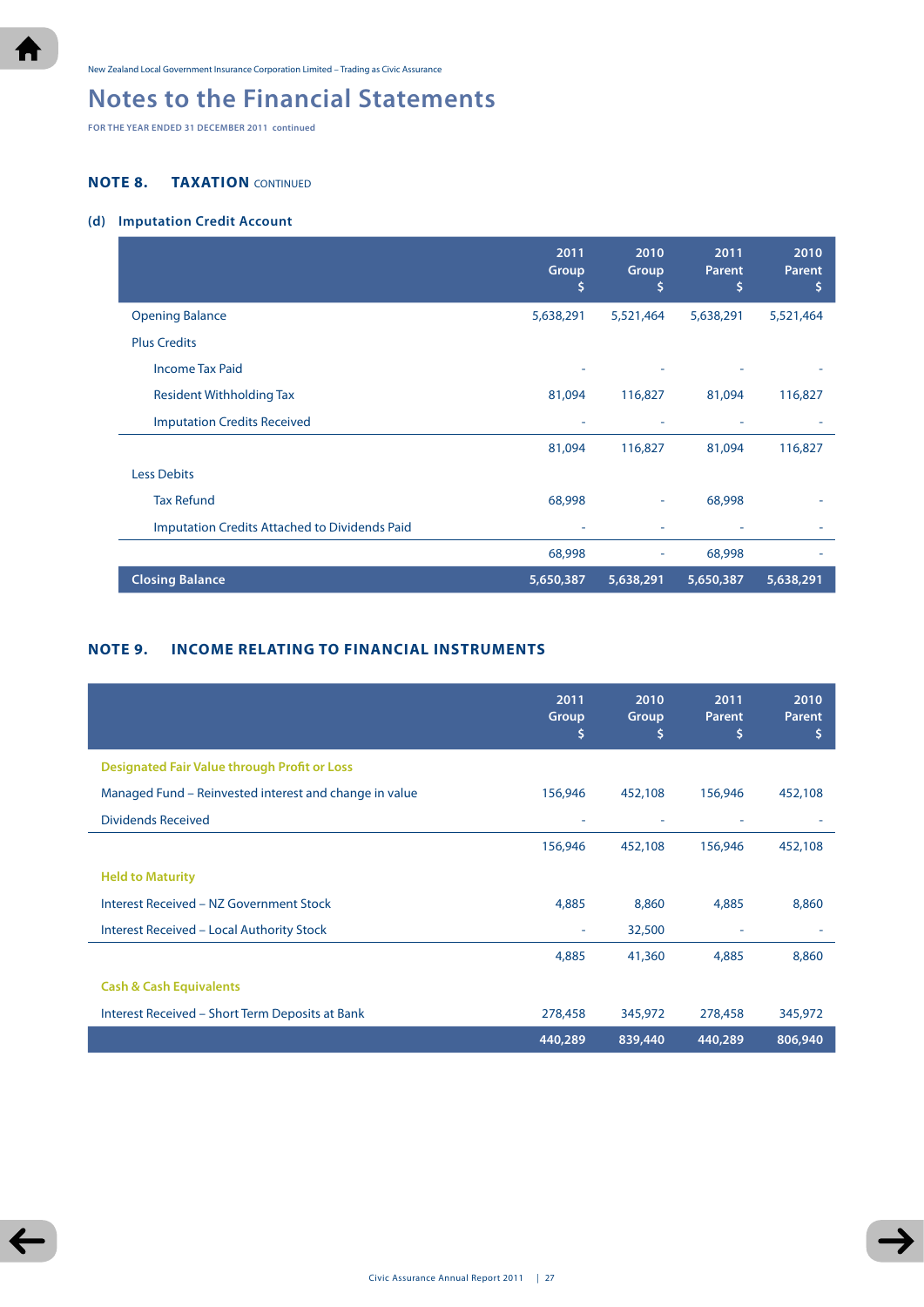# Notes to the Financial Statements

FOR THE YEAR ENDED 31 DECEMBER 2011 continued

## NOTE 8. TAXATION CONTINUED

### (d) Imputation Credit Account

| | 2011 Group $ | 2010 Group $ | 2011 Parent $ | 2010 Parent $ |
|---|---|---|---|---|
| Opening Balance | 5,638,291 | 5,521,464 | 5,638,291 | 5,521,464 |
| Plus Credits | | | | |
| Income Tax Paid | - | - | - | - |
| Resident Withholding Tax | 81,094 | 116,827 | 81,094 | 116,827 |
| Imputation Credits Received | - | - | - | - |
| | 81,094 | 116,827 | 81,094 | 116,827 |
| Less Debits | | | | |
| Tax Refund | 68,998 | - | 68,998 | - |
| Imputation Credits Attached to Dividends Paid | - | - | - | - |
| | 68,998 | - | 68,998 | - |
| **Closing Balance** | **5,650,387** | **5,638,291** | **5,650,387** | **5,638,291** |

## NOTE 9. INCOME RELATING TO FINANCIAL INSTRUMENTS

| | 2011 Group $ | 2010 Group $ | 2011 Parent $ | 2010 Parent $ |
|---|---|---|---|---|
| **Designated Fair Value through Profit or Loss** | | | | |
| Managed Fund – Reinvested interest and change in value | 156,946 | 452,108 | 156,946 | 452,108 |
| Dividends Received | - | - | - | - |
| | 156,946 | 452,108 | 156,946 | 452,108 |
| **Held to Maturity** | | | | |
| Interest Received – NZ Government Stock | 4,885 | 8,860 | 4,885 | 8,860 |
| Interest Received – Local Authority Stock | - | 32,500 | - | - |
| | 4,885 | 41,360 | 4,885 | 8,860 |
| **Cash & Cash Equivalents** | | | | |
| Interest Received – Short Term Deposits at Bank | 278,458 | 345,972 | 278,458 | 345,972 |
| | **440,289** | **839,440** | **440,289** | **806,940** |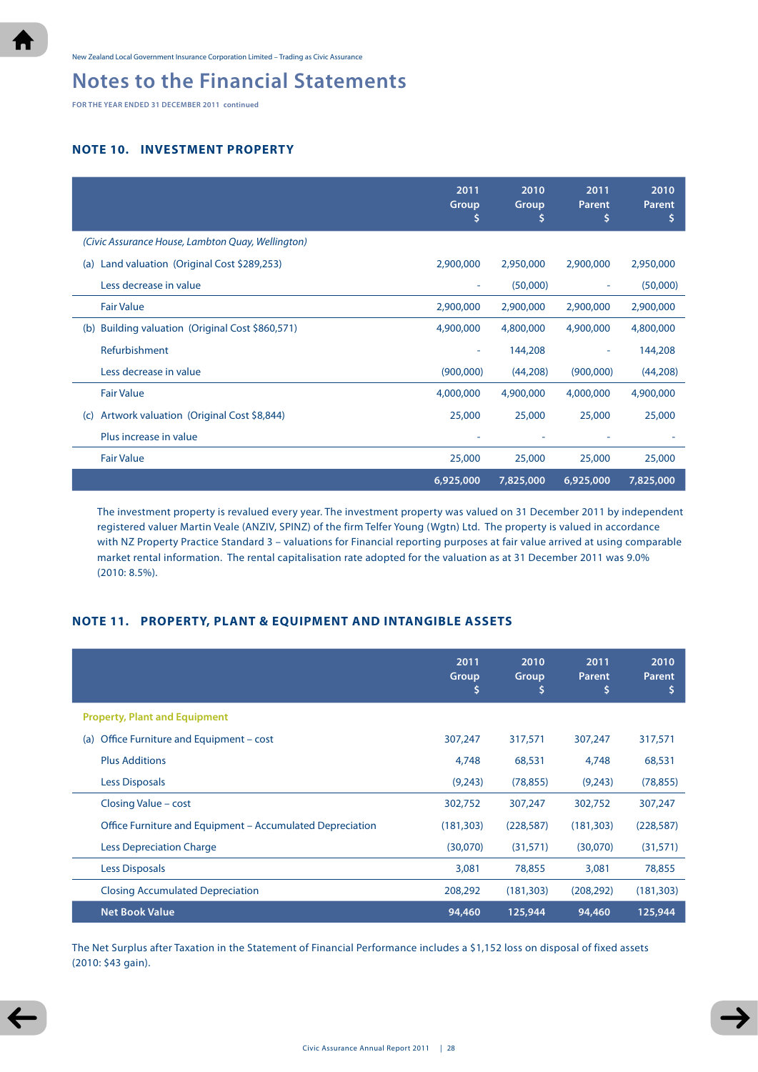# Notes to the Financial Statements

FOR THE YEAR ENDED 31 DECEMBER 2011 continued

## NOTE 10. INVESTMENT PROPERTY

| | 2011 Group $ | 2010 Group $ | 2011 Parent $ | 2010 Parent $ |
|---|---|---|---|---|
| *(Civic Assurance House, Lambton Quay, Wellington)* | | | | |
| (a) Land valuation (Original Cost $289,253) | 2,900,000 | 2,950,000 | 2,900,000 | 2,950,000 |
| Less decrease in value | - | (50,000) | - | (50,000) |
| Fair Value | 2,900,000 | 2,900,000 | 2,900,000 | 2,900,000 |
| (b) Building valuation (Original Cost $860,571) | 4,900,000 | 4,800,000 | 4,900,000 | 4,800,000 |
| Refurbishment | - | 144,208 | - | 144,208 |
| Less decrease in value | (900,000) | (44,208) | (900,000) | (44,208) |
| Fair Value | 4,000,000 | 4,900,000 | 4,000,000 | 4,900,000 |
| (c) Artwork valuation (Original Cost $8,844) | 25,000 | 25,000 | 25,000 | 25,000 |
| Plus increase in value | - | - | - | - |
| Fair Value | 25,000 | 25,000 | 25,000 | 25,000 |
| | **6,925,000** | **7,825,000** | **6,925,000** | **7,825,000** |

The investment property is revalued every year. The investment property was valued on 31 December 2011 by independent registered valuer Martin Veale (ANZIV, SPINZ) of the firm Telfer Young (Wgtn) Ltd. The property is valued in accordance with NZ Property Practice Standard 3 – valuations for Financial reporting purposes at fair value arrived at using comparable market rental information. The rental capitalisation rate adopted for the valuation as at 31 December 2011 was 9.0% (2010: 8.5%).

## NOTE 11. PROPERTY, PLANT & EQUIPMENT AND INTANGIBLE ASSETS

| | 2011 Group $ | 2010 Group $ | 2011 Parent $ | 2010 Parent $ |
|---|---|---|---|---|
| **Property, Plant and Equipment** | | | | |
| (a) Office Furniture and Equipment – cost | 307,247 | 317,571 | 307,247 | 317,571 |
| Plus Additions | 4,748 | 68,531 | 4,748 | 68,531 |
| Less Disposals | (9,243) | (78,855) | (9,243) | (78,855) |
| Closing Value – cost | 302,752 | 307,247 | 302,752 | 307,247 |
| Office Furniture and Equipment – Accumulated Depreciation | (181,303) | (228,587) | (181,303) | (228,587) |
| Less Depreciation Charge | (30,070) | (31,571) | (30,070) | (31,571) |
| Less Disposals | 3,081 | 78,855 | 3,081 | 78,855 |
| Closing Accumulated Depreciation | 208,292 | (181,303) | (208,292) | (181,303) |
| **Net Book Value** | **94,460** | **125,944** | **94,460** | **125,944** |

The Net Surplus after Taxation in the Statement of Financial Performance includes a $1,152 loss on disposal of fixed assets (2010: $43 gain).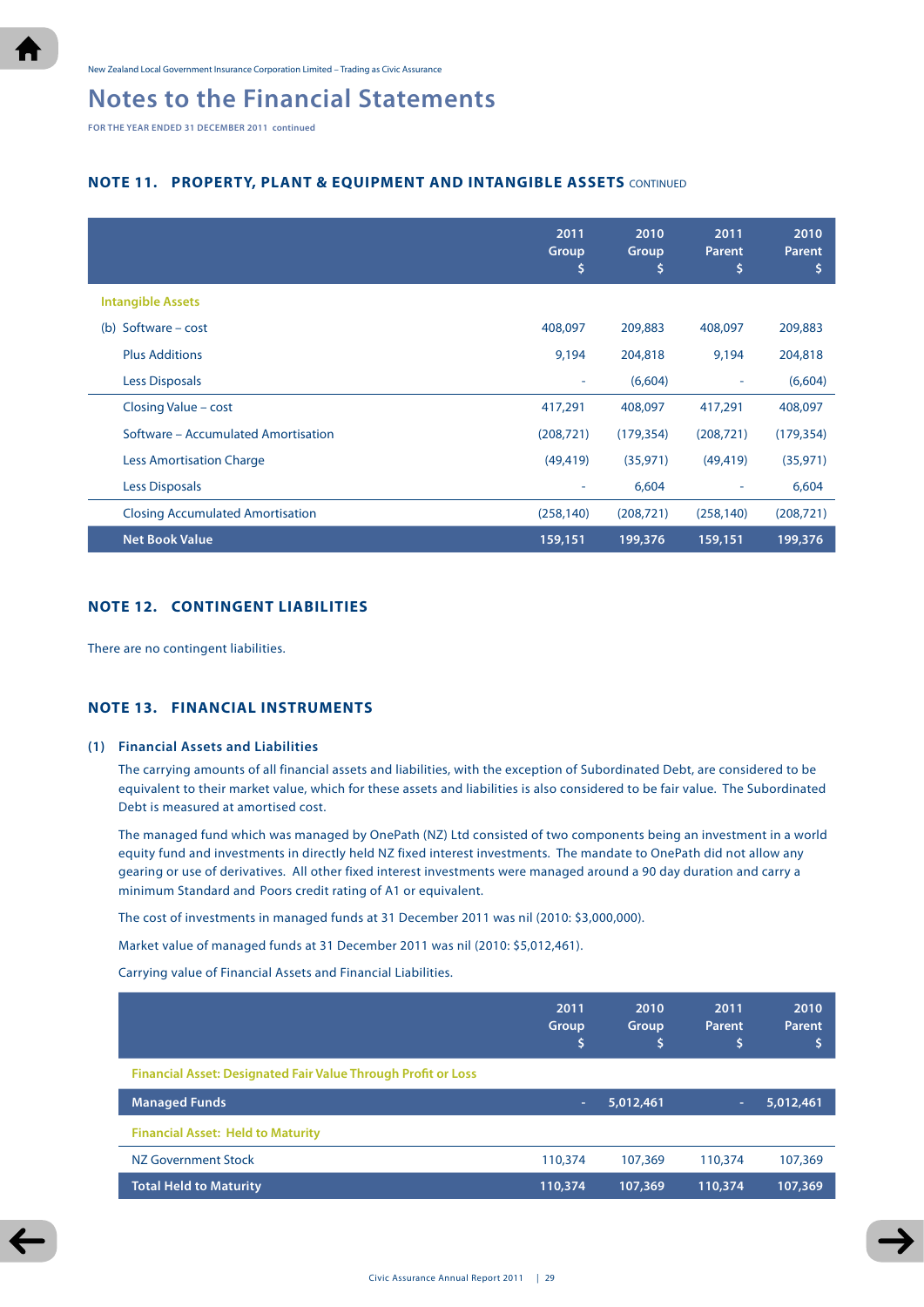# Notes to the Financial Statements

FOR THE YEAR ENDED 31 DECEMBER 2011 continued

## NOTE 11. PROPERTY, PLANT & EQUIPMENT AND INTANGIBLE ASSETS CONTINUED

| | 2011 Group $ | 2010 Group $ | 2011 Parent $ | 2010 Parent $ |
|---|---|---|---|---|
| **Intangible Assets** | | | | |
| (b) Software – cost | 408,097 | 209,883 | 408,097 | 209,883 |
| Plus Additions | 9,194 | 204,818 | 9,194 | 204,818 |
| Less Disposals | - | (6,604) | - | (6,604) |
| Closing Value – cost | 417,291 | 408,097 | 417,291 | 408,097 |
| Software – Accumulated Amortisation | (208,721) | (179,354) | (208,721) | (179,354) |
| Less Amortisation Charge | (49,419) | (35,971) | (49,419) | (35,971) |
| Less Disposals | - | 6,604 | - | 6,604 |
| Closing Accumulated Amortisation | (258,140) | (208,721) | (258,140) | (208,721) |
| **Net Book Value** | **159,151** | **199,376** | **159,151** | **199,376** |

## NOTE 12. CONTINGENT LIABILITIES

There are no contingent liabilities.

## NOTE 13. FINANCIAL INSTRUMENTS

### (1) Financial Assets and Liabilities

The carrying amounts of all financial assets and liabilities, with the exception of Subordinated Debt, are considered to be equivalent to their market value, which for these assets and liabilities is also considered to be fair value. The Subordinated Debt is measured at amortised cost.

The managed fund which was managed by OnePath (NZ) Ltd consisted of two components being an investment in a world equity fund and investments in directly held NZ fixed interest investments. The mandate to OnePath did not allow any gearing or use of derivatives. All other fixed interest investments were managed around a 90 day duration and carry a minimum Standard and Poors credit rating of A1 or equivalent.

The cost of investments in managed funds at 31 December 2011 was nil (2010: $3,000,000).

Market value of managed funds at 31 December 2011 was nil (2010: $5,012,461).

Carrying value of Financial Assets and Financial Liabilities.

| | 2011 Group $ | 2010 Group $ | 2011 Parent $ | 2010 Parent $ |
|---|---|---|---|---|
| **Financial Asset: Designated Fair Value Through Profit or Loss** | | | | |
| **Managed Funds** | - | **5,012,461** | - | **5,012,461** |
| **Financial Asset: Held to Maturity** | | | | |
| NZ Government Stock | 110,374 | 107,369 | 110,374 | 107,369 |
| **Total Held to Maturity** | **110,374** | **107,369** | **110,374** | **107,369** |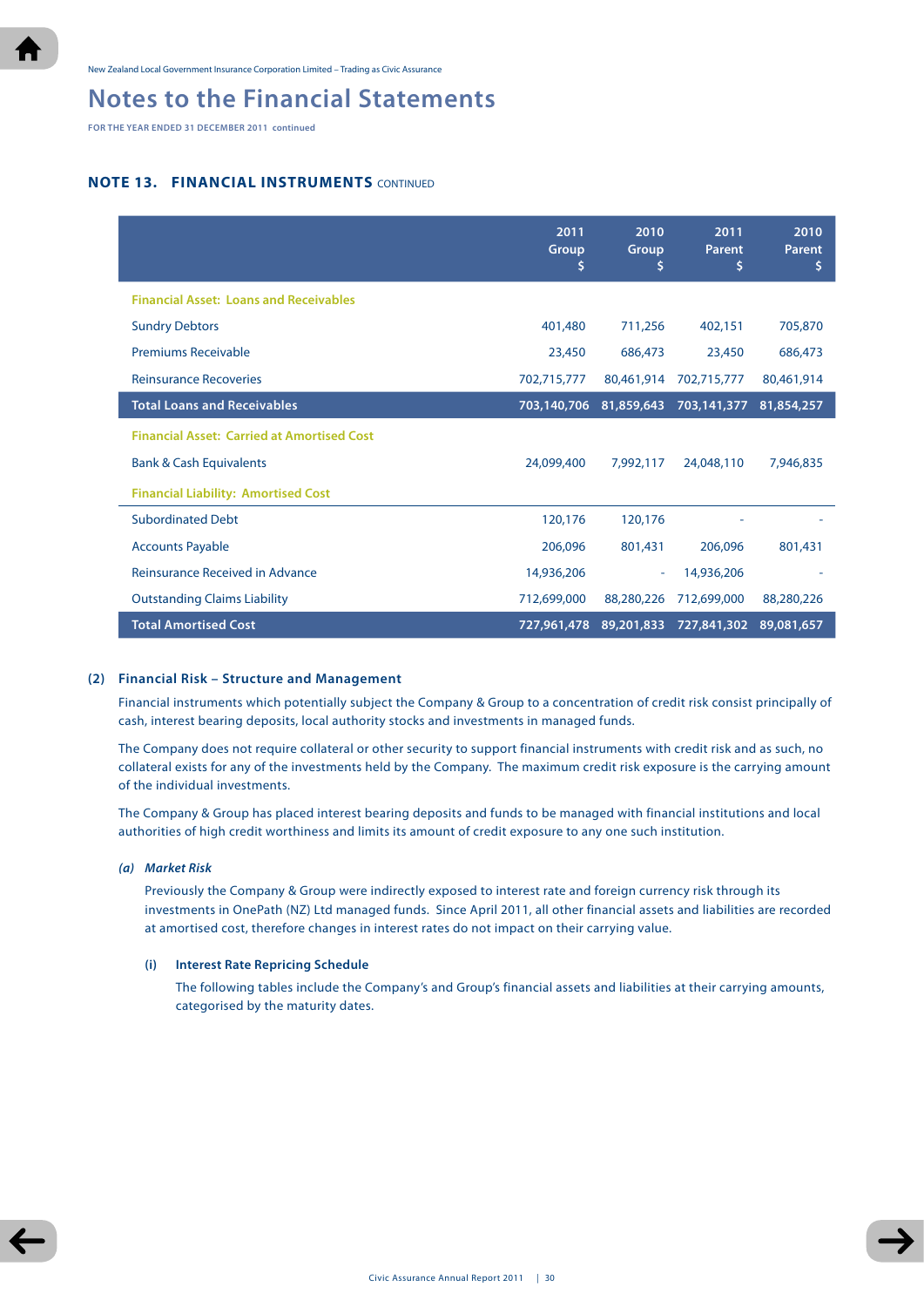# Notes to the Financial Statements

FOR THE YEAR ENDED 31 DECEMBER 2011 continued

## NOTE 13. FINANCIAL INSTRUMENTS CONTINUED

| | 2011 Group $ | 2010 Group $ | 2011 Parent $ | 2010 Parent $ |
|---|---|---|---|---|
| **Financial Asset: Loans and Receivables** | | | | |
| Sundry Debtors | 401,480 | 711,256 | 402,151 | 705,870 |
| Premiums Receivable | 23,450 | 686,473 | 23,450 | 686,473 |
| Reinsurance Recoveries | 702,715,777 | 80,461,914 | 702,715,777 | 80,461,914 |
| **Total Loans and Receivables** | **703,140,706** | **81,859,643** | **703,141,377** | **81,854,257** |
| **Financial Asset: Carried at Amortised Cost** | | | | |
| Bank & Cash Equivalents | 24,099,400 | 7,992,117 | 24,048,110 | 7,946,835 |
| **Financial Liability: Amortised Cost** | | | | |
| Subordinated Debt | 120,176 | 120,176 | - | - |
| Accounts Payable | 206,096 | 801,431 | 206,096 | 801,431 |
| Reinsurance Received in Advance | 14,936,206 | - | 14,936,206 | - |
| Outstanding Claims Liability | 712,699,000 | 88,280,226 | 712,699,000 | 88,280,226 |
| **Total Amortised Cost** | **727,961,478** | **89,201,833** | **727,841,302** | **89,081,657** |

### (2) Financial Risk – Structure and Management

Financial instruments which potentially subject the Company & Group to a concentration of credit risk consist principally of cash, interest bearing deposits, local authority stocks and investments in managed funds.

The Company does not require collateral or other security to support financial instruments with credit risk and as such, no collateral exists for any of the investments held by the Company. The maximum credit risk exposure is the carrying amount of the individual investments.

The Company & Group has placed interest bearing deposits and funds to be managed with financial institutions and local authorities of high credit worthiness and limits its amount of credit exposure to any one such institution.

#### *(a) Market Risk*

Previously the Company & Group were indirectly exposed to interest rate and foreign currency risk through its investments in OnePath (NZ) Ltd managed funds. Since April 2011, all other financial assets and liabilities are recorded at amortised cost, therefore changes in interest rates do not impact on their carrying value.

##### (i) Interest Rate Repricing Schedule

The following tables include the Company's and Group's financial assets and liabilities at their carrying amounts, categorised by the maturity dates.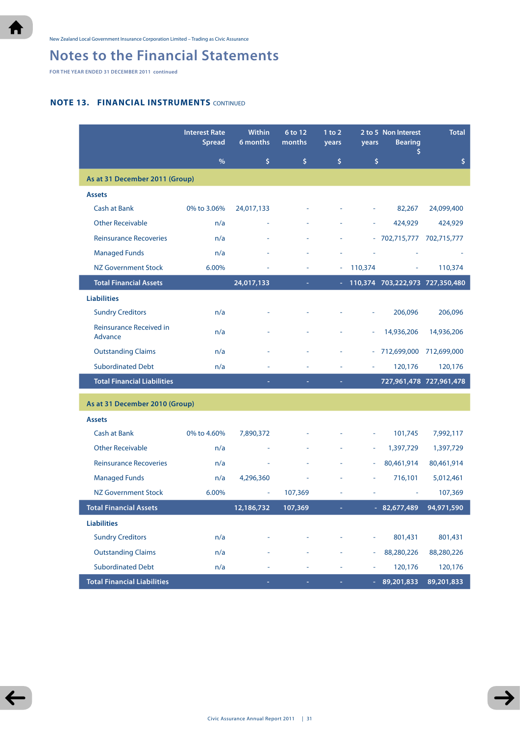New Zealand Local Government Insurance Corporation Limited – Trading as Civic Assurance

# Notes to the Financial Statements

FOR THE YEAR ENDED 31 DECEMBER 2011 continued

## NOTE 13. FINANCIAL INSTRUMENTS CONTINUED

| | Interest Rate Spread % | Within 6 months $ | 6 to 12 months $ | 1 to 2 years $ | 2 to 5 years $ | Non Interest Bearing $ | Total $ |
|---|---|---|---|---|---|---|---|
| **As at 31 December 2011 (Group)** | | | | | | | |
| **Assets** | | | | | | | |
| Cash at Bank | 0% to 3.06% | 24,017,133 | - | - | - | 82,267 | 24,099,400 |
| Other Receivable | n/a | - | - | - | - | 424,929 | 424,929 |
| Reinsurance Recoveries | n/a | - | - | - | - | 702,715,777 | 702,715,777 |
| Managed Funds | n/a | - | - | - | - | - | - |
| NZ Government Stock | 6.00% | - | - | - | 110,374 | - | 110,374 |
| **Total Financial Assets** | | **24,017,133** | **-** | **-** | **110,374** | **703,222,973** | **727,350,480** |
| **Liabilities** | | | | | | | |
| Sundry Creditors | n/a | - | - | - | - | 206,096 | 206,096 |
| Reinsurance Received in Advance | n/a | - | - | - | - | 14,936,206 | 14,936,206 |
| Outstanding Claims | n/a | - | - | - | - | 712,699,000 | 712,699,000 |
| Subordinated Debt | n/a | - | - | - | - | 120,176 | 120,176 |
| **Total Financial Liabilities** | | **-** | **-** | **-** | | **727,961,478** | **727,961,478** |
| **As at 31 December 2010 (Group)** | | | | | | | |
| **Assets** | | | | | | | |
| Cash at Bank | 0% to 4.60% | 7,890,372 | - | - | - | 101,745 | 7,992,117 |
| Other Receivable | n/a | - | - | - | - | 1,397,729 | 1,397,729 |
| Reinsurance Recoveries | n/a | - | - | - | - | 80,461,914 | 80,461,914 |
| Managed Funds | n/a | 4,296,360 | - | - | - | 716,101 | 5,012,461 |
| NZ Government Stock | 6.00% | - | 107,369 | - | - | - | 107,369 |
| **Total Financial Assets** | | **12,186,732** | **107,369** | **-** | **-** | **82,677,489** | **94,971,590** |
| **Liabilities** | | | | | | | |
| Sundry Creditors | n/a | - | - | - | - | 801,431 | 801,431 |
| Outstanding Claims | n/a | - | - | - | - | 88,280,226 | 88,280,226 |
| Subordinated Debt | n/a | - | - | - | - | 120,176 | 120,176 |
| **Total Financial Liabilities** | | **-** | **-** | **-** | **-** | **89,201,833** | **89,201,833** |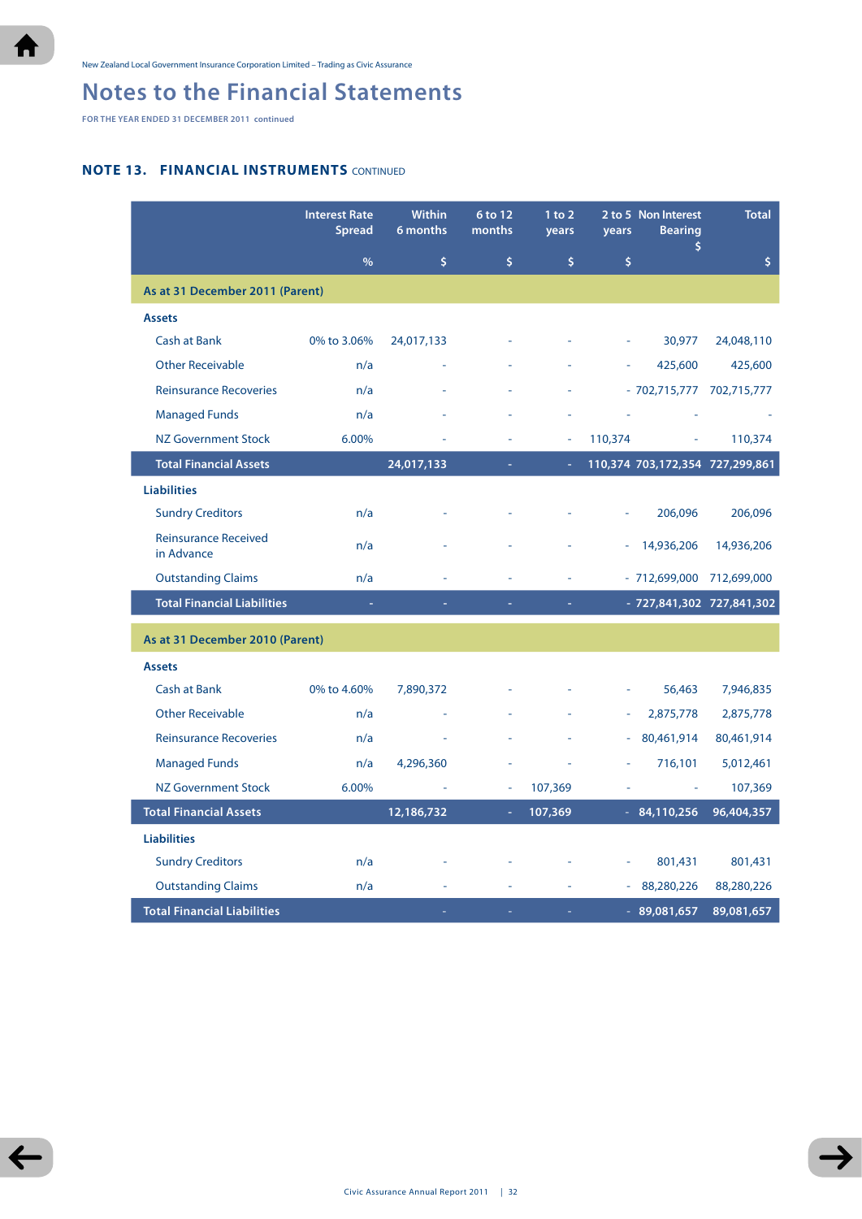# Notes to the Financial Statements

FOR THE YEAR ENDED 31 DECEMBER 2011 continued

## NOTE 13. FINANCIAL INSTRUMENTS CONTINUED

| | Interest Rate Spread % | Within 6 months $ | 6 to 12 months $ | 1 to 2 years $ | 2 to 5 years $ | Non Interest Bearing $ | Total $ |
|---|---|---|---|---|---|---|---|
| **As at 31 December 2011 (Parent)** | | | | | | | |
| **Assets** | | | | | | | |
| Cash at Bank | 0% to 3.06% | 24,017,133 | - | - | - | 30,977 | 24,048,110 |
| Other Receivable | n/a | - | - | - | - | 425,600 | 425,600 |
| Reinsurance Recoveries | n/a | - | - | - | - | 702,715,777 | 702,715,777 |
| Managed Funds | n/a | - | - | - | - | - | - |
| NZ Government Stock | 6.00% | - | - | - | 110,374 | - | 110,374 |
| **Total Financial Assets** | | **24,017,133** | **-** | **-** | **110,374** | **703,172,354** | **727,299,861** |
| **Liabilities** | | | | | | | |
| Sundry Creditors | n/a | - | - | - | - | 206,096 | 206,096 |
| Reinsurance Received in Advance | n/a | - | - | - | - | 14,936,206 | 14,936,206 |
| Outstanding Claims | n/a | - | - | - | - | 712,699,000 | 712,699,000 |
| **Total Financial Liabilities** | **-** | **-** | **-** | **-** | **-** | **727,841,302** | **727,841,302** |
| **As at 31 December 2010 (Parent)** | | | | | | | |
| **Assets** | | | | | | | |
| Cash at Bank | 0% to 4.60% | 7,890,372 | - | - | - | 56,463 | 7,946,835 |
| Other Receivable | n/a | - | - | - | - | 2,875,778 | 2,875,778 |
| Reinsurance Recoveries | n/a | - | - | - | - | 80,461,914 | 80,461,914 |
| Managed Funds | n/a | 4,296,360 | - | - | - | 716,101 | 5,012,461 |
| NZ Government Stock | 6.00% | - | - | 107,369 | - | - | 107,369 |
| **Total Financial Assets** | | **12,186,732** | **-** | **107,369** | **-** | **84,110,256** | **96,404,357** |
| **Liabilities** | | | | | | | |
| Sundry Creditors | n/a | - | - | - | - | 801,431 | 801,431 |
| Outstanding Claims | n/a | - | - | - | - | 88,280,226 | 88,280,226 |
| **Total Financial Liabilities** | | **-** | **-** | **-** | **-** | **89,081,657** | **89,081,657** |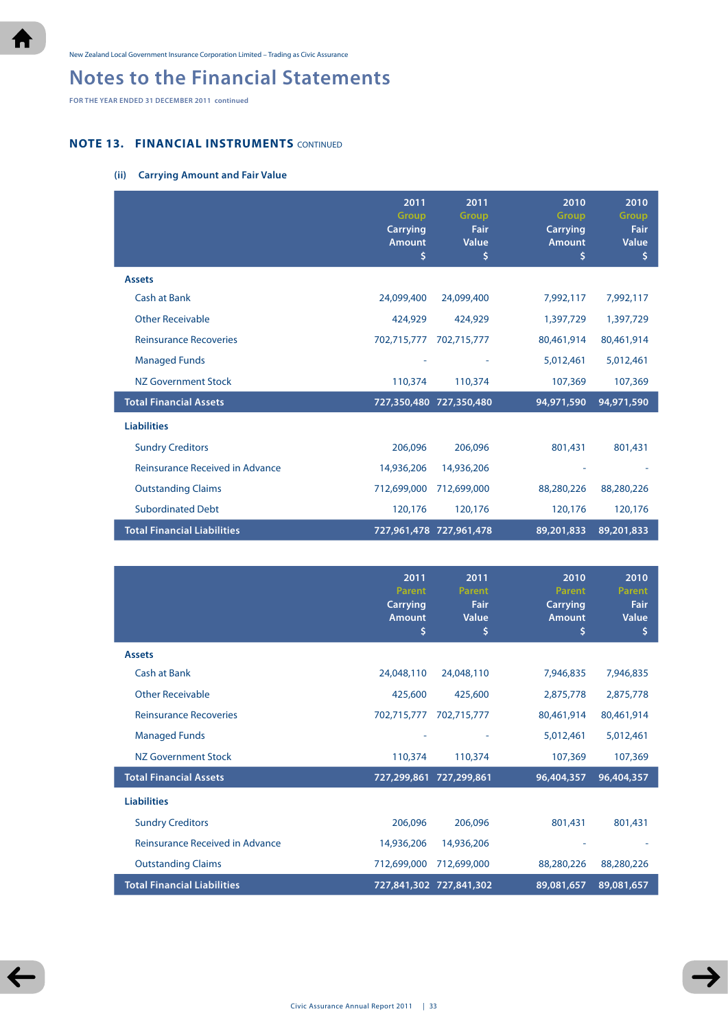# Notes to the Financial Statements

FOR THE YEAR ENDED 31 DECEMBER 2011 continued

## NOTE 13. FINANCIAL INSTRUMENTS CONTINUED

### (ii) Carrying Amount and Fair Value

| | 2011 Group Carrying Amount $ | 2011 Group Fair Value $ | 2010 Group Carrying Amount $ | 2010 Group Fair Value $ |
|---|---|---|---|---|
| **Assets** | | | | |
| Cash at Bank | 24,099,400 | 24,099,400 | 7,992,117 | 7,992,117 |
| Other Receivable | 424,929 | 424,929 | 1,397,729 | 1,397,729 |
| Reinsurance Recoveries | 702,715,777 | 702,715,777 | 80,461,914 | 80,461,914 |
| Managed Funds | - | - | 5,012,461 | 5,012,461 |
| NZ Government Stock | 110,374 | 110,374 | 107,369 | 107,369 |
| **Total Financial Assets** | **727,350,480** | **727,350,480** | **94,971,590** | **94,971,590** |
| **Liabilities** | | | | |
| Sundry Creditors | 206,096 | 206,096 | 801,431 | 801,431 |
| Reinsurance Received in Advance | 14,936,206 | 14,936,206 | - | - |
| Outstanding Claims | 712,699,000 | 712,699,000 | 88,280,226 | 88,280,226 |
| Subordinated Debt | 120,176 | 120,176 | 120,176 | 120,176 |
| **Total Financial Liabilities** | **727,961,478** | **727,961,478** | **89,201,833** | **89,201,833** |

| | 2011 Parent Carrying Amount $ | 2011 Parent Fair Value $ | 2010 Parent Carrying Amount $ | 2010 Parent Fair Value $ |
|---|---|---|---|---|
| **Assets** | | | | |
| Cash at Bank | 24,048,110 | 24,048,110 | 7,946,835 | 7,946,835 |
| Other Receivable | 425,600 | 425,600 | 2,875,778 | 2,875,778 |
| Reinsurance Recoveries | 702,715,777 | 702,715,777 | 80,461,914 | 80,461,914 |
| Managed Funds | - | - | 5,012,461 | 5,012,461 |
| NZ Government Stock | 110,374 | 110,374 | 107,369 | 107,369 |
| **Total Financial Assets** | **727,299,861** | **727,299,861** | **96,404,357** | **96,404,357** |
| **Liabilities** | | | | |
| Sundry Creditors | 206,096 | 206,096 | 801,431 | 801,431 |
| Reinsurance Received in Advance | 14,936,206 | 14,936,206 | - | - |
| Outstanding Claims | 712,699,000 | 712,699,000 | 88,280,226 | 88,280,226 |
| **Total Financial Liabilities** | **727,841,302** | **727,841,302** | **89,081,657** | **89,081,657** |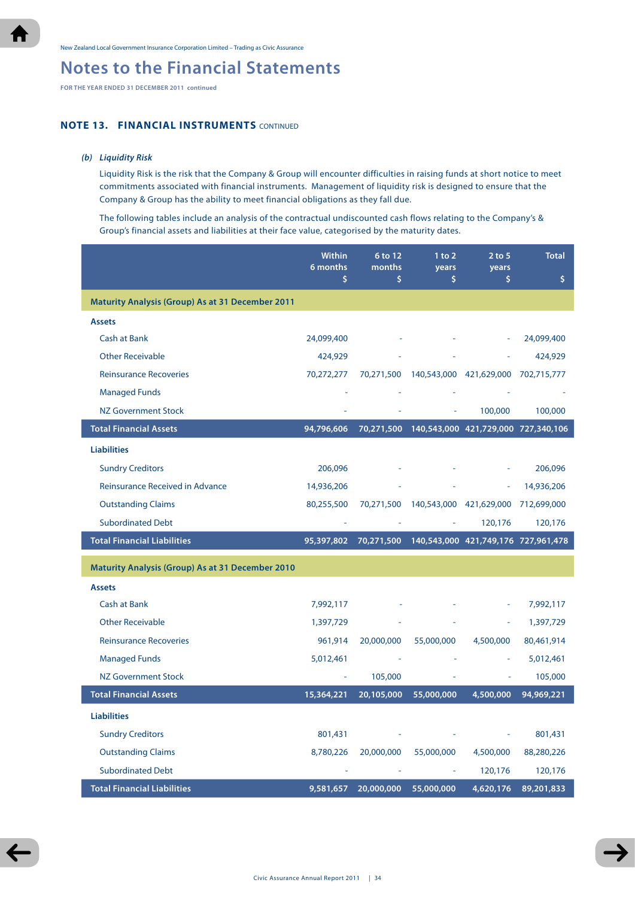# Notes to the Financial Statements

FOR THE YEAR ENDED 31 DECEMBER 2011 continued

## NOTE 13. FINANCIAL INSTRUMENTS CONTINUED

### *(b) Liquidity Risk*

Liquidity Risk is the risk that the Company & Group will encounter difficulties in raising funds at short notice to meet commitments associated with financial instruments. Management of liquidity risk is designed to ensure that the Company & Group has the ability to meet financial obligations as they fall due.

The following tables include an analysis of the contractual undiscounted cash flows relating to the Company's & Group's financial assets and liabilities at their face value, categorised by the maturity dates.

| | Within 6 months $ | 6 to 12 months $ | 1 to 2 years $ | 2 to 5 years $ | Total $ |
|---|---|---|---|---|---|
| **Maturity Analysis (Group) As at 31 December 2011** | | | | | |
| **Assets** | | | | | |
| Cash at Bank | 24,099,400 | - | - | - | 24,099,400 |
| Other Receivable | 424,929 | - | - | - | 424,929 |
| Reinsurance Recoveries | 70,272,277 | 70,271,500 | 140,543,000 | 421,629,000 | 702,715,777 |
| Managed Funds | - | - | - | - | - |
| NZ Government Stock | - | - | - | 100,000 | 100,000 |
| **Total Financial Assets** | **94,796,606** | **70,271,500** | **140,543,000** | **421,729,000** | **727,340,106** |
| **Liabilities** | | | | | |
| Sundry Creditors | 206,096 | - | - | - | 206,096 |
| Reinsurance Received in Advance | 14,936,206 | - | - | - | 14,936,206 |
| Outstanding Claims | 80,255,500 | 70,271,500 | 140,543,000 | 421,629,000 | 712,699,000 |
| Subordinated Debt | - | - | - | 120,176 | 120,176 |
| **Total Financial Liabilities** | **95,397,802** | **70,271,500** | **140,543,000** | **421,749,176** | **727,961,478** |
| **Maturity Analysis (Group) As at 31 December 2010** | | | | | |
| **Assets** | | | | | |
| Cash at Bank | 7,992,117 | - | - | - | 7,992,117 |
| Other Receivable | 1,397,729 | - | - | - | 1,397,729 |
| Reinsurance Recoveries | 961,914 | 20,000,000 | 55,000,000 | 4,500,000 | 80,461,914 |
| Managed Funds | 5,012,461 | - | - | - | 5,012,461 |
| NZ Government Stock | - | 105,000 | - | - | 105,000 |
| **Total Financial Assets** | **15,364,221** | **20,105,000** | **55,000,000** | **4,500,000** | **94,969,221** |
| **Liabilities** | | | | | |
| Sundry Creditors | 801,431 | - | - | - | 801,431 |
| Outstanding Claims | 8,780,226 | 20,000,000 | 55,000,000 | 4,500,000 | 88,280,226 |
| Subordinated Debt | - | - | - | 120,176 | 120,176 |
| **Total Financial Liabilities** | **9,581,657** | **20,000,000** | **55,000,000** | **4,620,176** | **89,201,833** |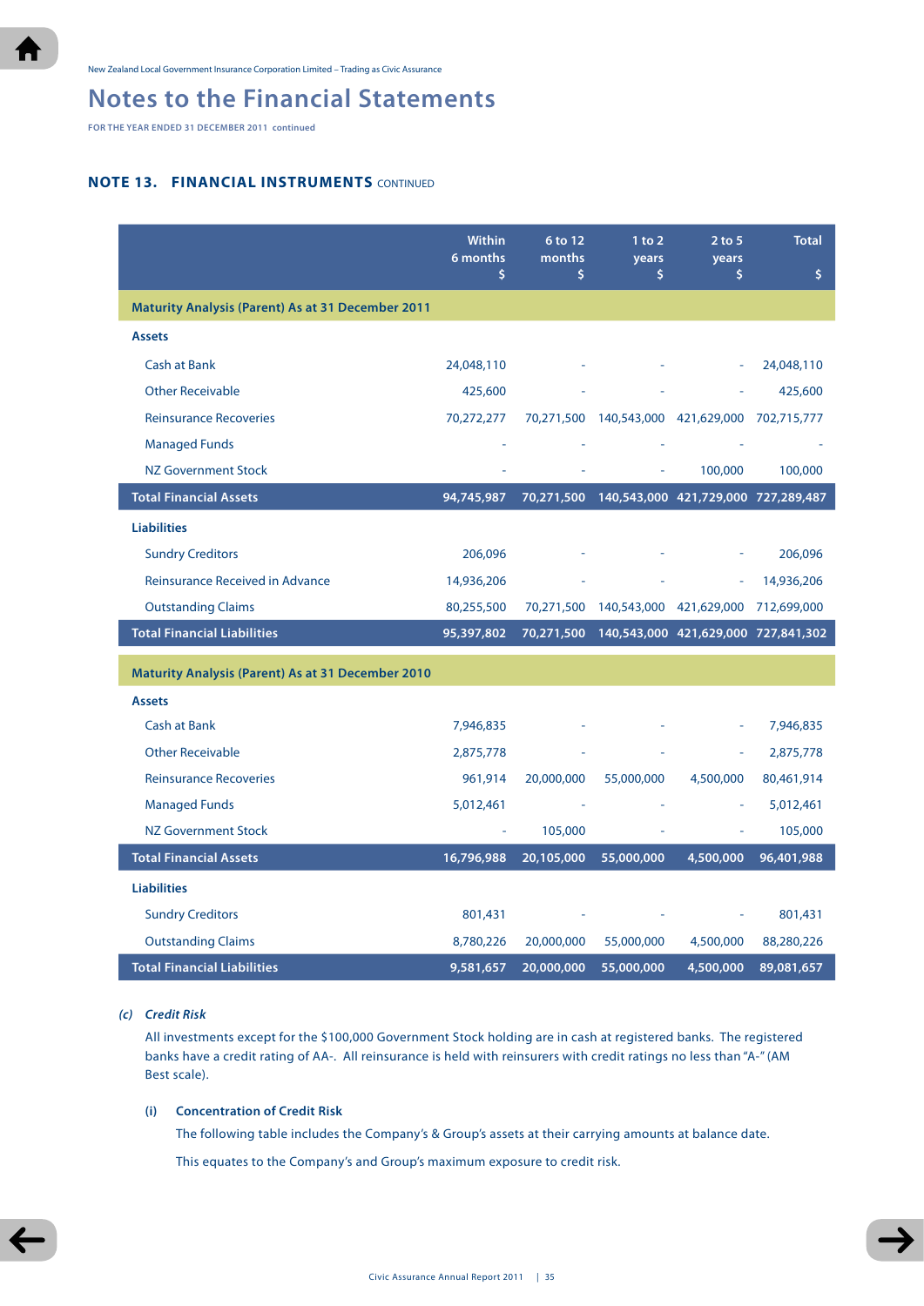## NOTE 13. FINANCIAL INSTRUMENTS CONTINUED

| | Within 6 months $ | 6 to 12 months $ | 1 to 2 years $ | 2 to 5 years $ | Total $ |
|---|---|---|---|---|---|
| **Maturity Analysis (Parent) As at 31 December 2011** | | | | | |
| **Assets** | | | | | |
| Cash at Bank | 24,048,110 | - | - | - | 24,048,110 |
| Other Receivable | 425,600 | - | - | - | 425,600 |
| Reinsurance Recoveries | 70,272,277 | 70,271,500 | 140,543,000 | 421,629,000 | 702,715,777 |
| Managed Funds | - | - | - | - | - |
| NZ Government Stock | - | - | - | 100,000 | 100,000 |
| **Total Financial Assets** | **94,745,987** | **70,271,500** | **140,543,000** | **421,729,000** | **727,289,487** |
| **Liabilities** | | | | | |
| Sundry Creditors | 206,096 | - | - | - | 206,096 |
| Reinsurance Received in Advance | 14,936,206 | - | - | - | 14,936,206 |
| Outstanding Claims | 80,255,500 | 70,271,500 | 140,543,000 | 421,629,000 | 712,699,000 |
| **Total Financial Liabilities** | **95,397,802** | **70,271,500** | **140,543,000** | **421,629,000** | **727,841,302** |
| **Maturity Analysis (Parent) As at 31 December 2010** | | | | | |
| **Assets** | | | | | |
| Cash at Bank | 7,946,835 | - | - | - | 7,946,835 |
| Other Receivable | 2,875,778 | - | - | - | 2,875,778 |
| Reinsurance Recoveries | 961,914 | 20,000,000 | 55,000,000 | 4,500,000 | 80,461,914 |
| Managed Funds | 5,012,461 | - | - | - | 5,012,461 |
| NZ Government Stock | - | 105,000 | - | - | 105,000 |
| **Total Financial Assets** | **16,796,988** | **20,105,000** | **55,000,000** | **4,500,000** | **96,401,988** |
| **Liabilities** | | | | | |
| Sundry Creditors | 801,431 | - | - | - | 801,431 |
| Outstanding Claims | 8,780,226 | 20,000,000 | 55,000,000 | 4,500,000 | 88,280,226 |
| **Total Financial Liabilities** | **9,581,657** | **20,000,000** | **55,000,000** | **4,500,000** | **89,081,657** |

### (c) *Credit Risk*

All investments except for the $100,000 Government Stock holding are in cash at registered banks. The registered banks have a credit rating of AA-. All reinsurance is held with reinsurers with credit ratings no less than "A-" (AM Best scale).

#### (i) Concentration of Credit Risk

The following table includes the Company's & Group's assets at their carrying amounts at balance date.

This equates to the Company's and Group's maximum exposure to credit risk.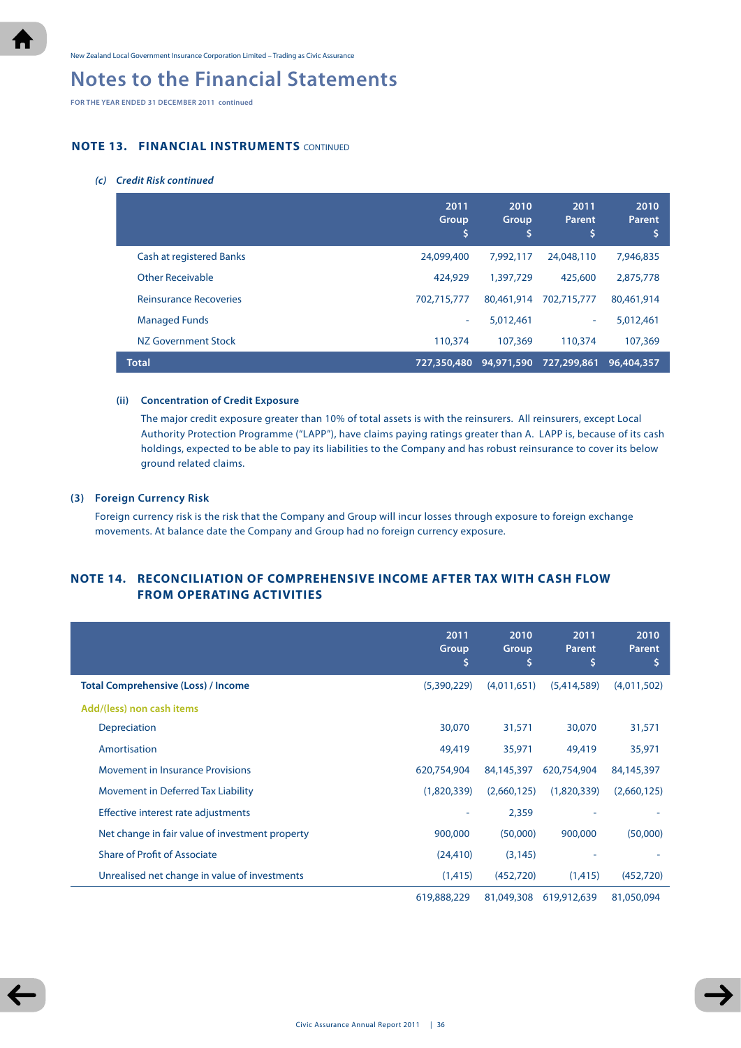# Notes to the Financial Statements

FOR THE YEAR ENDED 31 DECEMBER 2011 continued

## NOTE 13. FINANCIAL INSTRUMENTS CONTINUED

### *(c) Credit Risk continued*

| | 2011 Group $ | 2010 Group $ | 2011 Parent $ | 2010 Parent $ |
|---|---|---|---|---|
| Cash at registered Banks | 24,099,400 | 7,992,117 | 24,048,110 | 7,946,835 |
| Other Receivable | 424,929 | 1,397,729 | 425,600 | 2,875,778 |
| Reinsurance Recoveries | 702,715,777 | 80,461,914 | 702,715,777 | 80,461,914 |
| Managed Funds | - | 5,012,461 | - | 5,012,461 |
| NZ Government Stock | 110,374 | 107,369 | 110,374 | 107,369 |
| **Total** | **727,350,480** | **94,971,590** | **727,299,861** | **96,404,357** |

#### (ii) Concentration of Credit Exposure

The major credit exposure greater than 10% of total assets is with the reinsurers. All reinsurers, except Local Authority Protection Programme ("LAPP"), have claims paying ratings greater than A. LAPP is, because of its cash holdings, expected to be able to pay its liabilities to the Company and has robust reinsurance to cover its below ground related claims.

### (3) Foreign Currency Risk

Foreign currency risk is the risk that the Company and Group will incur losses through exposure to foreign exchange movements. At balance date the Company and Group had no foreign currency exposure.

## NOTE 14. RECONCILIATION OF COMPREHENSIVE INCOME AFTER TAX WITH CASH FLOW FROM OPERATING ACTIVITIES

| | 2011 Group $ | 2010 Group $ | 2011 Parent $ | 2010 Parent $ |
|---|---|---|---|---|
| **Total Comprehensive (Loss) / Income** | (5,390,229) | (4,011,651) | (5,414,589) | (4,011,502) |
| Add/(less) non cash items | | | | |
| Depreciation | 30,070 | 31,571 | 30,070 | 31,571 |
| Amortisation | 49,419 | 35,971 | 49,419 | 35,971 |
| Movement in Insurance Provisions | 620,754,904 | 84,145,397 | 620,754,904 | 84,145,397 |
| Movement in Deferred Tax Liability | (1,820,339) | (2,660,125) | (1,820,339) | (2,660,125) |
| Effective interest rate adjustments | - | 2,359 | - | - |
| Net change in fair value of investment property | 900,000 | (50,000) | 900,000 | (50,000) |
| Share of Profit of Associate | (24,410) | (3,145) | - | - |
| Unrealised net change in value of investments | (1,415) | (452,720) | (1,415) | (452,720) |
| | 619,888,229 | 81,049,308 | 619,912,639 | 81,050,094 |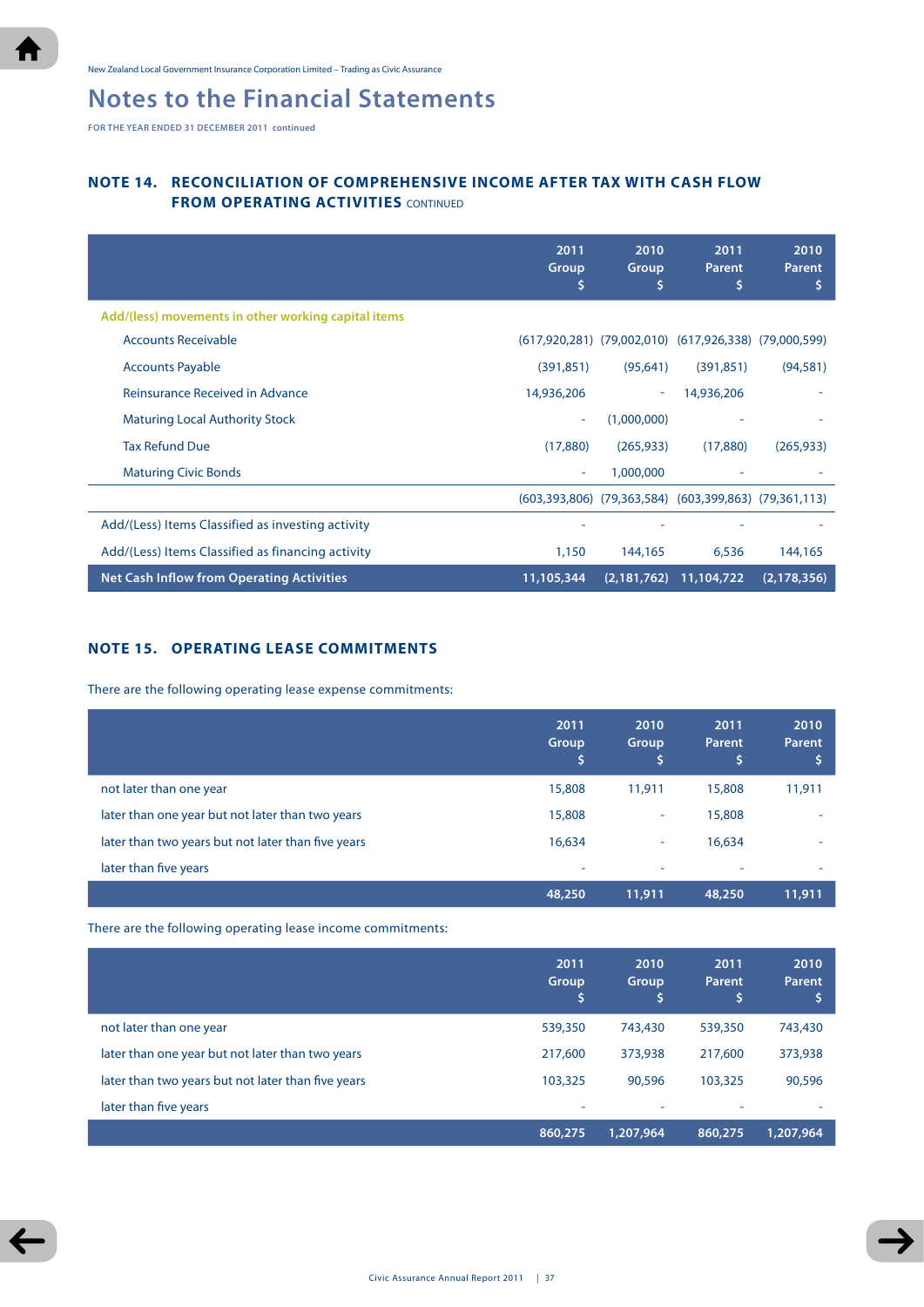# Notes to the Financial Statements

FOR THE YEAR ENDED 31 DECEMBER 2011 continued

## NOTE 14. RECONCILIATION OF COMPREHENSIVE INCOME AFTER TAX WITH CASH FLOW FROM OPERATING ACTIVITIES CONTINUED

| | 2011 Group $ | 2010 Group $ | 2011 Parent $ | 2010 Parent $ |
|---|---|---|---|---|
| **Add/(less) movements in other working capital items** | | | | |
| Accounts Receivable | (617,920,281) | (79,002,010) | (617,926,338) | (79,000,599) |
| Accounts Payable | (391,851) | (95,641) | (391,851) | (94,581) |
| Reinsurance Received in Advance | 14,936,206 | - | 14,936,206 | - |
| Maturing Local Authority Stock | - | (1,000,000) | - | - |
| Tax Refund Due | (17,880) | (265,933) | (17,880) | (265,933) |
| Maturing Civic Bonds | - | 1,000,000 | - | - |
| | (603,393,806) | (79,363,584) | (603,399,863) | (79,361,113) |
| Add/(Less) Items Classified as investing activity | - | - | - | - |
| Add/(Less) Items Classified as financing activity | 1,150 | 144,165 | 6,536 | 144,165 |
| **Net Cash Inflow from Operating Activities** | **11,105,344** | **(2,181,762)** | **11,104,722** | **(2,178,356)** |

## NOTE 15. OPERATING LEASE COMMITMENTS

There are the following operating lease expense commitments:

| | 2011 Group $ | 2010 Group $ | 2011 Parent $ | 2010 Parent $ |
|---|---|---|---|---|
| not later than one year | 15,808 | 11,911 | 15,808 | 11,911 |
| later than one year but not later than two years | 15,808 | - | 15,808 | - |
| later than two years but not later than five years | 16,634 | - | 16,634 | - |
| later than five years | - | - | - | - |
| | **48,250** | **11,911** | **48,250** | **11,911** |

There are the following operating lease income commitments:

| | 2011 Group $ | 2010 Group $ | 2011 Parent $ | 2010 Parent $ |
|---|---|---|---|---|
| not later than one year | 539,350 | 743,430 | 539,350 | 743,430 |
| later than one year but not later than two years | 217,600 | 373,938 | 217,600 | 373,938 |
| later than two years but not later than five years | 103,325 | 90,596 | 103,325 | 90,596 |
| later than five years | - | - | - | - |
| | **860,275** | **1,207,964** | **860,275** | **1,207,964** |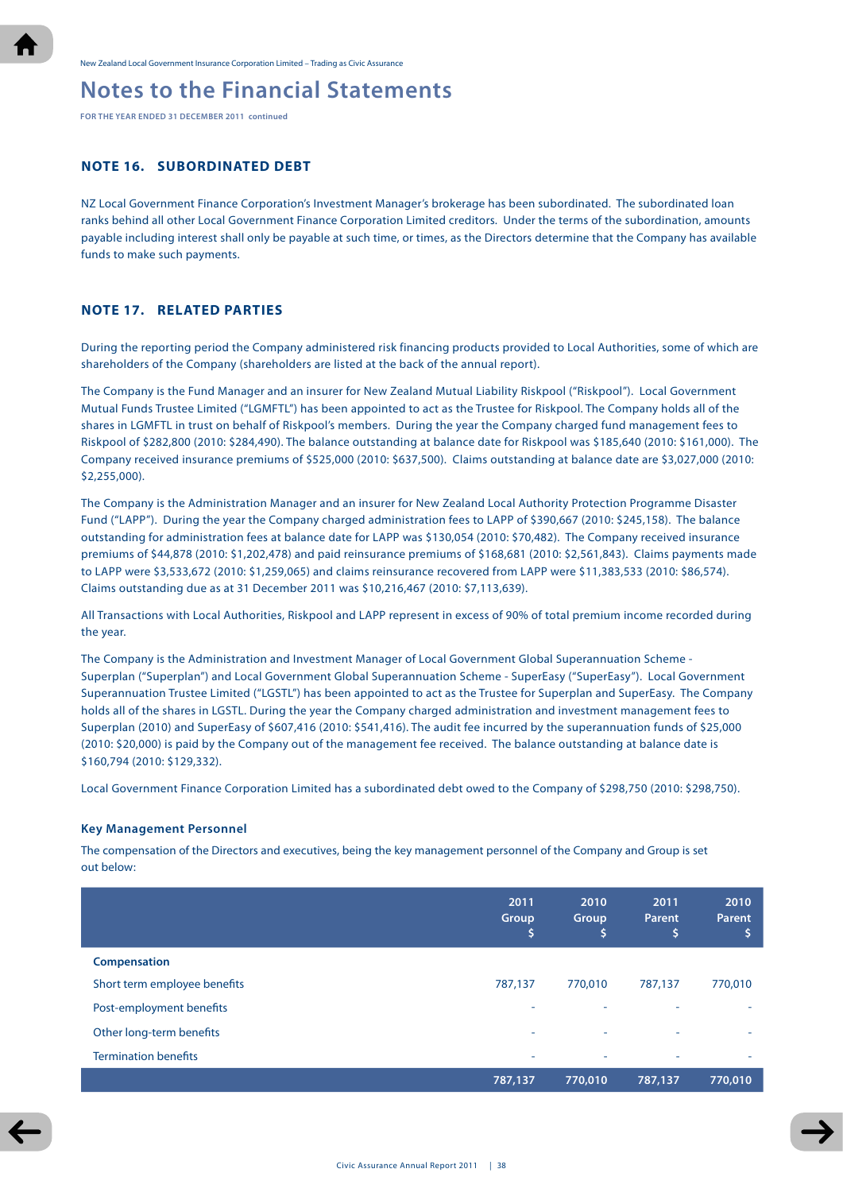# Notes to the Financial Statements

FOR THE YEAR ENDED 31 DECEMBER 2011 continued

## NOTE 16. SUBORDINATED DEBT

NZ Local Government Finance Corporation's Investment Manager's brokerage has been subordinated. The subordinated loan ranks behind all other Local Government Finance Corporation Limited creditors. Under the terms of the subordination, amounts payable including interest shall only be payable at such time, or times, as the Directors determine that the Company has available funds to make such payments.

## NOTE 17. RELATED PARTIES

During the reporting period the Company administered risk financing products provided to Local Authorities, some of which are shareholders of the Company (shareholders are listed at the back of the annual report).

The Company is the Fund Manager and an insurer for New Zealand Mutual Liability Riskpool ("Riskpool"). Local Government Mutual Funds Trustee Limited ("LGMFTL") has been appointed to act as the Trustee for Riskpool. The Company holds all of the shares in LGMFTL in trust on behalf of Riskpool's members. During the year the Company charged fund management fees to Riskpool of $282,800 (2010: $284,490). The balance outstanding at balance date for Riskpool was $185,640 (2010: $161,000). The Company received insurance premiums of $525,000 (2010: $637,500). Claims outstanding at balance date are $3,027,000 (2010: $2,255,000).

The Company is the Administration Manager and an insurer for New Zealand Local Authority Protection Programme Disaster Fund ("LAPP"). During the year the Company charged administration fees to LAPP of $390,667 (2010: $245,158). The balance outstanding for administration fees at balance date for LAPP was $130,054 (2010: $70,482). The Company received insurance premiums of $44,878 (2010: $1,202,478) and paid reinsurance premiums of $168,681 (2010: $2,561,843). Claims payments made to LAPP were $3,533,672 (2010: $1,259,065) and claims reinsurance recovered from LAPP were $11,383,533 (2010: $86,574). Claims outstanding due as at 31 December 2011 was $10,216,467 (2010: $7,113,639).

All Transactions with Local Authorities, Riskpool and LAPP represent in excess of 90% of total premium income recorded during the year.

The Company is the Administration and Investment Manager of Local Government Global Superannuation Scheme - Superplan ("Superplan") and Local Government Global Superannuation Scheme - SuperEasy ("SuperEasy"). Local Government Superannuation Trustee Limited ("LGSTL") has been appointed to act as the Trustee for Superplan and SuperEasy. The Company holds all of the shares in LGSTL. During the year the Company charged administration and investment management fees to Superplan (2010) and SuperEasy of $607,416 (2010: $541,416). The audit fee incurred by the superannuation funds of $25,000 (2010: $20,000) is paid by the Company out of the management fee received. The balance outstanding at balance date is $160,794 (2010: $129,332).

Local Government Finance Corporation Limited has a subordinated debt owed to the Company of $298,750 (2010: $298,750).

### Key Management Personnel

The compensation of the Directors and executives, being the key management personnel of the Company and Group is set out below:

| | 2011 Group $ | 2010 Group $ | 2011 Parent $ | 2010 Parent $ |
|---|---|---|---|---|
| **Compensation** | | | | |
| Short term employee benefits | 787,137 | 770,010 | 787,137 | 770,010 |
| Post-employment benefits | - | - | - | - |
| Other long-term benefits | - | - | - | - |
| Termination benefits | - | - | - | - |
| | **787,137** | **770,010** | **787,137** | **770,010** |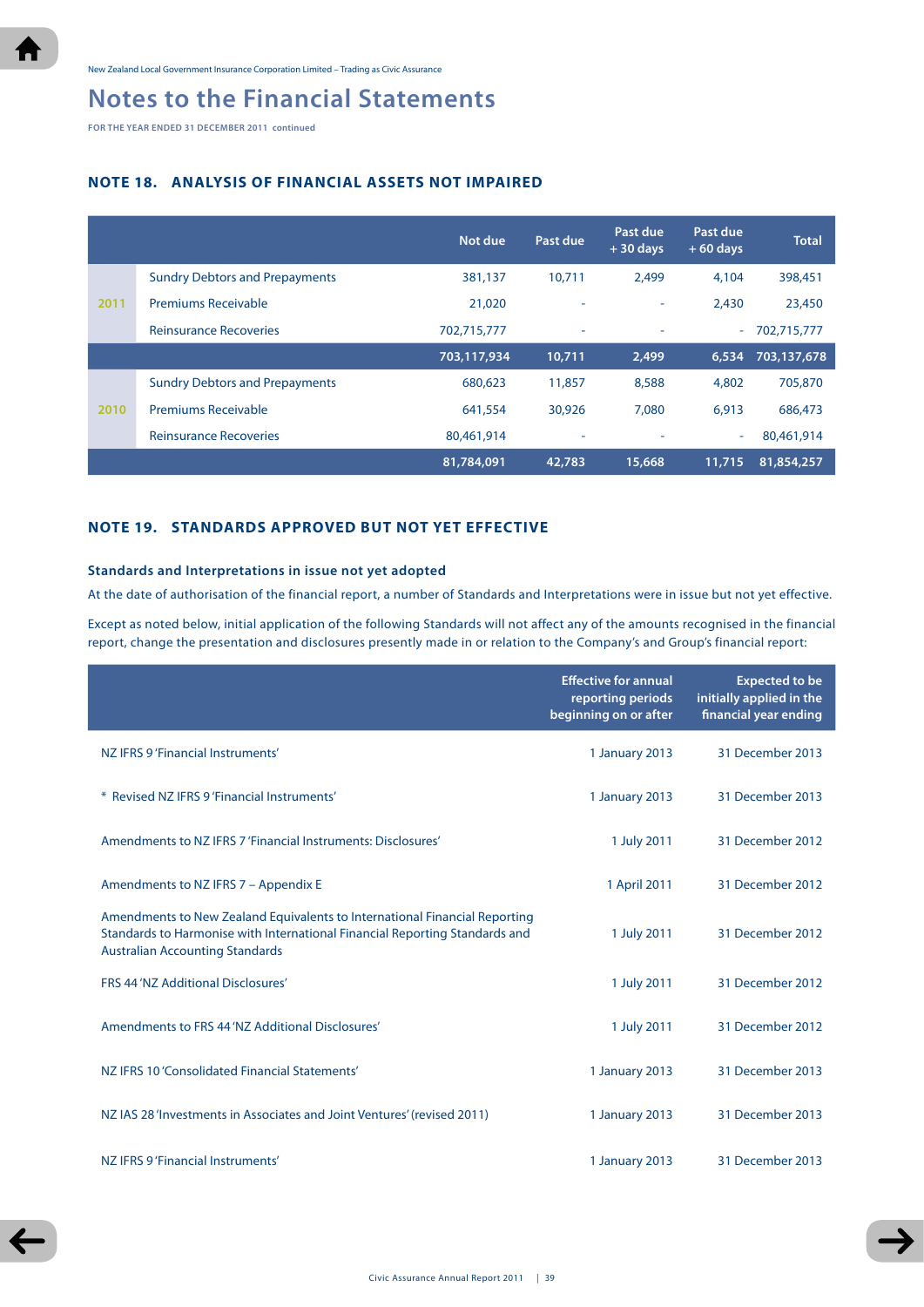# Notes to the Financial Statements

FOR THE YEAR ENDED 31 DECEMBER 2011 continued

## NOTE 18. ANALYSIS OF FINANCIAL ASSETS NOT IMPAIRED

| | | Not due | Past due | Past due + 30 days | Past due + 60 days | Total |
|---|---|---|---|---|---|---|
| 2011 | Sundry Debtors and Prepayments | 381,137 | 10,711 | 2,499 | 4,104 | 398,451 |
| | Premiums Receivable | 21,020 | - | - | 2,430 | 23,450 |
| | Reinsurance Recoveries | 702,715,777 | - | - | - | 702,715,777 |
| | | 703,117,934 | 10,711 | 2,499 | 6,534 | 703,137,678 |
| 2010 | Sundry Debtors and Prepayments | 680,623 | 11,857 | 8,588 | 4,802 | 705,870 |
| | Premiums Receivable | 641,554 | 30,926 | 7,080 | 6,913 | 686,473 |
| | Reinsurance Recoveries | 80,461,914 | - | - | - | 80,461,914 |
| | | 81,784,091 | 42,783 | 15,668 | 11,715 | 81,854,257 |

## NOTE 19. STANDARDS APPROVED BUT NOT YET EFFECTIVE

### Standards and Interpretations in issue not yet adopted

At the date of authorisation of the financial report, a number of Standards and Interpretations were in issue but not yet effective.

Except as noted below, initial application of the following Standards will not affect any of the amounts recognised in the financial report, change the presentation and disclosures presently made in or in relation to the Company's and Group's financial report:

| | Effective for annual reporting periods beginning on or after | Expected to be initially applied in the financial year ending |
|---|---|---|
| NZ IFRS 9 'Financial Instruments' | 1 January 2013 | 31 December 2013 |
| * Revised NZ IFRS 9 'Financial Instruments' | 1 January 2013 | 31 December 2013 |
| Amendments to NZ IFRS 7 'Financial Instruments: Disclosures' | 1 July 2011 | 31 December 2012 |
| Amendments to NZ IFRS 7 – Appendix E | 1 April 2011 | 31 December 2012 |
| Amendments to New Zealand Equivalents to International Financial Reporting Standards to Harmonise with International Financial Reporting Standards and Australian Accounting Standards | 1 July 2011 | 31 December 2012 |
| FRS 44 'NZ Additional Disclosures' | 1 July 2011 | 31 December 2012 |
| Amendments to FRS 44 'NZ Additional Disclosures' | 1 July 2011 | 31 December 2012 |
| NZ IFRS 10 'Consolidated Financial Statements' | 1 January 2013 | 31 December 2013 |
| NZ IAS 28 'Investments in Associates and Joint Ventures' (revised 2011) | 1 January 2013 | 31 December 2013 |
| NZ IFRS 9 'Financial Instruments' | 1 January 2013 | 31 December 2013 |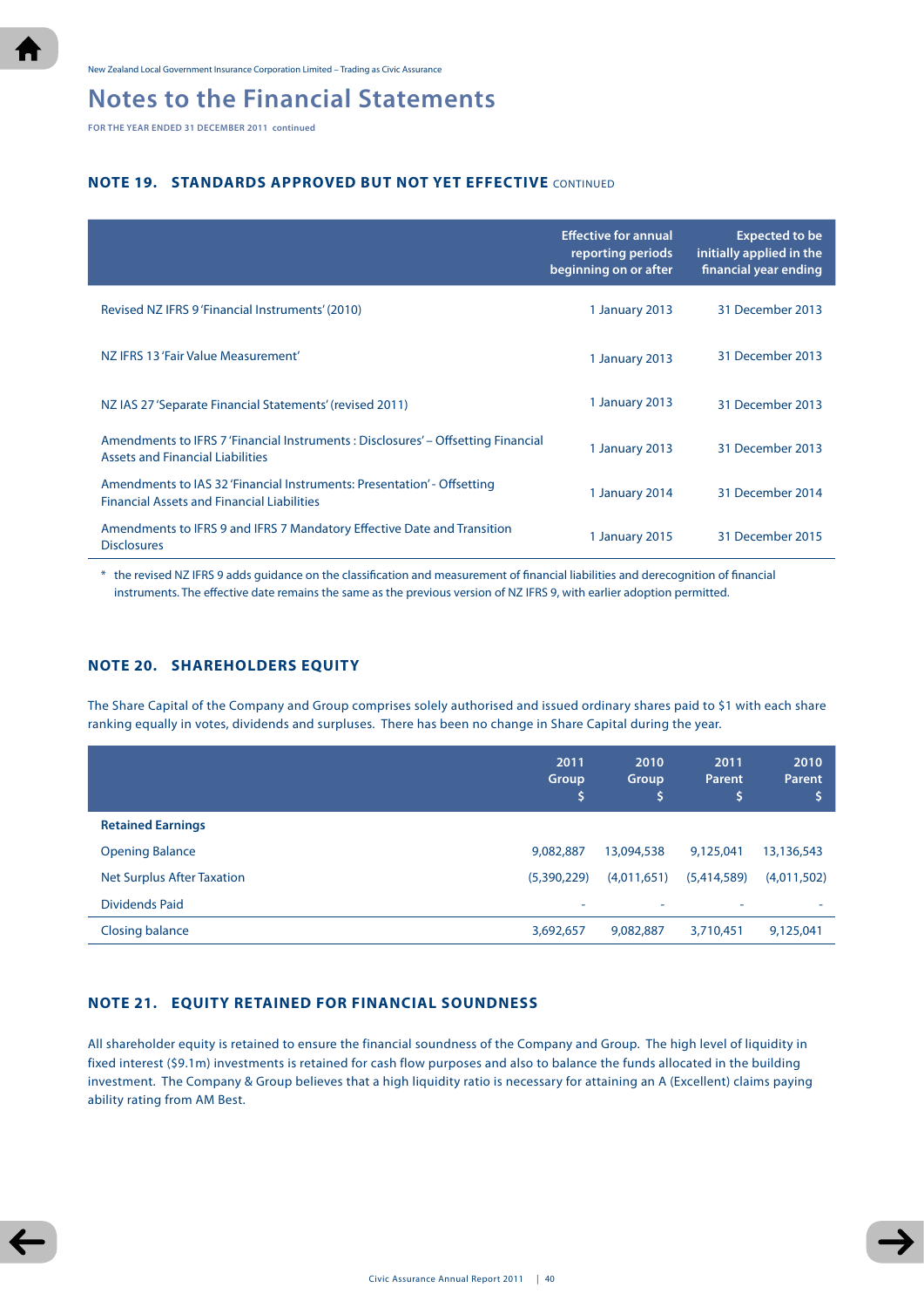# Notes to the Financial Statements

FOR THE YEAR ENDED 31 DECEMBER 2011 continued

## NOTE 19. STANDARDS APPROVED BUT NOT YET EFFECTIVE CONTINUED

| | Effective for annual reporting periods beginning on or after | Expected to be initially applied in the financial year ending |
|---|---|---|
| Revised NZ IFRS 9 'Financial Instruments' (2010) | 1 January 2013 | 31 December 2013 |
| NZ IFRS 13 'Fair Value Measurement' | 1 January 2013 | 31 December 2013 |
| NZ IAS 27 'Separate Financial Statements' (revised 2011) | 1 January 2013 | 31 December 2013 |
| Amendments to IFRS 7 'Financial Instruments : Disclosures' – Offsetting Financial Assets and Financial Liabilities | 1 January 2013 | 31 December 2013 |
| Amendments to IAS 32 'Financial Instruments: Presentation' - Offsetting Financial Assets and Financial Liabilities | 1 January 2014 | 31 December 2014 |
| Amendments to IFRS 9 and IFRS 7 Mandatory Effective Date and Transition Disclosures | 1 January 2015 | 31 December 2015 |

* the revised NZ IFRS 9 adds guidance on the classification and measurement of financial liabilities and derecognition of financial instruments. The effective date remains the same as the previous version of NZ IFRS 9, with earlier adoption permitted.

## NOTE 20. SHAREHOLDERS EQUITY

The Share Capital of the Company and Group comprises solely authorised and issued ordinary shares paid to $1 with each share ranking equally in votes, dividends and surpluses. There has been no change in Share Capital during the year.

| | 2011 Group $ | 2010 Group $ | 2011 Parent $ | 2010 Parent $ |
|---|---|---|---|---|
| **Retained Earnings** | | | | |
| Opening Balance | 9,082,887 | 13,094,538 | 9,125,041 | 13,136,543 |
| Net Surplus After Taxation | (5,390,229) | (4,011,651) | (5,414,589) | (4,011,502) |
| Dividends Paid | - | - | - | - |
| Closing balance | 3,692,657 | 9,082,887 | 3,710,451 | 9,125,041 |

## NOTE 21. EQUITY RETAINED FOR FINANCIAL SOUNDNESS

All shareholder equity is retained to ensure the financial soundness of the Company and Group. The high level of liquidity in fixed interest ($9.1m) investments is retained for cash flow purposes and also to balance the funds allocated in the building investment. The Company & Group believes that a high liquidity ratio is necessary for attaining an A (Excellent) claims paying ability rating from AM Best.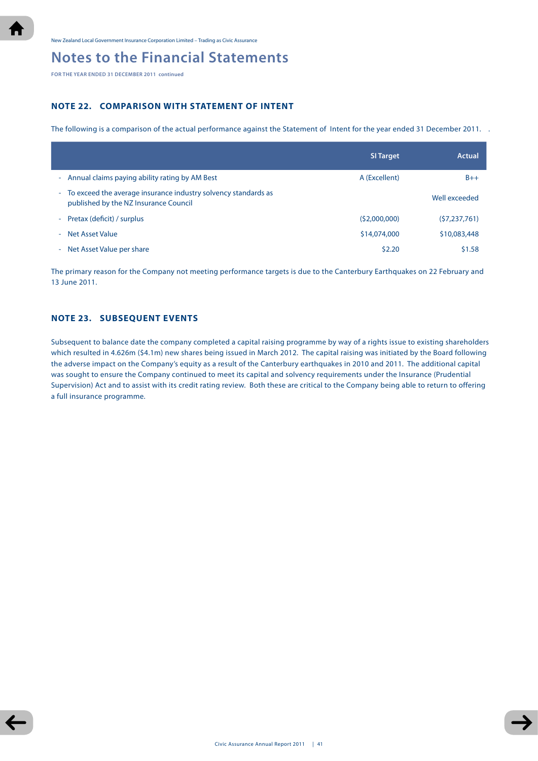# Notes to the Financial Statements

FOR THE YEAR ENDED 31 DECEMBER 2011 continued

## NOTE 22. COMPARISON WITH STATEMENT OF INTENT

The following is a comparison of the actual performance against the Statement of Intent for the year ended 31 December 2011.

| | SI Target | Actual |
|---|---|---|
| - Annual claims paying ability rating by AM Best | A (Excellent) | B++ |
| - To exceed the average insurance industry solvency standards as published by the NZ Insurance Council | | Well exceeded |
| - Pretax (deficit) / surplus | ($2,000,000) | ($7,237,761) |
| - Net Asset Value | $14,074,000 | $10,083,448 |
| - Net Asset Value per share | $2.20 | $1.58 |

The primary reason for the Company not meeting performance targets is due to the Canterbury Earthquakes on 22 February and 13 June 2011.

## NOTE 23. SUBSEQUENT EVENTS

Subsequent to balance date the company completed a capital raising programme by way of a rights issue to existing shareholders which resulted in 4.626m ($4.1m) new shares being issued in March 2012. The capital raising was initiated by the Board following the adverse impact on the Company's equity as a result of the Canterbury earthquakes in 2010 and 2011. The additional capital was sought to ensure the Company continued to meet its capital and solvency requirements under the Insurance (Prudential Supervision) Act and to assist with its credit rating review. Both these are critical to the Company being able to return to offering a full insurance programme.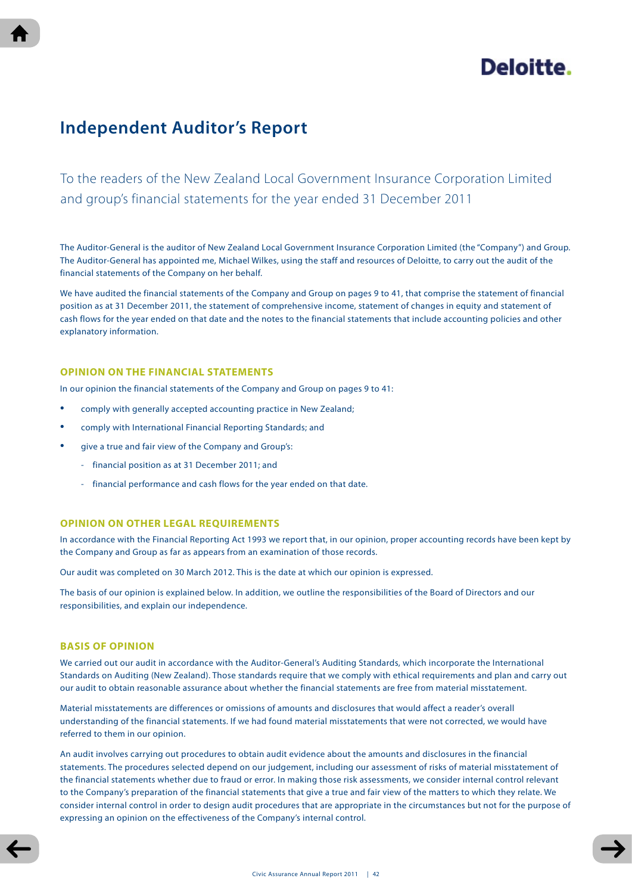Deloitte.

# Independent Auditor's Report

## To the readers of the New Zealand Local Government Insurance Corporation Limited and group's financial statements for the year ended 31 December 2011

The Auditor-General is the auditor of New Zealand Local Government Insurance Corporation Limited (the "Company") and Group. The Auditor-General has appointed me, Michael Wilkes, using the staff and resources of Deloitte, to carry out the audit of the financial statements of the Company on her behalf.

We have audited the financial statements of the Company and Group on pages 9 to 41, that comprise the statement of financial position as at 31 December 2011, the statement of comprehensive income, statement of changes in equity and statement of cash flows for the year ended on that date and the notes to the financial statements that include accounting policies and other explanatory information.

### OPINION ON THE FINANCIAL STATEMENTS

In our opinion the financial statements of the Company and Group on pages 9 to 41:

- comply with generally accepted accounting practice in New Zealand;
- comply with International Financial Reporting Standards; and
- give a true and fair view of the Company and Group's:
  - financial position as at 31 December 2011; and
  - financial performance and cash flows for the year ended on that date.

### OPINION ON OTHER LEGAL REQUIREMENTS

In accordance with the Financial Reporting Act 1993 we report that, in our opinion, proper accounting records have been kept by the Company and Group as far as appears from an examination of those records.

Our audit was completed on 30 March 2012. This is the date at which our opinion is expressed.

The basis of our opinion is explained below. In addition, we outline the responsibilities of the Board of Directors and our responsibilities, and explain our independence.

### BASIS OF OPINION

We carried out our audit in accordance with the Auditor-General's Auditing Standards, which incorporate the International Standards on Auditing (New Zealand). Those standards require that we comply with ethical requirements and plan and carry out our audit to obtain reasonable assurance about whether the financial statements are free from material misstatement.

Material misstatements are differences or omissions of amounts and disclosures that would affect a reader's overall understanding of the financial statements. If we had found material misstatements that were not corrected, we would have referred to them in our opinion.

An audit involves carrying out procedures to obtain audit evidence about the amounts and disclosures in the financial statements. The procedures selected depend on our judgement, including our assessment of risks of material misstatement of the financial statements whether due to fraud or error. In making those risk assessments, we consider internal control relevant to the Company's preparation of the financial statements that give a true and fair view of the matters to which they relate. We consider internal control in order to design audit procedures that are appropriate in the circumstances but not for the purpose of expressing an opinion on the effectiveness of the Company's internal control.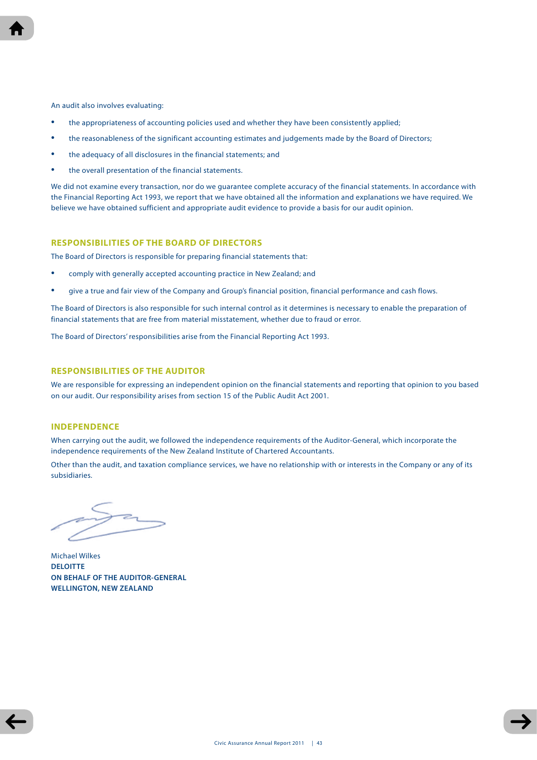An audit also involves evaluating:

- the appropriateness of accounting policies used and whether they have been consistently applied;
- the reasonableness of the significant accounting estimates and judgements made by the Board of Directors;
- the adequacy of all disclosures in the financial statements; and
- the overall presentation of the financial statements.

We did not examine every transaction, nor do we guarantee complete accuracy of the financial statements. In accordance with the Financial Reporting Act 1993, we report that we have obtained all the information and explanations we have required. We believe we have obtained sufficient and appropriate audit evidence to provide a basis for our audit opinion.

## RESPONSIBILITIES OF THE BOARD OF DIRECTORS

The Board of Directors is responsible for preparing financial statements that:

- comply with generally accepted accounting practice in New Zealand; and
- give a true and fair view of the Company and Group's financial position, financial performance and cash flows.

The Board of Directors is also responsible for such internal control as it determines is necessary to enable the preparation of financial statements that are free from material misstatement, whether due to fraud or error.

The Board of Directors' responsibilities arise from the Financial Reporting Act 1993.

## RESPONSIBILITIES OF THE AUDITOR

We are responsible for expressing an independent opinion on the financial statements and reporting that opinion to you based on our audit. Our responsibility arises from section 15 of the Public Audit Act 2001.

## INDEPENDENCE

When carrying out the audit, we followed the independence requirements of the Auditor-General, which incorporate the independence requirements of the New Zealand Institute of Chartered Accountants.

Other than the audit, and taxation compliance services, we have no relationship with or interests in the Company or any of its subsidiaries.

Michael Wilkes
**DELOITTE**
**ON BEHALF OF THE AUDITOR-GENERAL**
**WELLINGTON, NEW ZEALAND**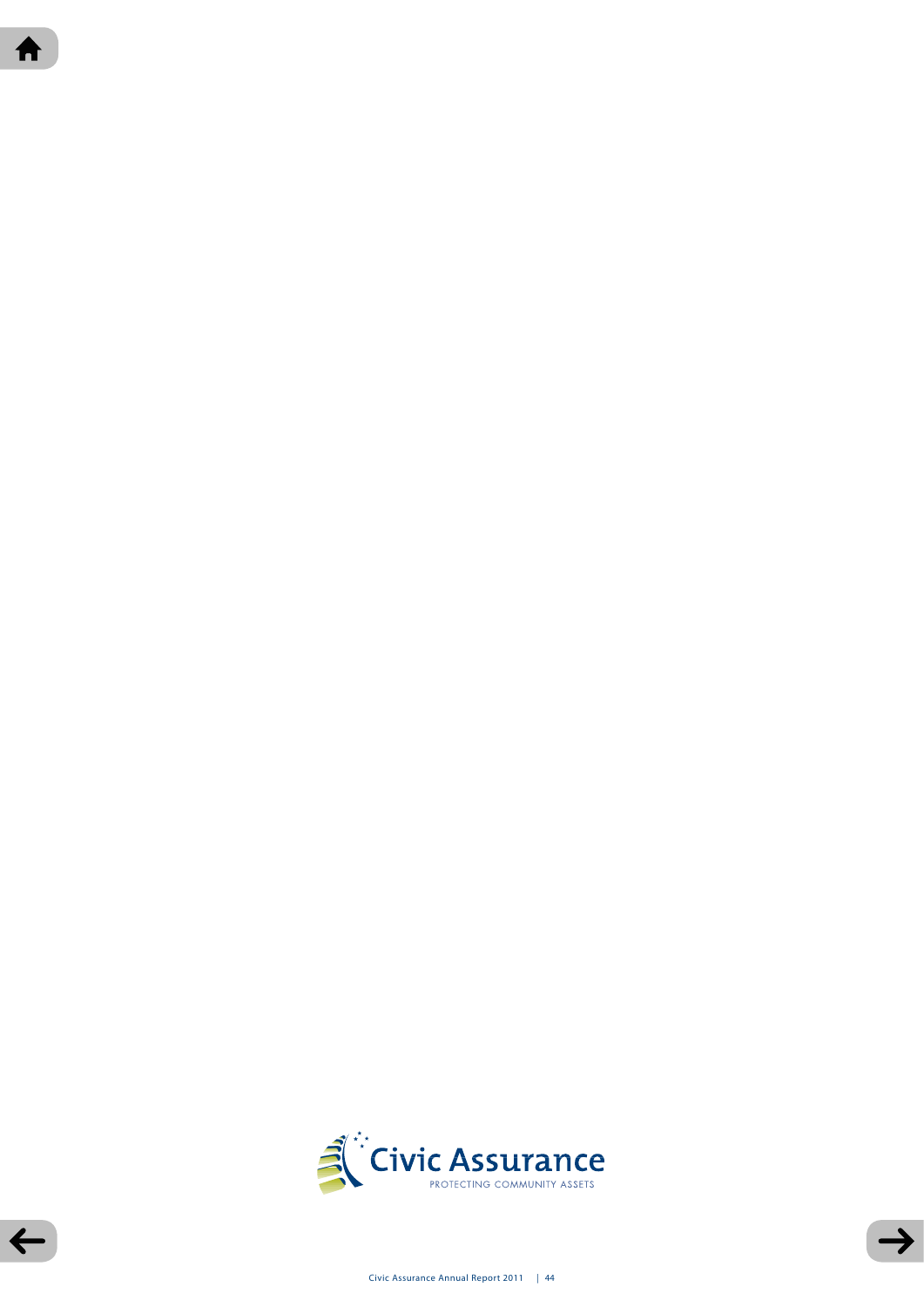Civic Assurance

PROTECTING COMMUNITY ASSETS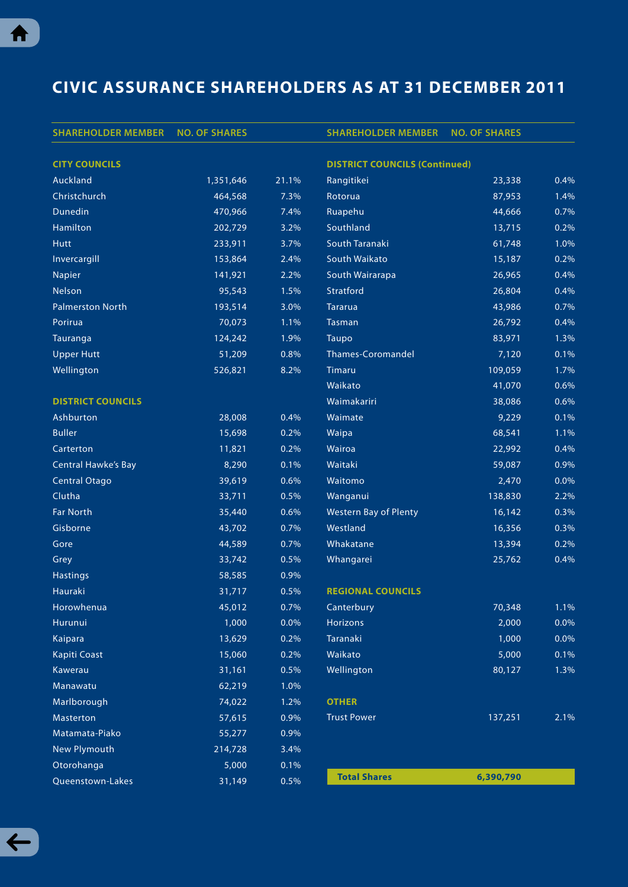# CIVIC ASSURANCE SHAREHOLDERS AS AT 31 DECEMBER 2011

| SHAREHOLDER MEMBER | NO. OF SHARES | |
|---|---|---|
| **CITY COUNCILS** | | |
| Auckland | 1,351,646 | 21.1% |
| Christchurch | 464,568 | 7.3% |
| Dunedin | 470,966 | 7.4% |
| Hamilton | 202,729 | 3.2% |
| Hutt | 233,911 | 3.7% |
| Invercargill | 153,864 | 2.4% |
| Napier | 141,921 | 2.2% |
| Nelson | 95,543 | 1.5% |
| Palmerston North | 193,514 | 3.0% |
| Porirua | 70,073 | 1.1% |
| Tauranga | 124,242 | 1.9% |
| Upper Hutt | 51,209 | 0.8% |
| Wellington | 526,821 | 8.2% |
| **DISTRICT COUNCILS** | | |
| Ashburton | 28,008 | 0.4% |
| Buller | 15,698 | 0.2% |
| Carterton | 11,821 | 0.2% |
| Central Hawke's Bay | 8,290 | 0.1% |
| Central Otago | 39,619 | 0.6% |
| Clutha | 33,711 | 0.5% |
| Far North | 35,440 | 0.6% |
| Gisborne | 43,702 | 0.7% |
| Gore | 44,589 | 0.7% |
| Grey | 33,742 | 0.5% |
| Hastings | 58,585 | 0.9% |
| Hauraki | 31,717 | 0.5% |
| Horowhenua | 45,012 | 0.7% |
| Hurunui | 1,000 | 0.0% |
| Kaipara | 13,629 | 0.2% |
| Kapiti Coast | 15,060 | 0.2% |
| Kawerau | 31,161 | 0.5% |
| Manawatu | 62,219 | 1.0% |
| Marlborough | 74,022 | 1.2% |
| Masterton | 57,615 | 0.9% |
| Matamata-Piako | 55,277 | 0.9% |
| New Plymouth | 214,728 | 3.4% |
| Otorohanga | 5,000 | 0.1% |
| Queenstown-Lakes | 31,149 | 0.5% |
| **DISTRICT COUNCILS (Continued)** | | |
| Rangitikei | 23,338 | 0.4% |
| Rotorua | 87,953 | 1.4% |
| Ruapehu | 44,666 | 0.7% |
| Southland | 13,715 | 0.2% |
| South Taranaki | 61,748 | 1.0% |
| South Waikato | 15,187 | 0.2% |
| South Wairarapa | 26,965 | 0.4% |
| Stratford | 26,804 | 0.4% |
| Tararua | 43,986 | 0.7% |
| Tasman | 26,792 | 0.4% |
| Taupo | 83,971 | 1.3% |
| Thames-Coromandel | 7,120 | 0.1% |
| Timaru | 109,059 | 1.7% |
| Waikato | 41,070 | 0.6% |
| Waimakariri | 38,086 | 0.6% |
| Waimate | 9,229 | 0.1% |
| Waipa | 68,541 | 1.1% |
| Wairoa | 22,992 | 0.4% |
| Waitaki | 59,087 | 0.9% |
| Waitomo | 2,470 | 0.0% |
| Wanganui | 138,830 | 2.2% |
| Western Bay of Plenty | 16,142 | 0.3% |
| Westland | 16,356 | 0.3% |
| Whakatane | 13,394 | 0.2% |
| Whangarei | 25,762 | 0.4% |
| **REGIONAL COUNCILS** | | |
| Canterbury | 70,348 | 1.1% |
| Horizons | 2,000 | 0.0% |
| Taranaki | 1,000 | 0.0% |
| Waikato | 5,000 | 0.1% |
| Wellington | 80,127 | 1.3% |
| **OTHER** | | |
| Trust Power | 137,251 | 2.1% |
| **Total Shares** | **6,390,790** | |